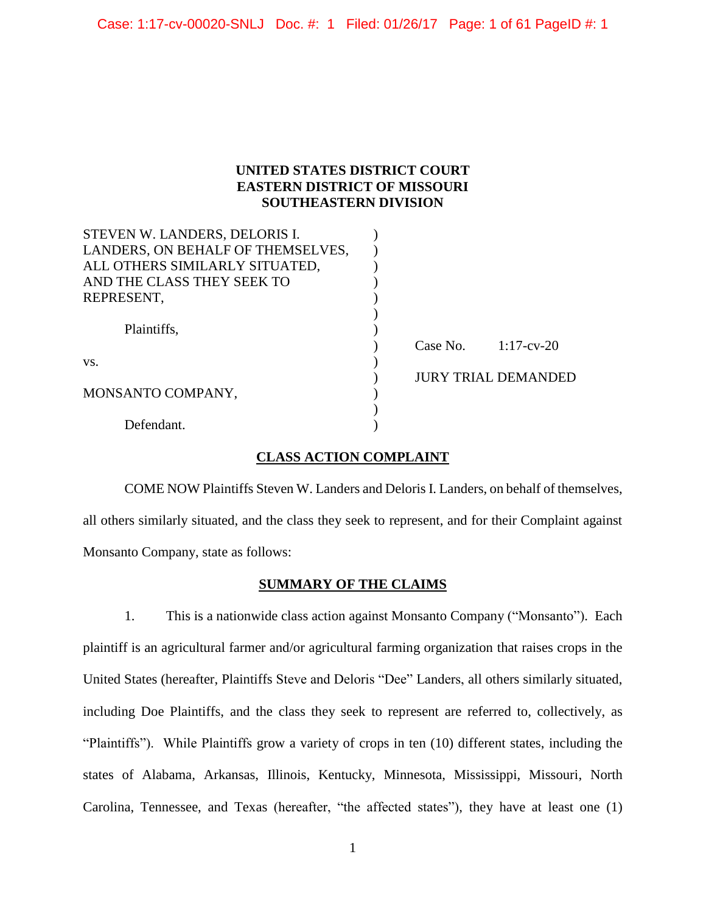**UNITED STATES DISTRICT COURT**
**EASTERN DISTRICT OF MISSOURI**
**SOUTHEASTERN DIVISION**

| | | |
|---|---|---|
| STEVEN W. LANDERS, DELORIS I. LANDERS, ON BEHALF OF THEMSELVES, ALL OTHERS SIMILARLY SITUATED, AND THE CLASS THEY SEEK TO REPRESENT, | ) | |
| Plaintiffs, | ) | Case No. 1:17-cv-20 |
| vs. | ) | JURY TRIAL DEMANDED |
| MONSANTO COMPANY, | ) | |
| Defendant. | ) | |

## CLASS ACTION COMPLAINT

COME NOW Plaintiffs Steven W. Landers and Deloris I. Landers, on behalf of themselves, all others similarly situated, and the class they seek to represent, and for their Complaint against Monsanto Company, state as follows:

## SUMMARY OF THE CLAIMS

1. This is a nationwide class action against Monsanto Company ("Monsanto"). Each plaintiff is an agricultural farmer and/or agricultural farming organization that raises crops in the United States (hereafter, Plaintiffs Steve and Deloris "Dee" Landers, all others similarly situated, including Doe Plaintiffs, and the class they seek to represent are referred to, collectively, as "Plaintiffs"). While Plaintiffs grow a variety of crops in ten (10) different states, including the states of Alabama, Arkansas, Illinois, Kentucky, Minnesota, Mississippi, Missouri, North Carolina, Tennessee, and Texas (hereafter, "the affected states"), they have at least one (1)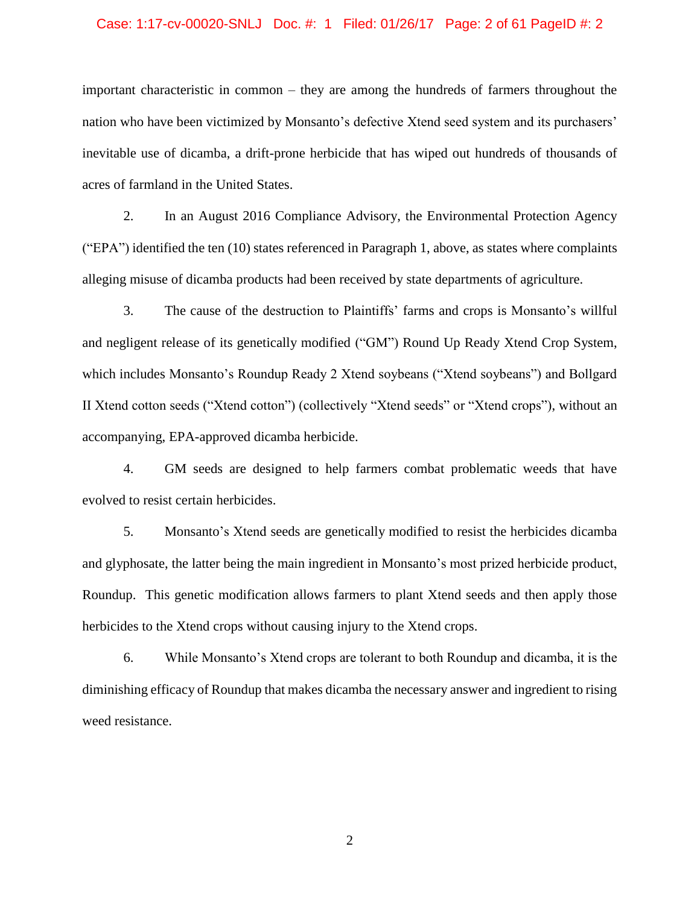important characteristic in common – they are among the hundreds of farmers throughout the nation who have been victimized by Monsanto's defective Xtend seed system and its purchasers' inevitable use of dicamba, a drift-prone herbicide that has wiped out hundreds of thousands of acres of farmland in the United States.

2. In an August 2016 Compliance Advisory, the Environmental Protection Agency ("EPA") identified the ten (10) states referenced in Paragraph 1, above, as states where complaints alleging misuse of dicamba products had been received by state departments of agriculture.

3. The cause of the destruction to Plaintiffs' farms and crops is Monsanto's willful and negligent release of its genetically modified ("GM") Round Up Ready Xtend Crop System, which includes Monsanto's Roundup Ready 2 Xtend soybeans ("Xtend soybeans") and Bollgard II Xtend cotton seeds ("Xtend cotton") (collectively "Xtend seeds" or "Xtend crops"), without an accompanying, EPA-approved dicamba herbicide.

4. GM seeds are designed to help farmers combat problematic weeds that have evolved to resist certain herbicides.

5. Monsanto's Xtend seeds are genetically modified to resist the herbicides dicamba and glyphosate, the latter being the main ingredient in Monsanto's most prized herbicide product, Roundup. This genetic modification allows farmers to plant Xtend seeds and then apply those herbicides to the Xtend crops without causing injury to the Xtend crops.

6. While Monsanto's Xtend crops are tolerant to both Roundup and dicamba, it is the diminishing efficacy of Roundup that makes dicamba the necessary answer and ingredient to rising weed resistance.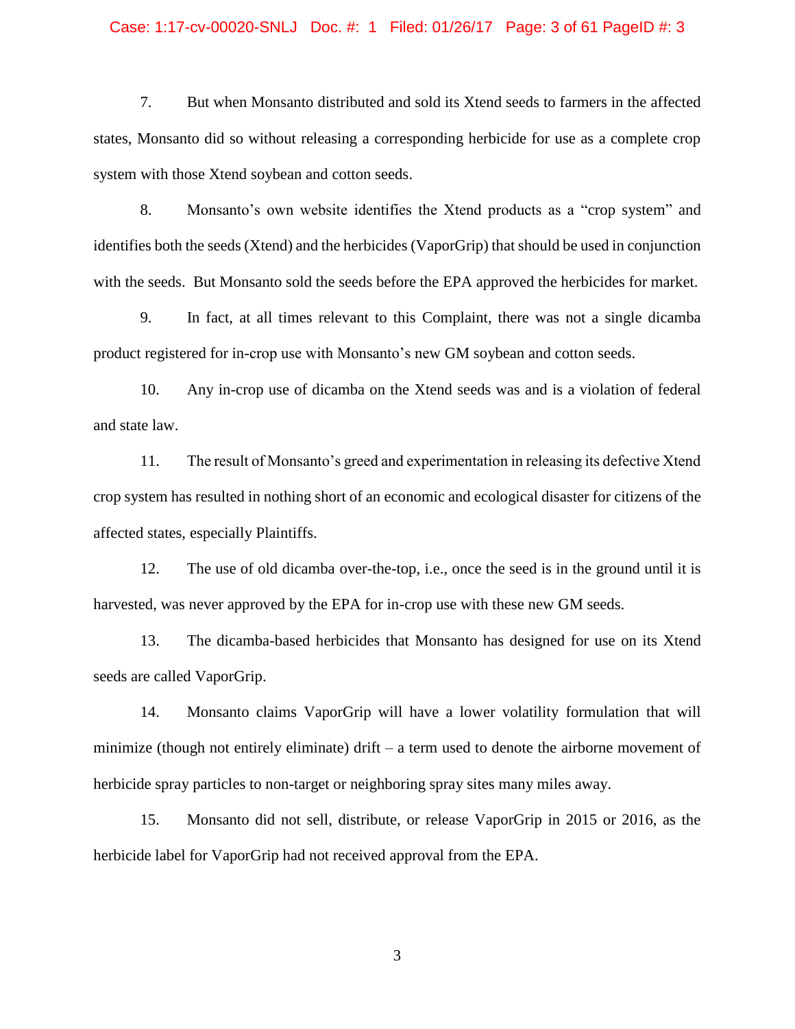7. But when Monsanto distributed and sold its Xtend seeds to farmers in the affected states, Monsanto did so without releasing a corresponding herbicide for use as a complete crop system with those Xtend soybean and cotton seeds.

8. Monsanto's own website identifies the Xtend products as a "crop system" and identifies both the seeds (Xtend) and the herbicides (VaporGrip) that should be used in conjunction with the seeds. But Monsanto sold the seeds before the EPA approved the herbicides for market.

9. In fact, at all times relevant to this Complaint, there was not a single dicamba product registered for in-crop use with Monsanto's new GM soybean and cotton seeds.

10. Any in-crop use of dicamba on the Xtend seeds was and is a violation of federal and state law.

11. The result of Monsanto's greed and experimentation in releasing its defective Xtend crop system has resulted in nothing short of an economic and ecological disaster for citizens of the affected states, especially Plaintiffs.

12. The use of old dicamba over-the-top, i.e., once the seed is in the ground until it is harvested, was never approved by the EPA for in-crop use with these new GM seeds.

13. The dicamba-based herbicides that Monsanto has designed for use on its Xtend seeds are called VaporGrip.

14. Monsanto claims VaporGrip will have a lower volatility formulation that will minimize (though not entirely eliminate) drift – a term used to denote the airborne movement of herbicide spray particles to non-target or neighboring spray sites many miles away.

15. Monsanto did not sell, distribute, or release VaporGrip in 2015 or 2016, as the herbicide label for VaporGrip had not received approval from the EPA.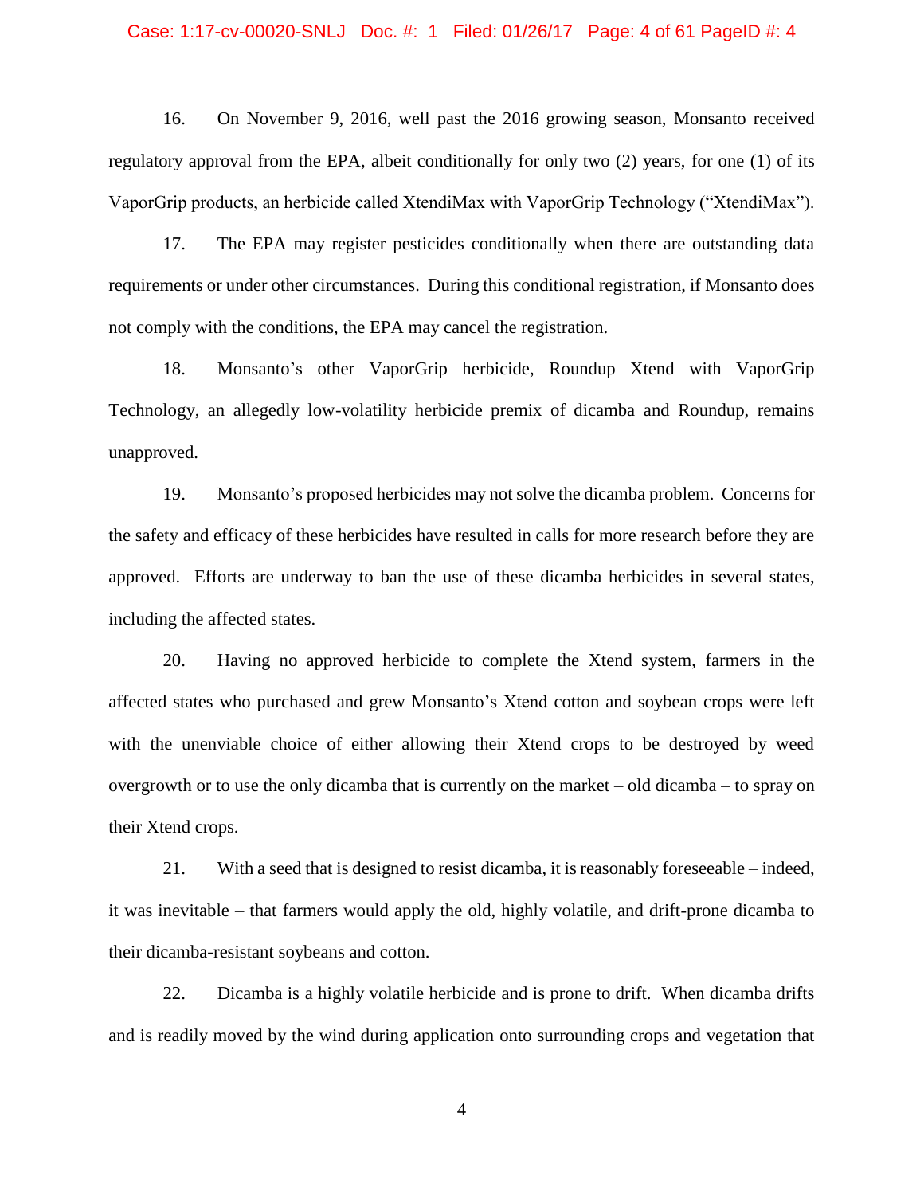16. On November 9, 2016, well past the 2016 growing season, Monsanto received regulatory approval from the EPA, albeit conditionally for only two (2) years, for one (1) of its VaporGrip products, an herbicide called XtendiMax with VaporGrip Technology ("XtendiMax").

17. The EPA may register pesticides conditionally when there are outstanding data requirements or under other circumstances. During this conditional registration, if Monsanto does not comply with the conditions, the EPA may cancel the registration.

18. Monsanto's other VaporGrip herbicide, Roundup Xtend with VaporGrip Technology, an allegedly low-volatility herbicide premix of dicamba and Roundup, remains unapproved.

19. Monsanto's proposed herbicides may not solve the dicamba problem. Concerns for the safety and efficacy of these herbicides have resulted in calls for more research before they are approved. Efforts are underway to ban the use of these dicamba herbicides in several states, including the affected states.

20. Having no approved herbicide to complete the Xtend system, farmers in the affected states who purchased and grew Monsanto's Xtend cotton and soybean crops were left with the unenviable choice of either allowing their Xtend crops to be destroyed by weed overgrowth or to use the only dicamba that is currently on the market – old dicamba – to spray on their Xtend crops.

21. With a seed that is designed to resist dicamba, it is reasonably foreseeable – indeed, it was inevitable – that farmers would apply the old, highly volatile, and drift-prone dicamba to their dicamba-resistant soybeans and cotton.

22. Dicamba is a highly volatile herbicide and is prone to drift. When dicamba drifts and is readily moved by the wind during application onto surrounding crops and vegetation that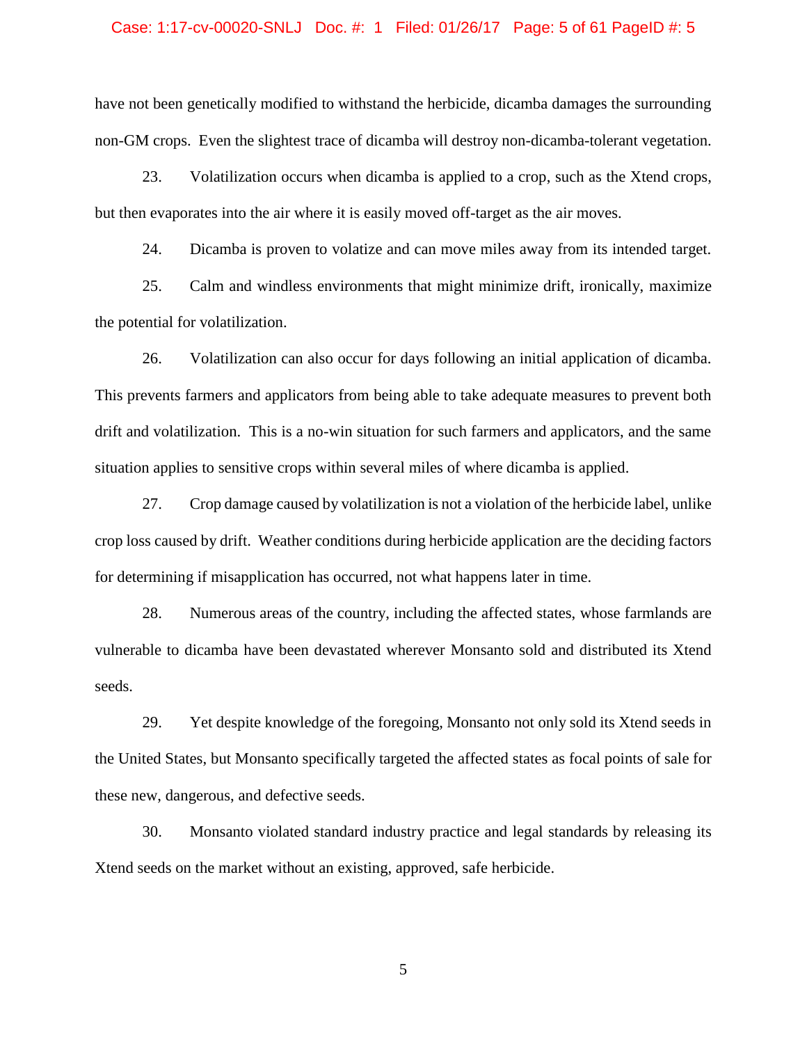have not been genetically modified to withstand the herbicide, dicamba damages the surrounding non-GM crops. Even the slightest trace of dicamba will destroy non-dicamba-tolerant vegetation.

23. Volatilization occurs when dicamba is applied to a crop, such as the Xtend crops, but then evaporates into the air where it is easily moved off-target as the air moves.

24. Dicamba is proven to volatize and can move miles away from its intended target.

25. Calm and windless environments that might minimize drift, ironically, maximize the potential for volatilization.

26. Volatilization can also occur for days following an initial application of dicamba. This prevents farmers and applicators from being able to take adequate measures to prevent both drift and volatilization. This is a no-win situation for such farmers and applicators, and the same situation applies to sensitive crops within several miles of where dicamba is applied.

27. Crop damage caused by volatilization is not a violation of the herbicide label, unlike crop loss caused by drift. Weather conditions during herbicide application are the deciding factors for determining if misapplication has occurred, not what happens later in time.

28. Numerous areas of the country, including the affected states, whose farmlands are vulnerable to dicamba have been devastated wherever Monsanto sold and distributed its Xtend seeds.

29. Yet despite knowledge of the foregoing, Monsanto not only sold its Xtend seeds in the United States, but Monsanto specifically targeted the affected states as focal points of sale for these new, dangerous, and defective seeds.

30. Monsanto violated standard industry practice and legal standards by releasing its Xtend seeds on the market without an existing, approved, safe herbicide.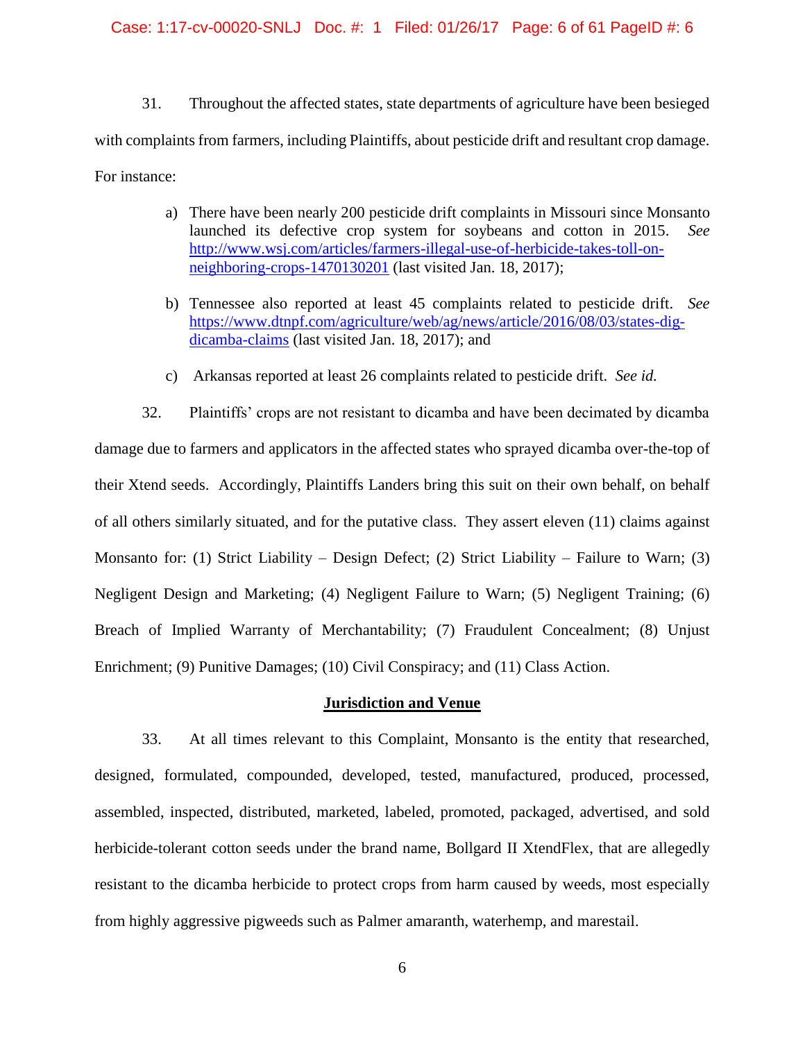31. Throughout the affected states, state departments of agriculture have been besieged with complaints from farmers, including Plaintiffs, about pesticide drift and resultant crop damage. For instance:

a) There have been nearly 200 pesticide drift complaints in Missouri since Monsanto launched its defective crop system for soybeans and cotton in 2015. *See* http://www.wsj.com/articles/farmers-illegal-use-of-herbicide-takes-toll-on-neighboring-crops-1470130201 (last visited Jan. 18, 2017);

b) Tennessee also reported at least 45 complaints related to pesticide drift. *See* https://www.dtnpf.com/agriculture/web/ag/news/article/2016/08/03/states-dig-dicamba-claims (last visited Jan. 18, 2017); and

c) Arkansas reported at least 26 complaints related to pesticide drift. *See id.*

32. Plaintiffs' crops are not resistant to dicamba and have been decimated by dicamba damage due to farmers and applicators in the affected states who sprayed dicamba over-the-top of their Xtend seeds. Accordingly, Plaintiffs Landers bring this suit on their own behalf, on behalf of all others similarly situated, and for the putative class. They assert eleven (11) claims against Monsanto for: (1) Strict Liability – Design Defect; (2) Strict Liability – Failure to Warn; (3) Negligent Design and Marketing; (4) Negligent Failure to Warn; (5) Negligent Training; (6) Breach of Implied Warranty of Merchantability; (7) Fraudulent Concealment; (8) Unjust Enrichment; (9) Punitive Damages; (10) Civil Conspiracy; and (11) Class Action.

## Jurisdiction and Venue

33. At all times relevant to this Complaint, Monsanto is the entity that researched, designed, formulated, compounded, developed, tested, manufactured, produced, processed, assembled, inspected, distributed, marketed, labeled, promoted, packaged, advertised, and sold herbicide-tolerant cotton seeds under the brand name, Bollgard II XtendFlex, that are allegedly resistant to the dicamba herbicide to protect crops from harm caused by weeds, most especially from highly aggressive pigweeds such as Palmer amaranth, waterhemp, and marestail.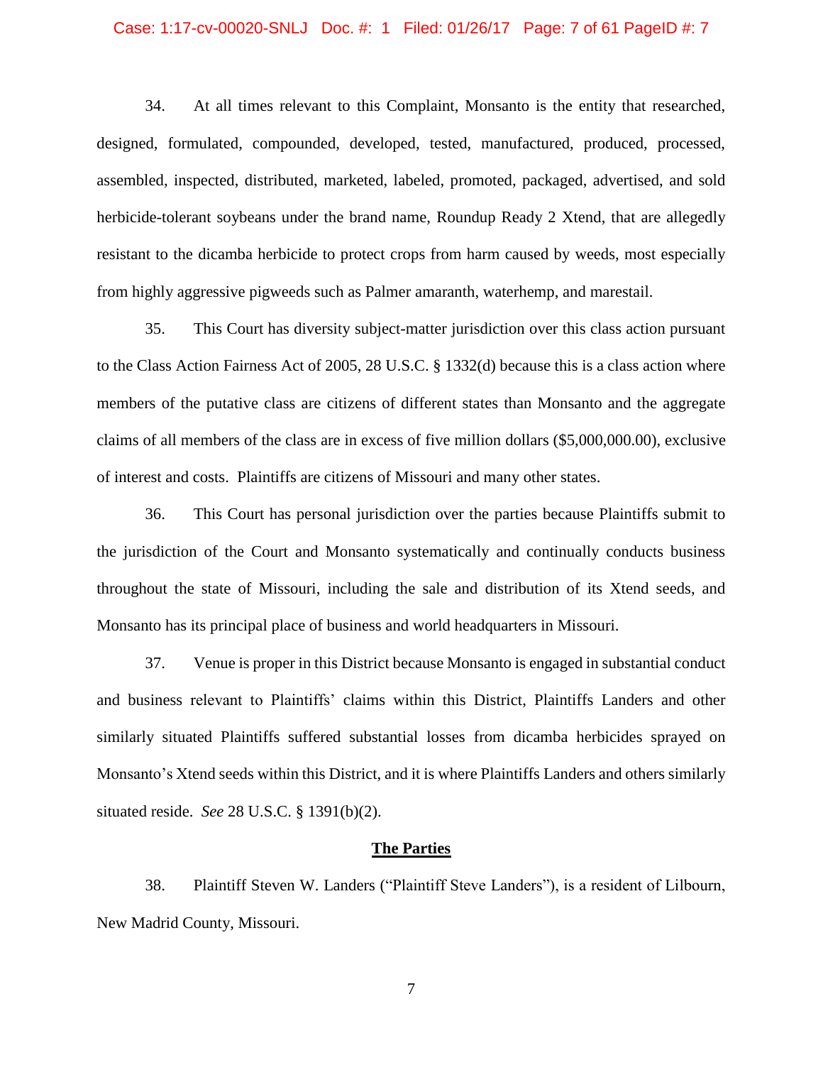34. At all times relevant to this Complaint, Monsanto is the entity that researched, designed, formulated, compounded, developed, tested, manufactured, produced, processed, assembled, inspected, distributed, marketed, labeled, promoted, packaged, advertised, and sold herbicide-tolerant soybeans under the brand name, Roundup Ready 2 Xtend, that are allegedly resistant to the dicamba herbicide to protect crops from harm caused by weeds, most especially from highly aggressive pigweeds such as Palmer amaranth, waterhemp, and marestail.

35. This Court has diversity subject-matter jurisdiction over this class action pursuant to the Class Action Fairness Act of 2005, 28 U.S.C. § 1332(d) because this is a class action where members of the putative class are citizens of different states than Monsanto and the aggregate claims of all members of the class are in excess of five million dollars ($5,000,000.00), exclusive of interest and costs. Plaintiffs are citizens of Missouri and many other states.

36. This Court has personal jurisdiction over the parties because Plaintiffs submit to the jurisdiction of the Court and Monsanto systematically and continually conducts business throughout the state of Missouri, including the sale and distribution of its Xtend seeds, and Monsanto has its principal place of business and world headquarters in Missouri.

37. Venue is proper in this District because Monsanto is engaged in substantial conduct and business relevant to Plaintiffs' claims within this District, Plaintiffs Landers and other similarly situated Plaintiffs suffered substantial losses from dicamba herbicides sprayed on Monsanto's Xtend seeds within this District, and it is where Plaintiffs Landers and others similarly situated reside. *See* 28 U.S.C. § 1391(b)(2).

## The Parties

38. Plaintiff Steven W. Landers ("Plaintiff Steve Landers"), is a resident of Lilbourn, New Madrid County, Missouri.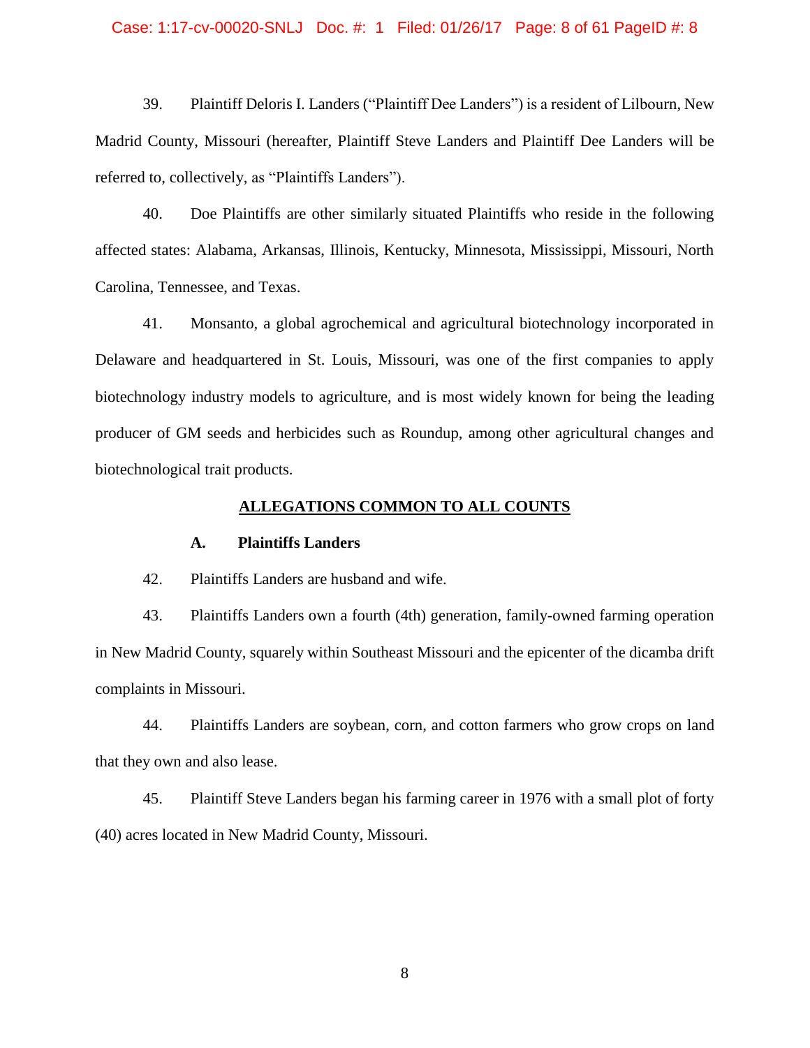39. Plaintiff Deloris I. Landers ("Plaintiff Dee Landers") is a resident of Lilbourn, New Madrid County, Missouri (hereafter, Plaintiff Steve Landers and Plaintiff Dee Landers will be referred to, collectively, as "Plaintiffs Landers").

40. Doe Plaintiffs are other similarly situated Plaintiffs who reside in the following affected states: Alabama, Arkansas, Illinois, Kentucky, Minnesota, Mississippi, Missouri, North Carolina, Tennessee, and Texas.

41. Monsanto, a global agrochemical and agricultural biotechnology incorporated in Delaware and headquartered in St. Louis, Missouri, was one of the first companies to apply biotechnology industry models to agriculture, and is most widely known for being the leading producer of GM seeds and herbicides such as Roundup, among other agricultural changes and biotechnological trait products.

## ALLEGATIONS COMMON TO ALL COUNTS

### A. Plaintiffs Landers

42. Plaintiffs Landers are husband and wife.

43. Plaintiffs Landers own a fourth (4th) generation, family-owned farming operation in New Madrid County, squarely within Southeast Missouri and the epicenter of the dicamba drift complaints in Missouri.

44. Plaintiffs Landers are soybean, corn, and cotton farmers who grow crops on land that they own and also lease.

45. Plaintiff Steve Landers began his farming career in 1976 with a small plot of forty (40) acres located in New Madrid County, Missouri.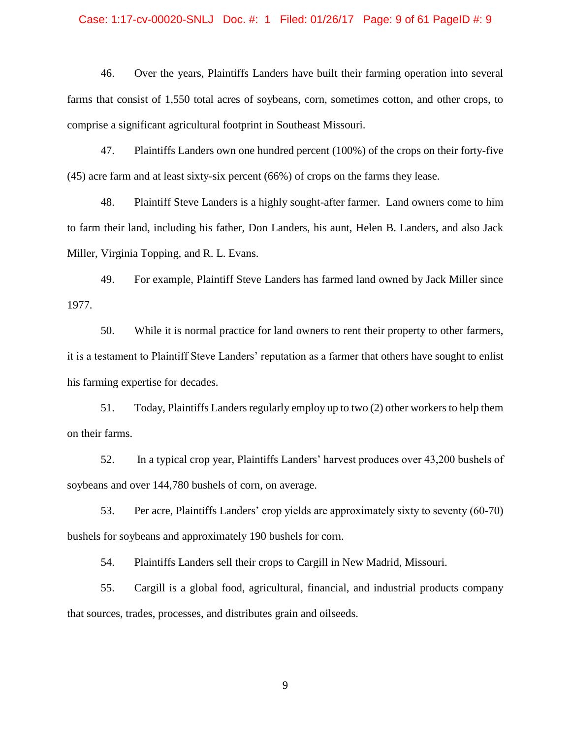46. Over the years, Plaintiffs Landers have built their farming operation into several farms that consist of 1,550 total acres of soybeans, corn, sometimes cotton, and other crops, to comprise a significant agricultural footprint in Southeast Missouri.

47. Plaintiffs Landers own one hundred percent (100%) of the crops on their forty-five (45) acre farm and at least sixty-six percent (66%) of crops on the farms they lease.

48. Plaintiff Steve Landers is a highly sought-after farmer. Land owners come to him to farm their land, including his father, Don Landers, his aunt, Helen B. Landers, and also Jack Miller, Virginia Topping, and R. L. Evans.

49. For example, Plaintiff Steve Landers has farmed land owned by Jack Miller since 1977.

50. While it is normal practice for land owners to rent their property to other farmers, it is a testament to Plaintiff Steve Landers' reputation as a farmer that others have sought to enlist his farming expertise for decades.

51. Today, Plaintiffs Landers regularly employ up to two (2) other workers to help them on their farms.

52. In a typical crop year, Plaintiffs Landers' harvest produces over 43,200 bushels of soybeans and over 144,780 bushels of corn, on average.

53. Per acre, Plaintiffs Landers' crop yields are approximately sixty to seventy (60-70) bushels for soybeans and approximately 190 bushels for corn.

54. Plaintiffs Landers sell their crops to Cargill in New Madrid, Missouri.

55. Cargill is a global food, agricultural, financial, and industrial products company that sources, trades, processes, and distributes grain and oilseeds.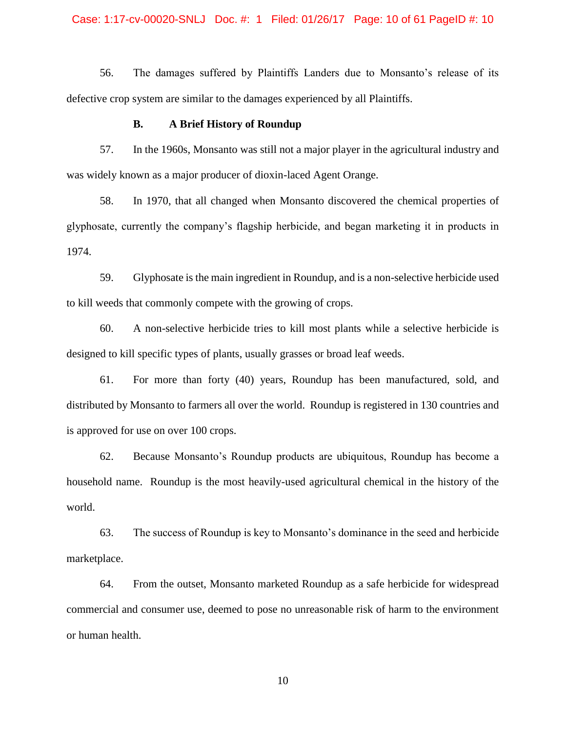56. The damages suffered by Plaintiffs Landers due to Monsanto's release of its defective crop system are similar to the damages experienced by all Plaintiffs.

### B. A Brief History of Roundup

57. In the 1960s, Monsanto was still not a major player in the agricultural industry and was widely known as a major producer of dioxin-laced Agent Orange.

58. In 1970, that all changed when Monsanto discovered the chemical properties of glyphosate, currently the company's flagship herbicide, and began marketing it in products in 1974.

59. Glyphosate is the main ingredient in Roundup, and is a non-selective herbicide used to kill weeds that commonly compete with the growing of crops.

60. A non-selective herbicide tries to kill most plants while a selective herbicide is designed to kill specific types of plants, usually grasses or broad leaf weeds.

61. For more than forty (40) years, Roundup has been manufactured, sold, and distributed by Monsanto to farmers all over the world. Roundup is registered in 130 countries and is approved for use on over 100 crops.

62. Because Monsanto's Roundup products are ubiquitous, Roundup has become a household name. Roundup is the most heavily-used agricultural chemical in the history of the world.

63. The success of Roundup is key to Monsanto's dominance in the seed and herbicide marketplace.

64. From the outset, Monsanto marketed Roundup as a safe herbicide for widespread commercial and consumer use, deemed to pose no unreasonable risk of harm to the environment or human health.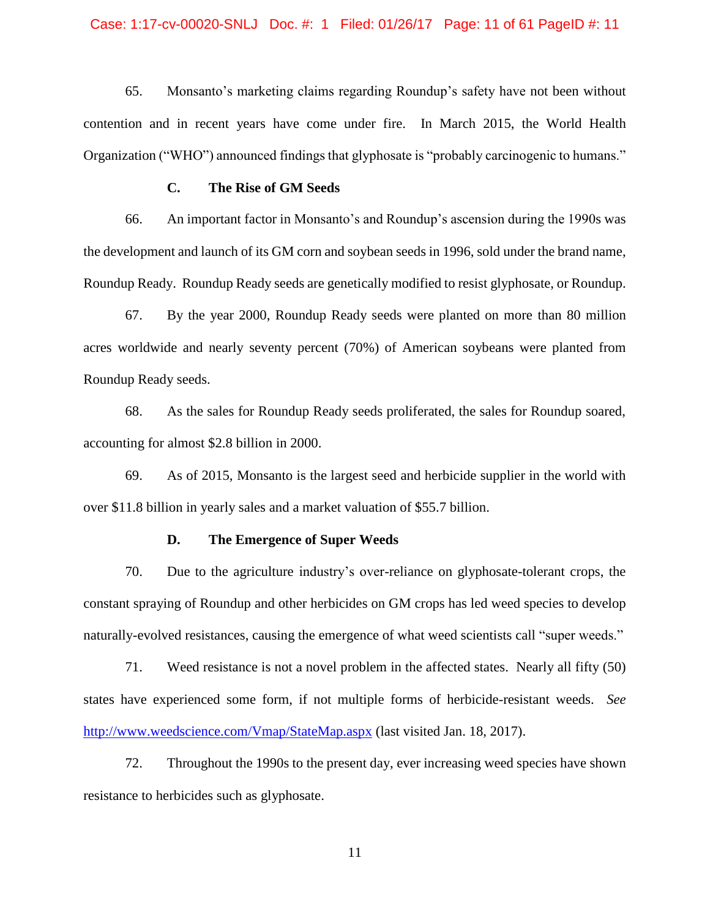65. Monsanto's marketing claims regarding Roundup's safety have not been without contention and in recent years have come under fire. In March 2015, the World Health Organization ("WHO") announced findings that glyphosate is "probably carcinogenic to humans."

### C. The Rise of GM Seeds

66. An important factor in Monsanto's and Roundup's ascension during the 1990s was the development and launch of its GM corn and soybean seeds in 1996, sold under the brand name, Roundup Ready. Roundup Ready seeds are genetically modified to resist glyphosate, or Roundup.

67. By the year 2000, Roundup Ready seeds were planted on more than 80 million acres worldwide and nearly seventy percent (70%) of American soybeans were planted from Roundup Ready seeds.

68. As the sales for Roundup Ready seeds proliferated, the sales for Roundup soared, accounting for almost $2.8 billion in 2000.

69. As of 2015, Monsanto is the largest seed and herbicide supplier in the world with over $11.8 billion in yearly sales and a market valuation of $55.7 billion.

### D. The Emergence of Super Weeds

70. Due to the agriculture industry's over-reliance on glyphosate-tolerant crops, the constant spraying of Roundup and other herbicides on GM crops has led weed species to develop naturally-evolved resistances, causing the emergence of what weed scientists call "super weeds."

71. Weed resistance is not a novel problem in the affected states. Nearly all fifty (50) states have experienced some form, if not multiple forms of herbicide-resistant weeds. *See* http://www.weedscience.com/Vmap/StateMap.aspx (last visited Jan. 18, 2017).

72. Throughout the 1990s to the present day, ever increasing weed species have shown resistance to herbicides such as glyphosate.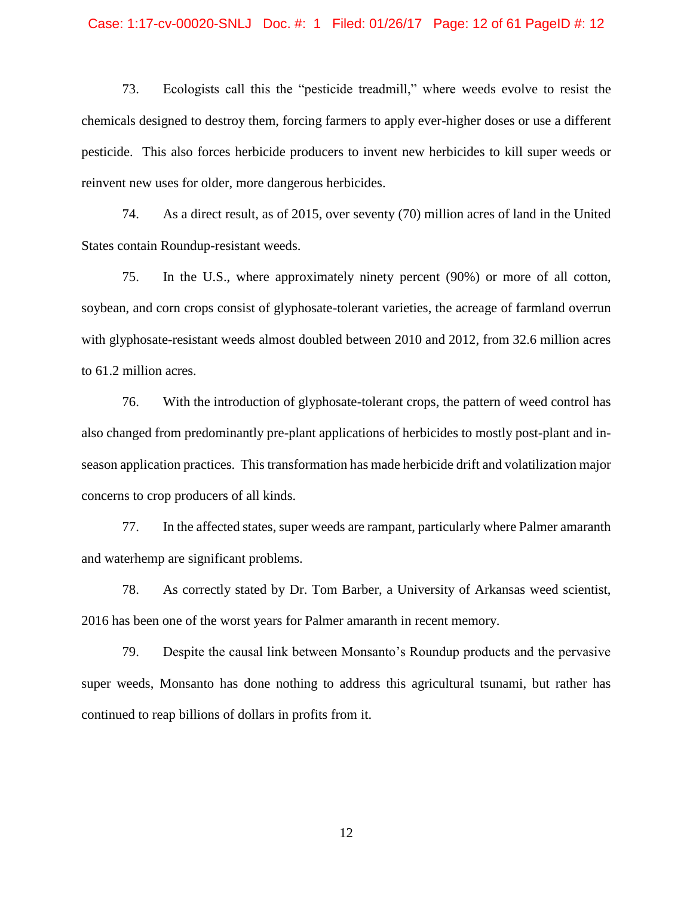73. Ecologists call this the "pesticide treadmill," where weeds evolve to resist the chemicals designed to destroy them, forcing farmers to apply ever-higher doses or use a different pesticide. This also forces herbicide producers to invent new herbicides to kill super weeds or reinvent new uses for older, more dangerous herbicides.

74. As a direct result, as of 2015, over seventy (70) million acres of land in the United States contain Roundup-resistant weeds.

75. In the U.S., where approximately ninety percent (90%) or more of all cotton, soybean, and corn crops consist of glyphosate-tolerant varieties, the acreage of farmland overrun with glyphosate-resistant weeds almost doubled between 2010 and 2012, from 32.6 million acres to 61.2 million acres.

76. With the introduction of glyphosate-tolerant crops, the pattern of weed control has also changed from predominantly pre-plant applications of herbicides to mostly post-plant and in-season application practices. This transformation has made herbicide drift and volatilization major concerns to crop producers of all kinds.

77. In the affected states, super weeds are rampant, particularly where Palmer amaranth and waterhemp are significant problems.

78. As correctly stated by Dr. Tom Barber, a University of Arkansas weed scientist, 2016 has been one of the worst years for Palmer amaranth in recent memory.

79. Despite the causal link between Monsanto's Roundup products and the pervasive super weeds, Monsanto has done nothing to address this agricultural tsunami, but rather has continued to reap billions of dollars in profits from it.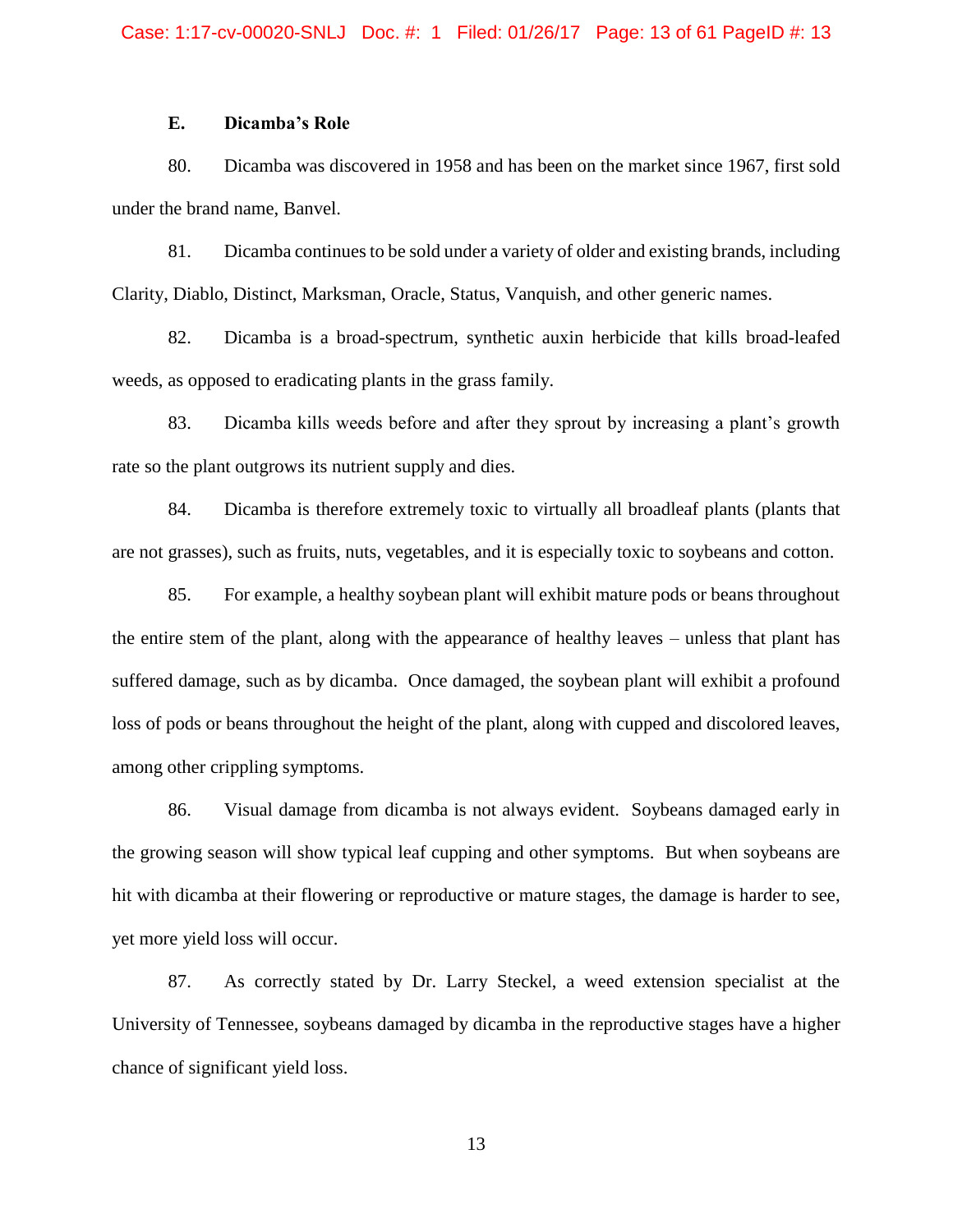### E. Dicamba's Role

80. Dicamba was discovered in 1958 and has been on the market since 1967, first sold under the brand name, Banvel.

81. Dicamba continues to be sold under a variety of older and existing brands, including Clarity, Diablo, Distinct, Marksman, Oracle, Status, Vanquish, and other generic names.

82. Dicamba is a broad-spectrum, synthetic auxin herbicide that kills broad-leafed weeds, as opposed to eradicating plants in the grass family.

83. Dicamba kills weeds before and after they sprout by increasing a plant's growth rate so the plant outgrows its nutrient supply and dies.

84. Dicamba is therefore extremely toxic to virtually all broadleaf plants (plants that are not grasses), such as fruits, nuts, vegetables, and it is especially toxic to soybeans and cotton.

85. For example, a healthy soybean plant will exhibit mature pods or beans throughout the entire stem of the plant, along with the appearance of healthy leaves – unless that plant has suffered damage, such as by dicamba. Once damaged, the soybean plant will exhibit a profound loss of pods or beans throughout the height of the plant, along with cupped and discolored leaves, among other crippling symptoms.

86. Visual damage from dicamba is not always evident. Soybeans damaged early in the growing season will show typical leaf cupping and other symptoms. But when soybeans are hit with dicamba at their flowering or reproductive or mature stages, the damage is harder to see, yet more yield loss will occur.

87. As correctly stated by Dr. Larry Steckel, a weed extension specialist at the University of Tennessee, soybeans damaged by dicamba in the reproductive stages have a higher chance of significant yield loss.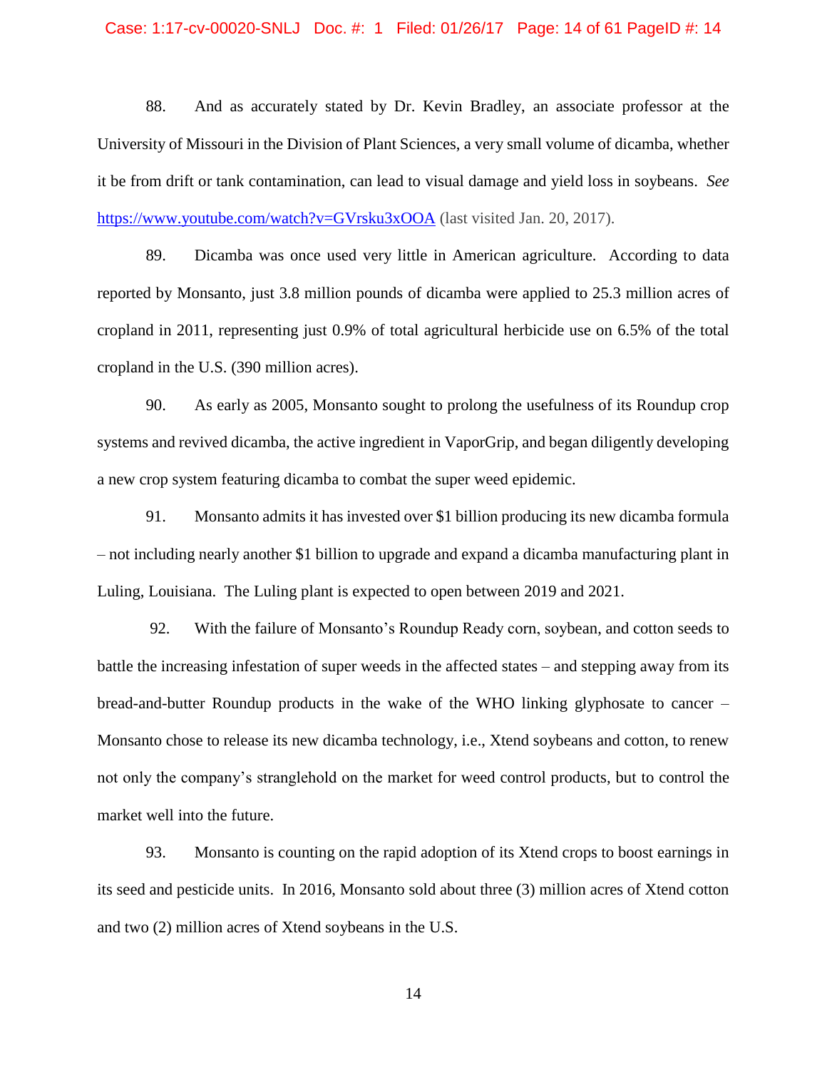88. And as accurately stated by Dr. Kevin Bradley, an associate professor at the University of Missouri in the Division of Plant Sciences, a very small volume of dicamba, whether it be from drift or tank contamination, can lead to visual damage and yield loss in soybeans. *See* https://www.youtube.com/watch?v=GVrsku3xOOA (last visited Jan. 20, 2017).

89. Dicamba was once used very little in American agriculture. According to data reported by Monsanto, just 3.8 million pounds of dicamba were applied to 25.3 million acres of cropland in 2011, representing just 0.9% of total agricultural herbicide use on 6.5% of the total cropland in the U.S. (390 million acres).

90. As early as 2005, Monsanto sought to prolong the usefulness of its Roundup crop systems and revived dicamba, the active ingredient in VaporGrip, and began diligently developing a new crop system featuring dicamba to combat the super weed epidemic.

91. Monsanto admits it has invested over $1 billion producing its new dicamba formula – not including nearly another $1 billion to upgrade and expand a dicamba manufacturing plant in Luling, Louisiana. The Luling plant is expected to open between 2019 and 2021.

92. With the failure of Monsanto's Roundup Ready corn, soybean, and cotton seeds to battle the increasing infestation of super weeds in the affected states – and stepping away from its bread-and-butter Roundup products in the wake of the WHO linking glyphosate to cancer – Monsanto chose to release its new dicamba technology, i.e., Xtend soybeans and cotton, to renew not only the company's stranglehold on the market for weed control products, but to control the market well into the future.

93. Monsanto is counting on the rapid adoption of its Xtend crops to boost earnings in its seed and pesticide units. In 2016, Monsanto sold about three (3) million acres of Xtend cotton and two (2) million acres of Xtend soybeans in the U.S.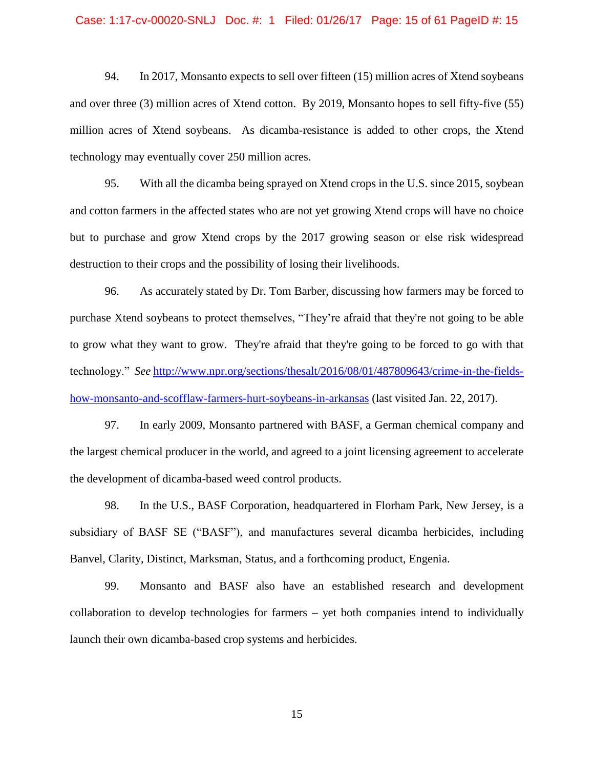94. In 2017, Monsanto expects to sell over fifteen (15) million acres of Xtend soybeans and over three (3) million acres of Xtend cotton. By 2019, Monsanto hopes to sell fifty-five (55) million acres of Xtend soybeans. As dicamba-resistance is added to other crops, the Xtend technology may eventually cover 250 million acres.

95. With all the dicamba being sprayed on Xtend crops in the U.S. since 2015, soybean and cotton farmers in the affected states who are not yet growing Xtend crops will have no choice but to purchase and grow Xtend crops by the 2017 growing season or else risk widespread destruction to their crops and the possibility of losing their livelihoods.

96. As accurately stated by Dr. Tom Barber, discussing how farmers may be forced to purchase Xtend soybeans to protect themselves, "They're afraid that they're not going to be able to grow what they want to grow. They're afraid that they're going to be forced to go with that technology." *See* http://www.npr.org/sections/thesalt/2016/08/01/487809643/crime-in-the-fields-how-monsanto-and-scofflaw-farmers-hurt-soybeans-in-arkansas (last visited Jan. 22, 2017).

97. In early 2009, Monsanto partnered with BASF, a German chemical company and the largest chemical producer in the world, and agreed to a joint licensing agreement to accelerate the development of dicamba-based weed control products.

98. In the U.S., BASF Corporation, headquartered in Florham Park, New Jersey, is a subsidiary of BASF SE ("BASF"), and manufactures several dicamba herbicides, including Banvel, Clarity, Distinct, Marksman, Status, and a forthcoming product, Engenia.

99. Monsanto and BASF also have an established research and development collaboration to develop technologies for farmers – yet both companies intend to individually launch their own dicamba-based crop systems and herbicides.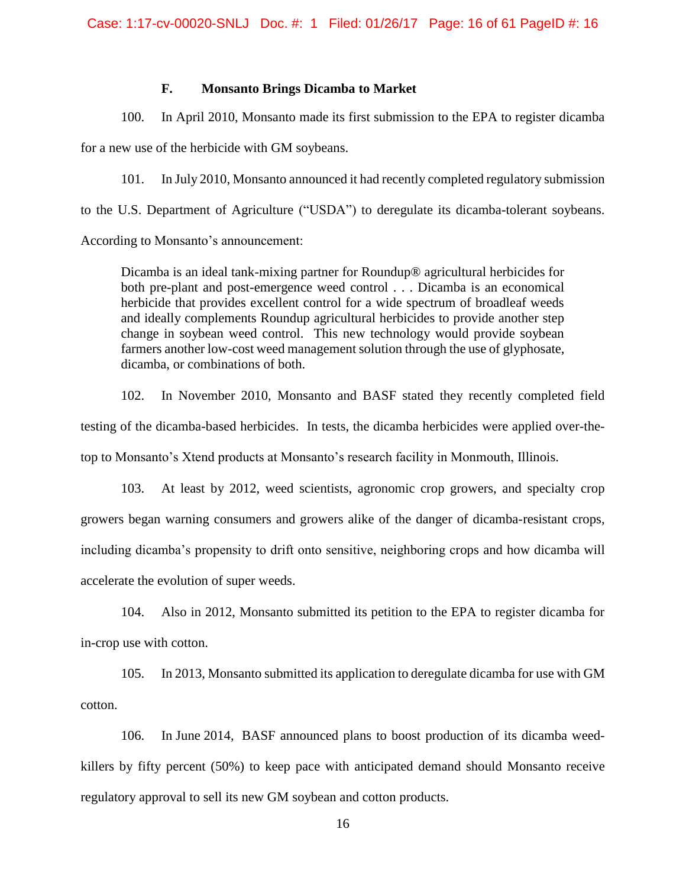### F. Monsanto Brings Dicamba to Market

100. In April 2010, Monsanto made its first submission to the EPA to register dicamba for a new use of the herbicide with GM soybeans.

101. In July 2010, Monsanto announced it had recently completed regulatory submission to the U.S. Department of Agriculture ("USDA") to deregulate its dicamba-tolerant soybeans. According to Monsanto's announcement:

> Dicamba is an ideal tank-mixing partner for Roundup® agricultural herbicides for both pre-plant and post-emergence weed control . . . Dicamba is an economical herbicide that provides excellent control for a wide spectrum of broadleaf weeds and ideally complements Roundup agricultural herbicides to provide another step change in soybean weed control. This new technology would provide soybean farmers another low-cost weed management solution through the use of glyphosate, dicamba, or combinations of both.

102. In November 2010, Monsanto and BASF stated they recently completed field testing of the dicamba-based herbicides. In tests, the dicamba herbicides were applied over-the-top to Monsanto's Xtend products at Monsanto's research facility in Monmouth, Illinois.

103. At least by 2012, weed scientists, agronomic crop growers, and specialty crop growers began warning consumers and growers alike of the danger of dicamba-resistant crops, including dicamba's propensity to drift onto sensitive, neighboring crops and how dicamba will accelerate the evolution of super weeds.

104. Also in 2012, Monsanto submitted its petition to the EPA to register dicamba for in-crop use with cotton.

105. In 2013, Monsanto submitted its application to deregulate dicamba for use with GM cotton.

106. In June 2014, BASF announced plans to boost production of its dicamba weed-killers by fifty percent (50%) to keep pace with anticipated demand should Monsanto receive regulatory approval to sell its new GM soybean and cotton products.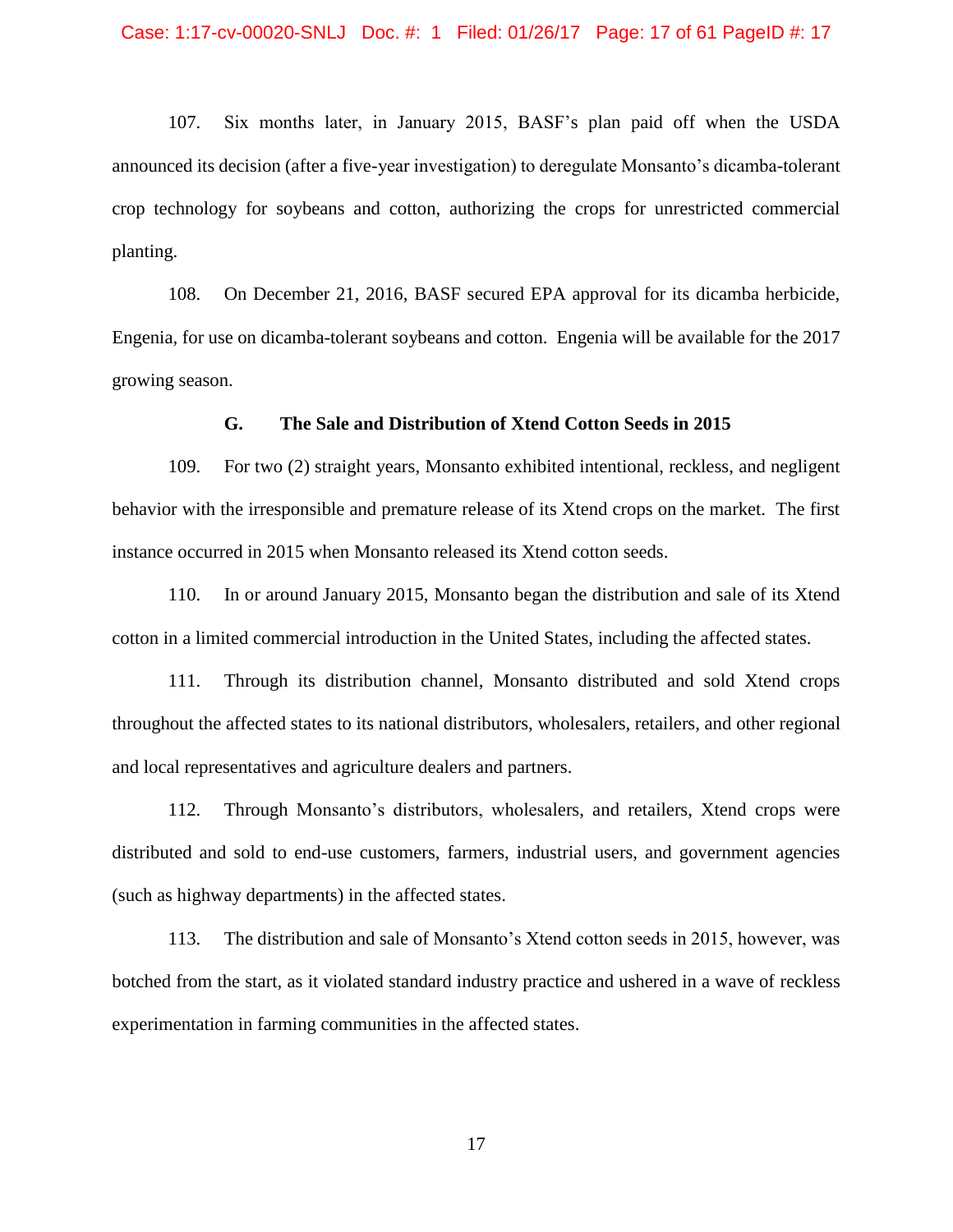107. Six months later, in January 2015, BASF's plan paid off when the USDA announced its decision (after a five-year investigation) to deregulate Monsanto's dicamba-tolerant crop technology for soybeans and cotton, authorizing the crops for unrestricted commercial planting.

108. On December 21, 2016, BASF secured EPA approval for its dicamba herbicide, Engenia, for use on dicamba-tolerant soybeans and cotton. Engenia will be available for the 2017 growing season.

### G. The Sale and Distribution of Xtend Cotton Seeds in 2015

109. For two (2) straight years, Monsanto exhibited intentional, reckless, and negligent behavior with the irresponsible and premature release of its Xtend crops on the market. The first instance occurred in 2015 when Monsanto released its Xtend cotton seeds.

110. In or around January 2015, Monsanto began the distribution and sale of its Xtend cotton in a limited commercial introduction in the United States, including the affected states.

111. Through its distribution channel, Monsanto distributed and sold Xtend crops throughout the affected states to its national distributors, wholesalers, retailers, and other regional and local representatives and agriculture dealers and partners.

112. Through Monsanto's distributors, wholesalers, and retailers, Xtend crops were distributed and sold to end-use customers, farmers, industrial users, and government agencies (such as highway departments) in the affected states.

113. The distribution and sale of Monsanto's Xtend cotton seeds in 2015, however, was botched from the start, as it violated standard industry practice and ushered in a wave of reckless experimentation in farming communities in the affected states.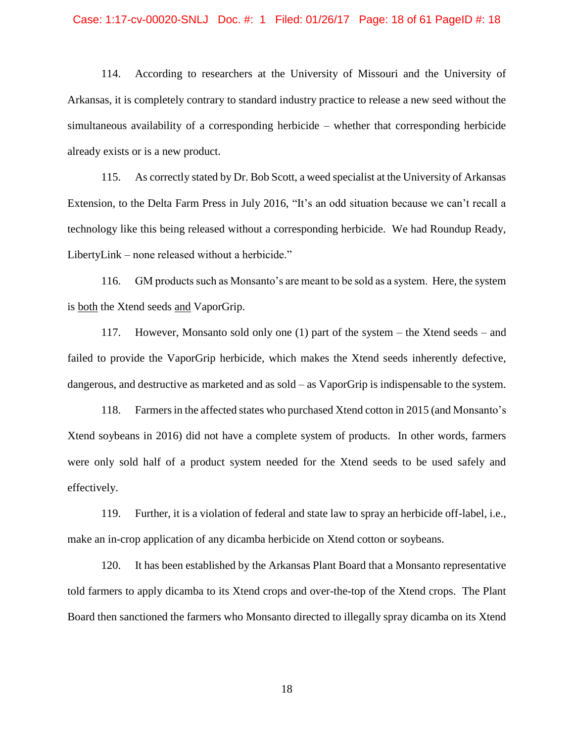114. According to researchers at the University of Missouri and the University of Arkansas, it is completely contrary to standard industry practice to release a new seed without the simultaneous availability of a corresponding herbicide – whether that corresponding herbicide already exists or is a new product.

115. As correctly stated by Dr. Bob Scott, a weed specialist at the University of Arkansas Extension, to the Delta Farm Press in July 2016, "It's an odd situation because we can't recall a technology like this being released without a corresponding herbicide. We had Roundup Ready, LibertyLink – none released without a herbicide."

116. GM products such as Monsanto's are meant to be sold as a system. Here, the system is <u>both</u> the Xtend seeds <u>and</u> VaporGrip.

117. However, Monsanto sold only one (1) part of the system – the Xtend seeds – and failed to provide the VaporGrip herbicide, which makes the Xtend seeds inherently defective, dangerous, and destructive as marketed and as sold – as VaporGrip is indispensable to the system.

118. Farmers in the affected states who purchased Xtend cotton in 2015 (and Monsanto's Xtend soybeans in 2016) did not have a complete system of products. In other words, farmers were only sold half of a product system needed for the Xtend seeds to be used safely and effectively.

119. Further, it is a violation of federal and state law to spray an herbicide off-label, i.e., make an in-crop application of any dicamba herbicide on Xtend cotton or soybeans.

120. It has been established by the Arkansas Plant Board that a Monsanto representative told farmers to apply dicamba to its Xtend crops and over-the-top of the Xtend crops. The Plant Board then sanctioned the farmers who Monsanto directed to illegally spray dicamba on its Xtend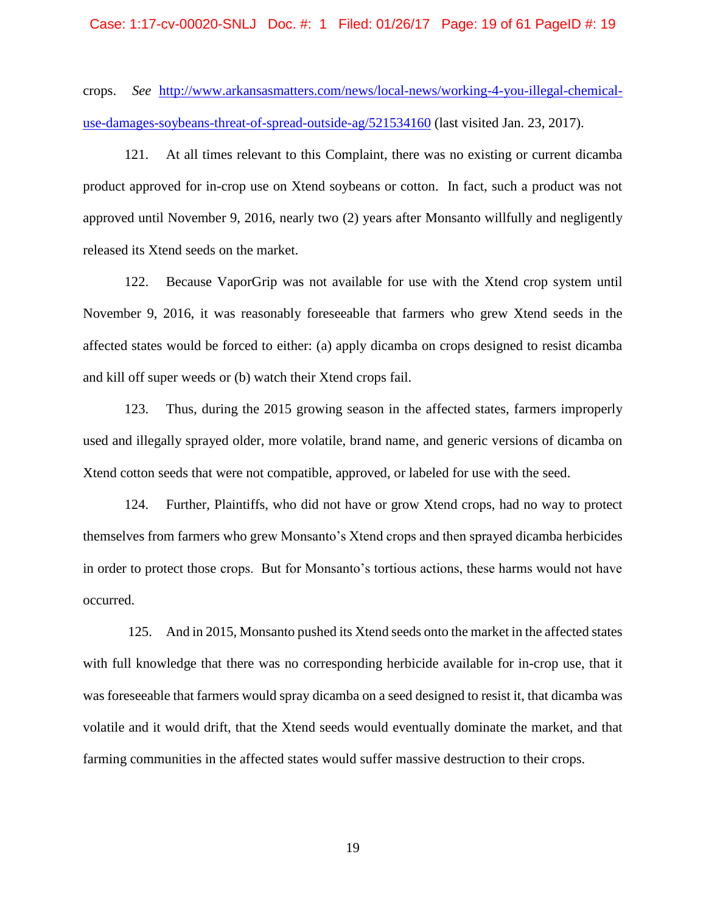crops. *See* http://www.arkansasmatters.com/news/local-news/working-4-you-illegal-chemical-use-damages-soybeans-threat-of-spread-outside-ag/521534160 (last visited Jan. 23, 2017).

121. At all times relevant to this Complaint, there was no existing or current dicamba product approved for in-crop use on Xtend soybeans or cotton. In fact, such a product was not approved until November 9, 2016, nearly two (2) years after Monsanto willfully and negligently released its Xtend seeds on the market.

122. Because VaporGrip was not available for use with the Xtend crop system until November 9, 2016, it was reasonably foreseeable that farmers who grew Xtend seeds in the affected states would be forced to either: (a) apply dicamba on crops designed to resist dicamba and kill off super weeds or (b) watch their Xtend crops fail.

123. Thus, during the 2015 growing season in the affected states, farmers improperly used and illegally sprayed older, more volatile, brand name, and generic versions of dicamba on Xtend cotton seeds that were not compatible, approved, or labeled for use with the seed.

124. Further, Plaintiffs, who did not have or grow Xtend crops, had no way to protect themselves from farmers who grew Monsanto's Xtend crops and then sprayed dicamba herbicides in order to protect those crops. But for Monsanto's tortious actions, these harms would not have occurred.

125. And in 2015, Monsanto pushed its Xtend seeds onto the market in the affected states with full knowledge that there was no corresponding herbicide available for in-crop use, that it was foreseeable that farmers would spray dicamba on a seed designed to resist it, that dicamba was volatile and it would drift, that the Xtend seeds would eventually dominate the market, and that farming communities in the affected states would suffer massive destruction to their crops.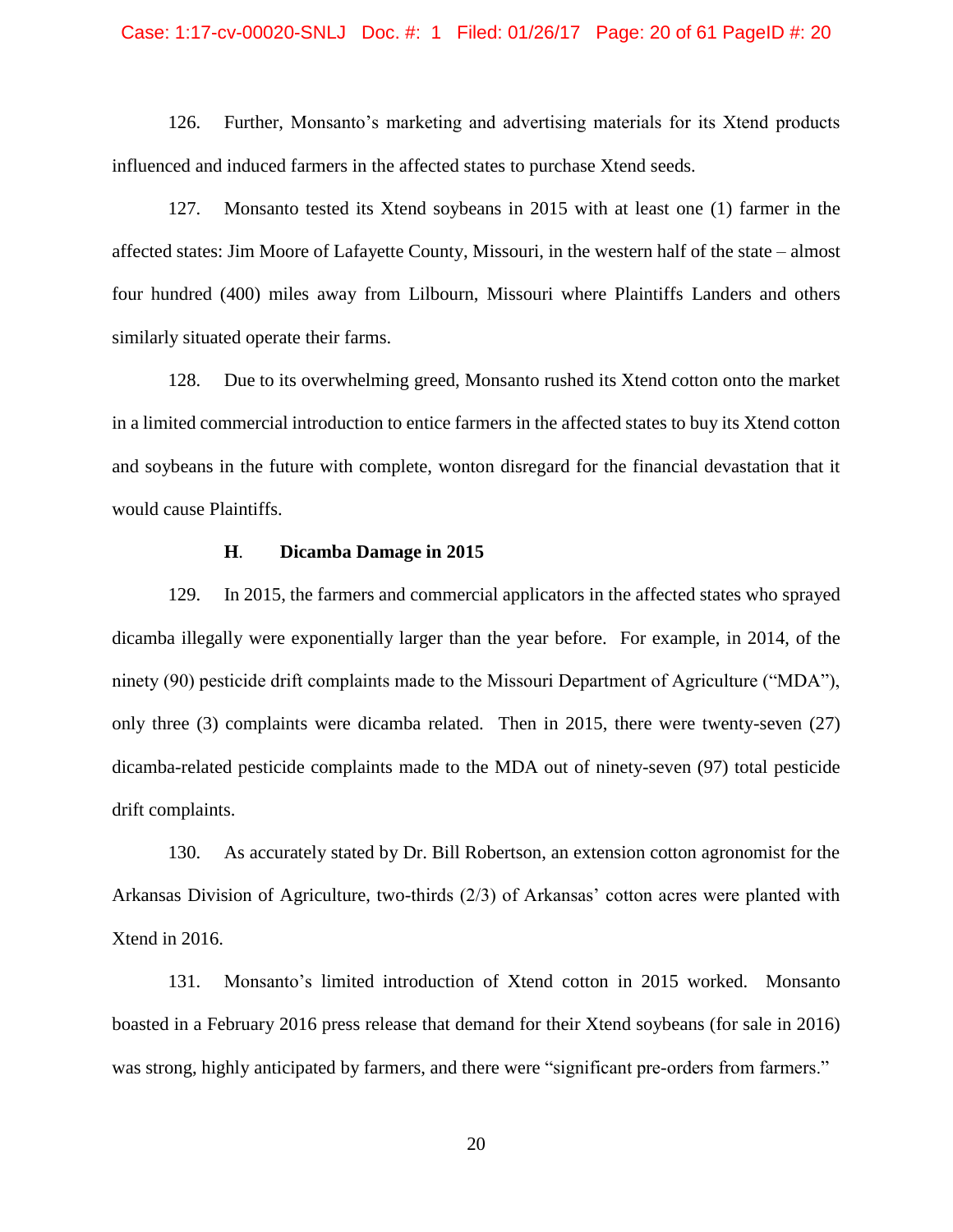126. Further, Monsanto's marketing and advertising materials for its Xtend products influenced and induced farmers in the affected states to purchase Xtend seeds.

127. Monsanto tested its Xtend soybeans in 2015 with at least one (1) farmer in the affected states: Jim Moore of Lafayette County, Missouri, in the western half of the state – almost four hundred (400) miles away from Lilbourn, Missouri where Plaintiffs Landers and others similarly situated operate their farms.

128. Due to its overwhelming greed, Monsanto rushed its Xtend cotton onto the market in a limited commercial introduction to entice farmers in the affected states to buy its Xtend cotton and soybeans in the future with complete, wonton disregard for the financial devastation that it would cause Plaintiffs.

### H. Dicamba Damage in 2015

129. In 2015, the farmers and commercial applicators in the affected states who sprayed dicamba illegally were exponentially larger than the year before. For example, in 2014, of the ninety (90) pesticide drift complaints made to the Missouri Department of Agriculture ("MDA"), only three (3) complaints were dicamba related. Then in 2015, there were twenty-seven (27) dicamba-related pesticide complaints made to the MDA out of ninety-seven (97) total pesticide drift complaints.

130. As accurately stated by Dr. Bill Robertson, an extension cotton agronomist for the Arkansas Division of Agriculture, two-thirds (2/3) of Arkansas' cotton acres were planted with Xtend in 2016.

131. Monsanto's limited introduction of Xtend cotton in 2015 worked. Monsanto boasted in a February 2016 press release that demand for their Xtend soybeans (for sale in 2016) was strong, highly anticipated by farmers, and there were "significant pre-orders from farmers."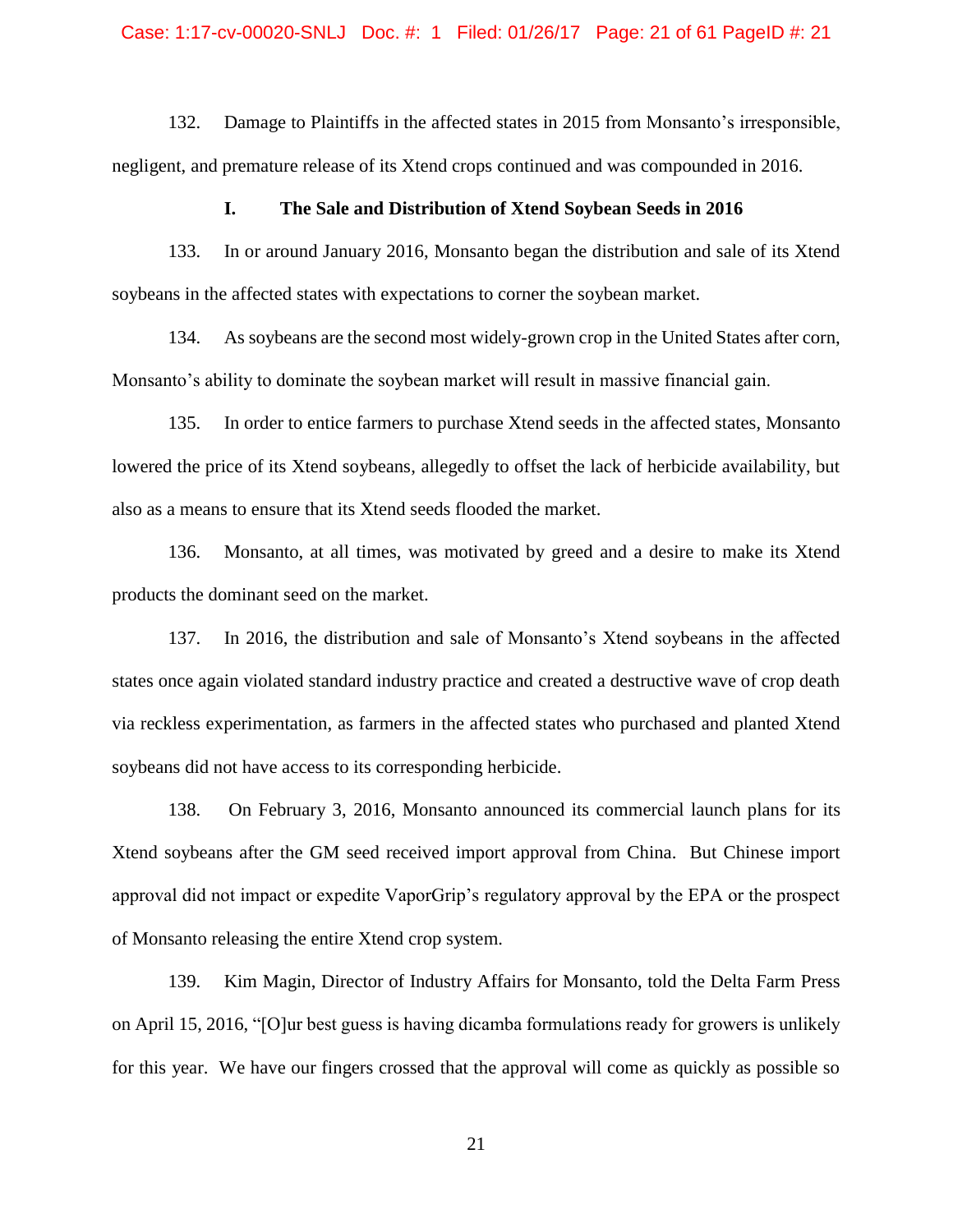132. Damage to Plaintiffs in the affected states in 2015 from Monsanto's irresponsible, negligent, and premature release of its Xtend crops continued and was compounded in 2016.

### I. The Sale and Distribution of Xtend Soybean Seeds in 2016

133. In or around January 2016, Monsanto began the distribution and sale of its Xtend soybeans in the affected states with expectations to corner the soybean market.

134. As soybeans are the second most widely-grown crop in the United States after corn, Monsanto's ability to dominate the soybean market will result in massive financial gain.

135. In order to entice farmers to purchase Xtend seeds in the affected states, Monsanto lowered the price of its Xtend soybeans, allegedly to offset the lack of herbicide availability, but also as a means to ensure that its Xtend seeds flooded the market.

136. Monsanto, at all times, was motivated by greed and a desire to make its Xtend products the dominant seed on the market.

137. In 2016, the distribution and sale of Monsanto's Xtend soybeans in the affected states once again violated standard industry practice and created a destructive wave of crop death via reckless experimentation, as farmers in the affected states who purchased and planted Xtend soybeans did not have access to its corresponding herbicide.

138. On February 3, 2016, Monsanto announced its commercial launch plans for its Xtend soybeans after the GM seed received import approval from China. But Chinese import approval did not impact or expedite VaporGrip's regulatory approval by the EPA or the prospect of Monsanto releasing the entire Xtend crop system.

139. Kim Magin, Director of Industry Affairs for Monsanto, told the Delta Farm Press on April 15, 2016, "[O]ur best guess is having dicamba formulations ready for growers is unlikely for this year. We have our fingers crossed that the approval will come as quickly as possible so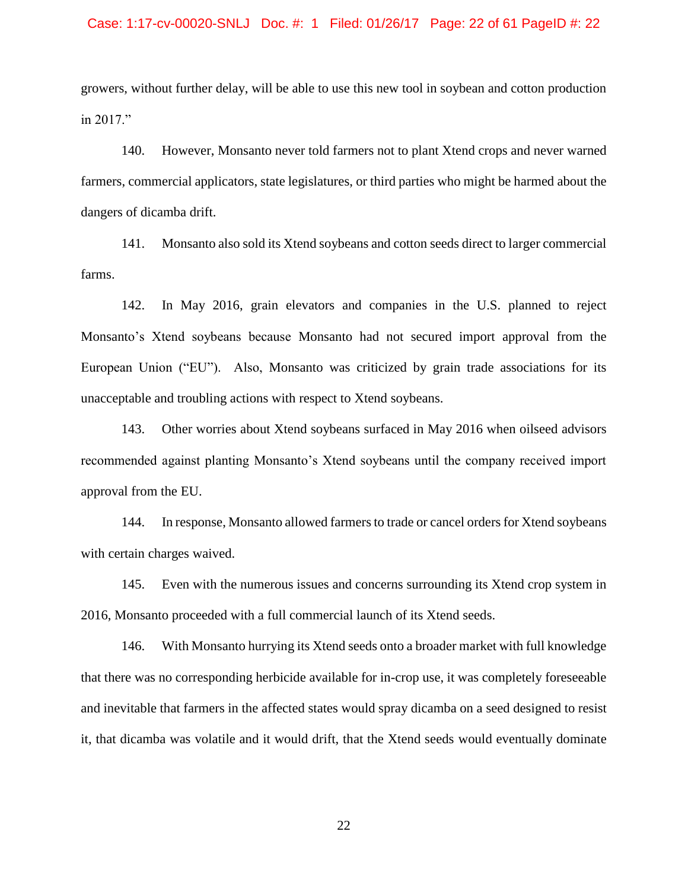growers, without further delay, will be able to use this new tool in soybean and cotton production in 2017."

140. However, Monsanto never told farmers not to plant Xtend crops and never warned farmers, commercial applicators, state legislatures, or third parties who might be harmed about the dangers of dicamba drift.

141. Monsanto also sold its Xtend soybeans and cotton seeds direct to larger commercial farms.

142. In May 2016, grain elevators and companies in the U.S. planned to reject Monsanto's Xtend soybeans because Monsanto had not secured import approval from the European Union ("EU"). Also, Monsanto was criticized by grain trade associations for its unacceptable and troubling actions with respect to Xtend soybeans.

143. Other worries about Xtend soybeans surfaced in May 2016 when oilseed advisors recommended against planting Monsanto's Xtend soybeans until the company received import approval from the EU.

144. In response, Monsanto allowed farmers to trade or cancel orders for Xtend soybeans with certain charges waived.

145. Even with the numerous issues and concerns surrounding its Xtend crop system in 2016, Monsanto proceeded with a full commercial launch of its Xtend seeds.

146. With Monsanto hurrying its Xtend seeds onto a broader market with full knowledge that there was no corresponding herbicide available for in-crop use, it was completely foreseeable and inevitable that farmers in the affected states would spray dicamba on a seed designed to resist it, that dicamba was volatile and it would drift, that the Xtend seeds would eventually dominate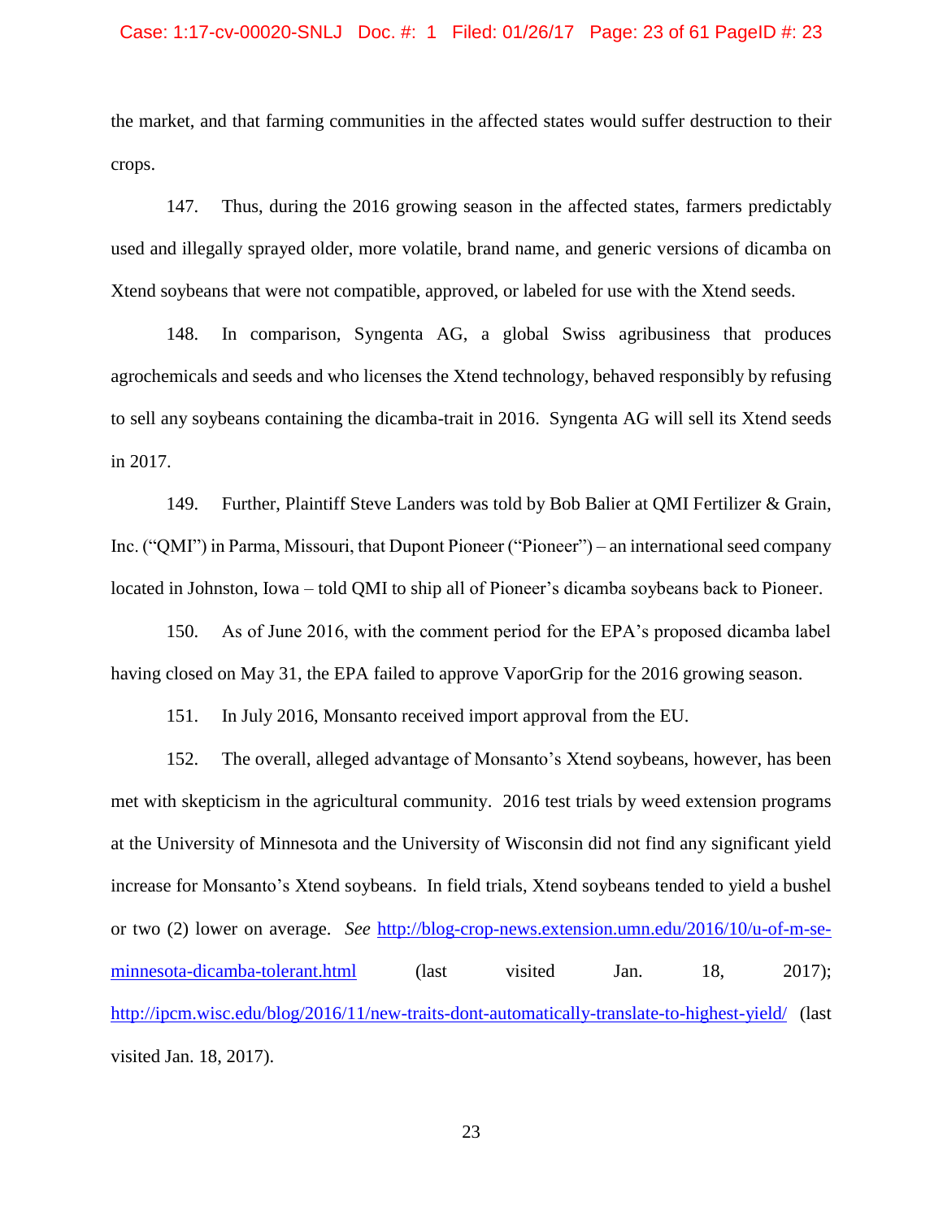the market, and that farming communities in the affected states would suffer destruction to their crops.

147. Thus, during the 2016 growing season in the affected states, farmers predictably used and illegally sprayed older, more volatile, brand name, and generic versions of dicamba on Xtend soybeans that were not compatible, approved, or labeled for use with the Xtend seeds.

148. In comparison, Syngenta AG, a global Swiss agribusiness that produces agrochemicals and seeds and who licenses the Xtend technology, behaved responsibly by refusing to sell any soybeans containing the dicamba-trait in 2016. Syngenta AG will sell its Xtend seeds in 2017.

149. Further, Plaintiff Steve Landers was told by Bob Balier at QMI Fertilizer & Grain, Inc. ("QMI") in Parma, Missouri, that Dupont Pioneer ("Pioneer") – an international seed company located in Johnston, Iowa – told QMI to ship all of Pioneer's dicamba soybeans back to Pioneer.

150. As of June 2016, with the comment period for the EPA's proposed dicamba label having closed on May 31, the EPA failed to approve VaporGrip for the 2016 growing season.

151. In July 2016, Monsanto received import approval from the EU.

152. The overall, alleged advantage of Monsanto's Xtend soybeans, however, has been met with skepticism in the agricultural community. 2016 test trials by weed extension programs at the University of Minnesota and the University of Wisconsin did not find any significant yield increase for Monsanto's Xtend soybeans. In field trials, Xtend soybeans tended to yield a bushel or two (2) lower on average. *See* http://blog-crop-news.extension.umn.edu/2016/10/u-of-m-se-minnesota-dicamba-tolerant.html (last visited Jan. 18, 2017); http://ipcm.wisc.edu/blog/2016/11/new-traits-dont-automatically-translate-to-highest-yield/ (last visited Jan. 18, 2017).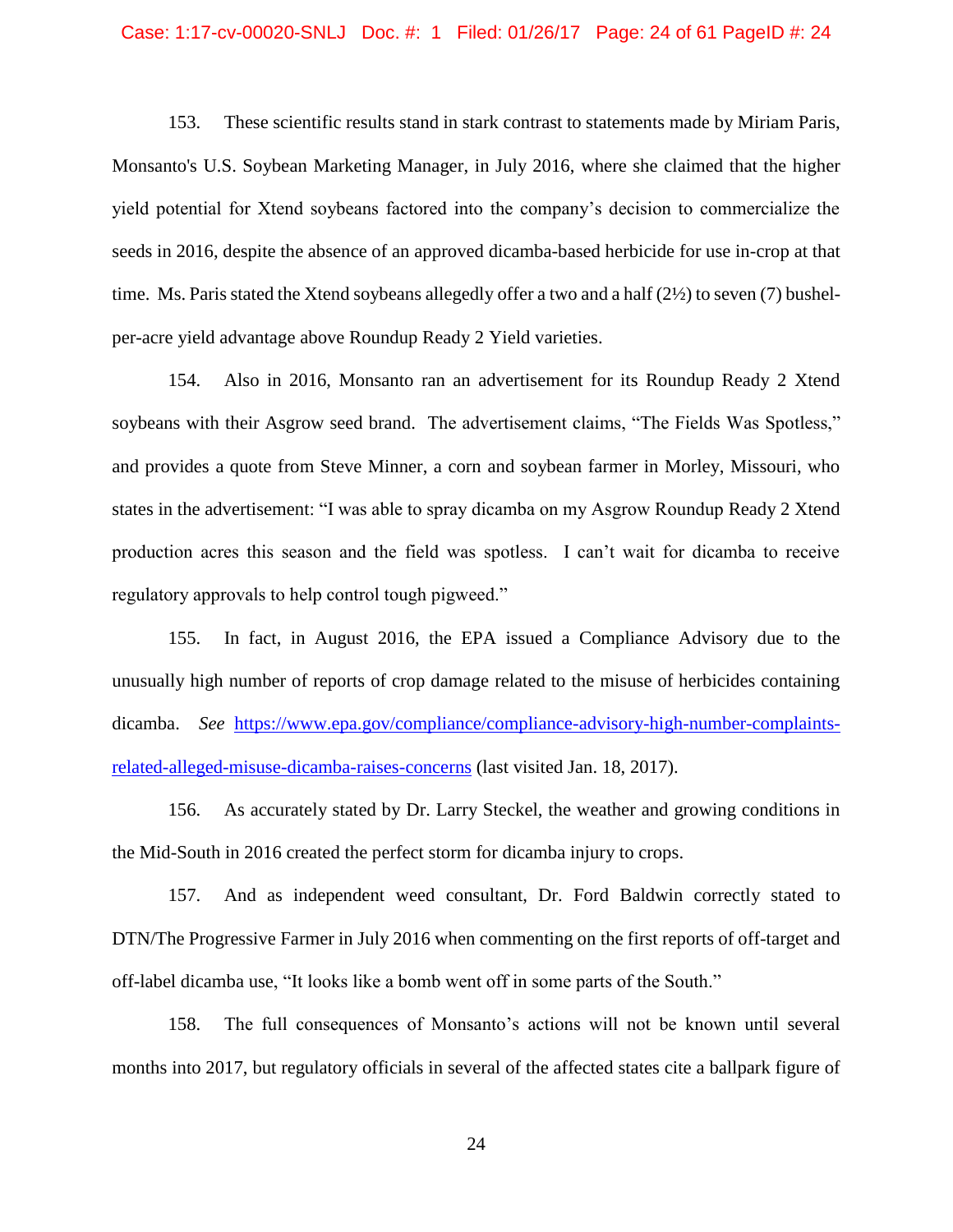153. These scientific results stand in stark contrast to statements made by Miriam Paris, Monsanto's U.S. Soybean Marketing Manager, in July 2016, where she claimed that the higher yield potential for Xtend soybeans factored into the company's decision to commercialize the seeds in 2016, despite the absence of an approved dicamba-based herbicide for use in-crop at that time. Ms. Paris stated the Xtend soybeans allegedly offer a two and a half (2½) to seven (7) bushel-per-acre yield advantage above Roundup Ready 2 Yield varieties.

154. Also in 2016, Monsanto ran an advertisement for its Roundup Ready 2 Xtend soybeans with their Asgrow seed brand. The advertisement claims, "The Fields Was Spotless," and provides a quote from Steve Minner, a corn and soybean farmer in Morley, Missouri, who states in the advertisement: "I was able to spray dicamba on my Asgrow Roundup Ready 2 Xtend production acres this season and the field was spotless. I can't wait for dicamba to receive regulatory approvals to help control tough pigweed."

155. In fact, in August 2016, the EPA issued a Compliance Advisory due to the unusually high number of reports of crop damage related to the misuse of herbicides containing dicamba. *See* https://www.epa.gov/compliance/compliance-advisory-high-number-complaints-related-alleged-misuse-dicamba-raises-concerns (last visited Jan. 18, 2017).

156. As accurately stated by Dr. Larry Steckel, the weather and growing conditions in the Mid-South in 2016 created the perfect storm for dicamba injury to crops.

157. And as independent weed consultant, Dr. Ford Baldwin correctly stated to DTN/The Progressive Farmer in July 2016 when commenting on the first reports of off-target and off-label dicamba use, "It looks like a bomb went off in some parts of the South."

158. The full consequences of Monsanto's actions will not be known until several months into 2017, but regulatory officials in several of the affected states cite a ballpark figure of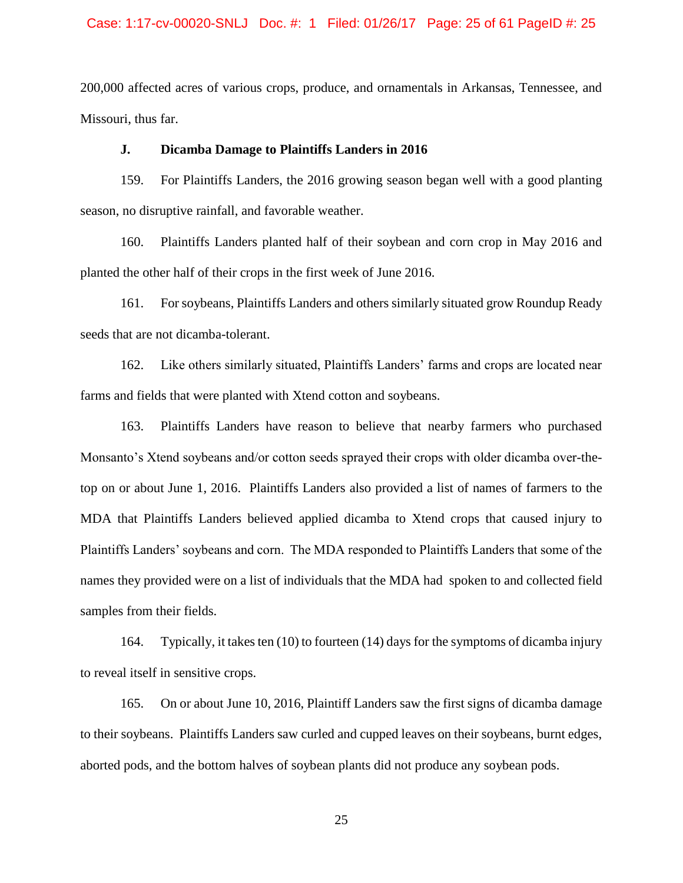200,000 affected acres of various crops, produce, and ornamentals in Arkansas, Tennessee, and Missouri, thus far.

### J. Dicamba Damage to Plaintiffs Landers in 2016

159. For Plaintiffs Landers, the 2016 growing season began well with a good planting season, no disruptive rainfall, and favorable weather.

160. Plaintiffs Landers planted half of their soybean and corn crop in May 2016 and planted the other half of their crops in the first week of June 2016.

161. For soybeans, Plaintiffs Landers and others similarly situated grow Roundup Ready seeds that are not dicamba-tolerant.

162. Like others similarly situated, Plaintiffs Landers' farms and crops are located near farms and fields that were planted with Xtend cotton and soybeans.

163. Plaintiffs Landers have reason to believe that nearby farmers who purchased Monsanto's Xtend soybeans and/or cotton seeds sprayed their crops with older dicamba over-the-top on or about June 1, 2016. Plaintiffs Landers also provided a list of names of farmers to the MDA that Plaintiffs Landers believed applied dicamba to Xtend crops that caused injury to Plaintiffs Landers' soybeans and corn. The MDA responded to Plaintiffs Landers that some of the names they provided were on a list of individuals that the MDA had spoken to and collected field samples from their fields.

164. Typically, it takes ten (10) to fourteen (14) days for the symptoms of dicamba injury to reveal itself in sensitive crops.

165. On or about June 10, 2016, Plaintiff Landers saw the first signs of dicamba damage to their soybeans. Plaintiffs Landers saw curled and cupped leaves on their soybeans, burnt edges, aborted pods, and the bottom halves of soybean plants did not produce any soybean pods.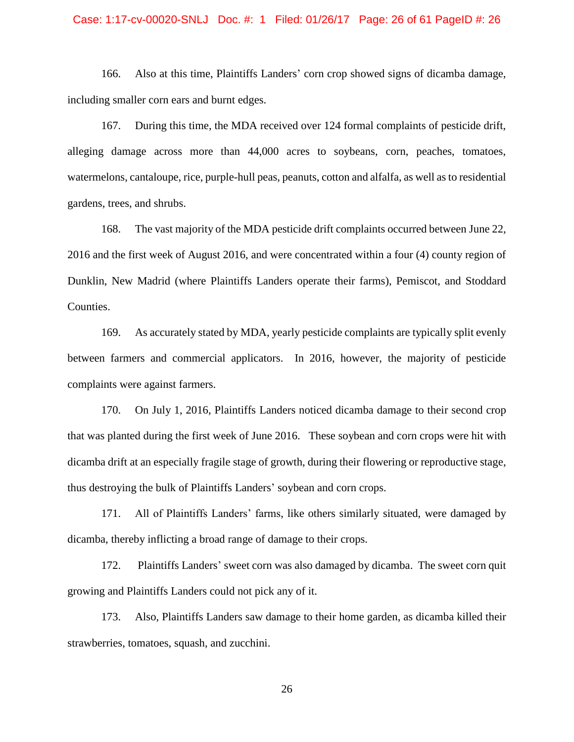166. Also at this time, Plaintiffs Landers' corn crop showed signs of dicamba damage, including smaller corn ears and burnt edges.

167. During this time, the MDA received over 124 formal complaints of pesticide drift, alleging damage across more than 44,000 acres to soybeans, corn, peaches, tomatoes, watermelons, cantaloupe, rice, purple-hull peas, peanuts, cotton and alfalfa, as well as to residential gardens, trees, and shrubs.

168. The vast majority of the MDA pesticide drift complaints occurred between June 22, 2016 and the first week of August 2016, and were concentrated within a four (4) county region of Dunklin, New Madrid (where Plaintiffs Landers operate their farms), Pemiscot, and Stoddard Counties.

169. As accurately stated by MDA, yearly pesticide complaints are typically split evenly between farmers and commercial applicators. In 2016, however, the majority of pesticide complaints were against farmers.

170. On July 1, 2016, Plaintiffs Landers noticed dicamba damage to their second crop that was planted during the first week of June 2016. These soybean and corn crops were hit with dicamba drift at an especially fragile stage of growth, during their flowering or reproductive stage, thus destroying the bulk of Plaintiffs Landers' soybean and corn crops.

171. All of Plaintiffs Landers' farms, like others similarly situated, were damaged by dicamba, thereby inflicting a broad range of damage to their crops.

172. Plaintiffs Landers' sweet corn was also damaged by dicamba. The sweet corn quit growing and Plaintiffs Landers could not pick any of it.

173. Also, Plaintiffs Landers saw damage to their home garden, as dicamba killed their strawberries, tomatoes, squash, and zucchini.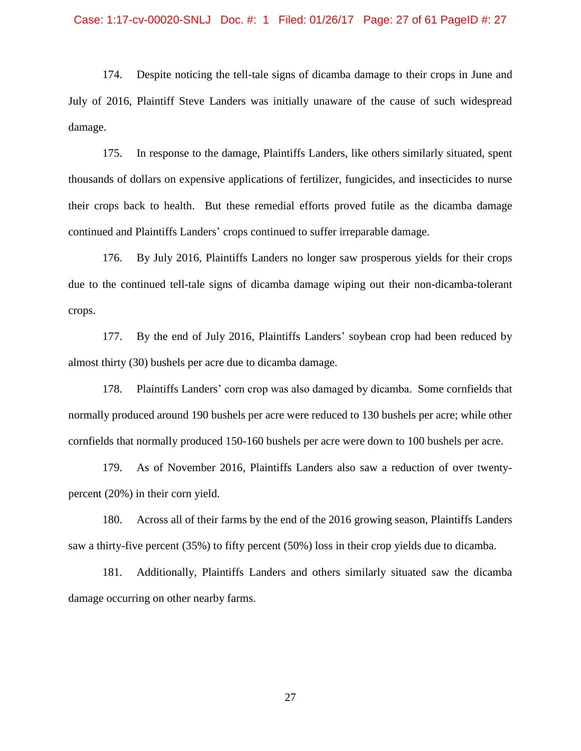174. Despite noticing the tell-tale signs of dicamba damage to their crops in June and July of 2016, Plaintiff Steve Landers was initially unaware of the cause of such widespread damage.

175. In response to the damage, Plaintiffs Landers, like others similarly situated, spent thousands of dollars on expensive applications of fertilizer, fungicides, and insecticides to nurse their crops back to health. But these remedial efforts proved futile as the dicamba damage continued and Plaintiffs Landers' crops continued to suffer irreparable damage.

176. By July 2016, Plaintiffs Landers no longer saw prosperous yields for their crops due to the continued tell-tale signs of dicamba damage wiping out their non-dicamba-tolerant crops.

177. By the end of July 2016, Plaintiffs Landers' soybean crop had been reduced by almost thirty (30) bushels per acre due to dicamba damage.

178. Plaintiffs Landers' corn crop was also damaged by dicamba. Some cornfields that normally produced around 190 bushels per acre were reduced to 130 bushels per acre; while other cornfields that normally produced 150-160 bushels per acre were down to 100 bushels per acre.

179. As of November 2016, Plaintiffs Landers also saw a reduction of over twenty-percent (20%) in their corn yield.

180. Across all of their farms by the end of the 2016 growing season, Plaintiffs Landers saw a thirty-five percent (35%) to fifty percent (50%) loss in their crop yields due to dicamba.

181. Additionally, Plaintiffs Landers and others similarly situated saw the dicamba damage occurring on other nearby farms.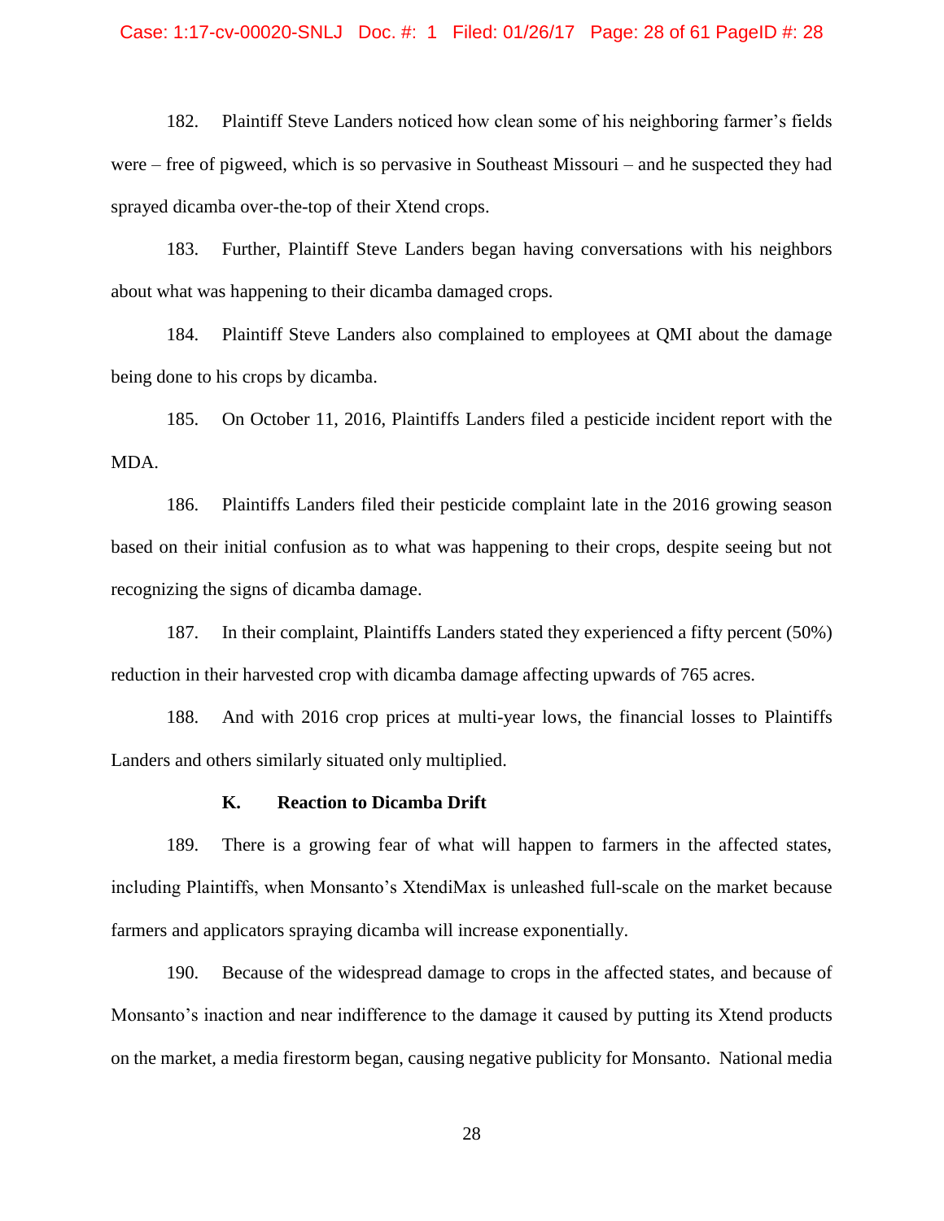182. Plaintiff Steve Landers noticed how clean some of his neighboring farmer's fields were – free of pigweed, which is so pervasive in Southeast Missouri – and he suspected they had sprayed dicamba over-the-top of their Xtend crops.

183. Further, Plaintiff Steve Landers began having conversations with his neighbors about what was happening to their dicamba damaged crops.

184. Plaintiff Steve Landers also complained to employees at QMI about the damage being done to his crops by dicamba.

185. On October 11, 2016, Plaintiffs Landers filed a pesticide incident report with the MDA.

186. Plaintiffs Landers filed their pesticide complaint late in the 2016 growing season based on their initial confusion as to what was happening to their crops, despite seeing but not recognizing the signs of dicamba damage.

187. In their complaint, Plaintiffs Landers stated they experienced a fifty percent (50%) reduction in their harvested crop with dicamba damage affecting upwards of 765 acres.

188. And with 2016 crop prices at multi-year lows, the financial losses to Plaintiffs Landers and others similarly situated only multiplied.

### K. Reaction to Dicamba Drift

189. There is a growing fear of what will happen to farmers in the affected states, including Plaintiffs, when Monsanto's XtendiMax is unleashed full-scale on the market because farmers and applicators spraying dicamba will increase exponentially.

190. Because of the widespread damage to crops in the affected states, and because of Monsanto's inaction and near indifference to the damage it caused by putting its Xtend products on the market, a media firestorm began, causing negative publicity for Monsanto. National media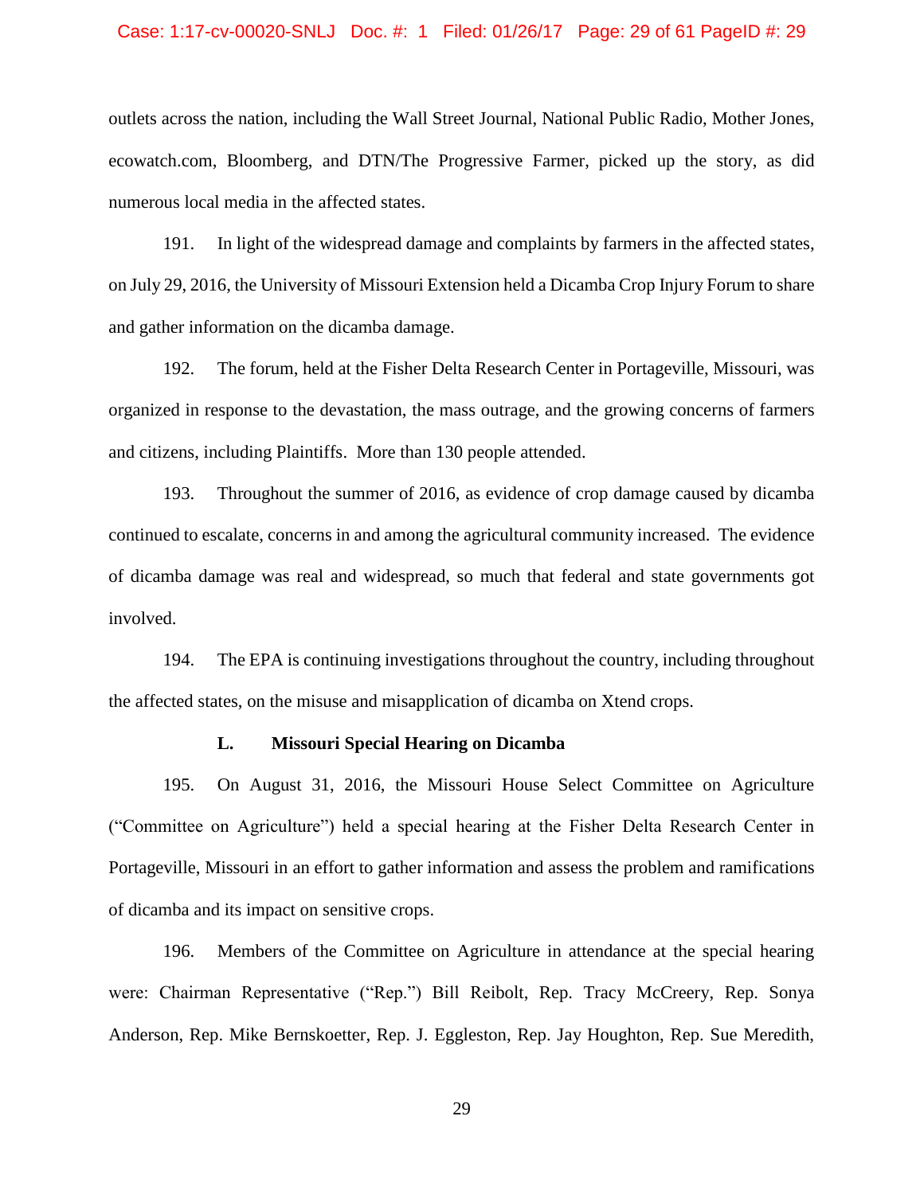outlets across the nation, including the Wall Street Journal, National Public Radio, Mother Jones, ecowatch.com, Bloomberg, and DTN/The Progressive Farmer, picked up the story, as did numerous local media in the affected states.

191. In light of the widespread damage and complaints by farmers in the affected states, on July 29, 2016, the University of Missouri Extension held a Dicamba Crop Injury Forum to share and gather information on the dicamba damage.

192. The forum, held at the Fisher Delta Research Center in Portageville, Missouri, was organized in response to the devastation, the mass outrage, and the growing concerns of farmers and citizens, including Plaintiffs. More than 130 people attended.

193. Throughout the summer of 2016, as evidence of crop damage caused by dicamba continued to escalate, concerns in and among the agricultural community increased. The evidence of dicamba damage was real and widespread, so much that federal and state governments got involved.

194. The EPA is continuing investigations throughout the country, including throughout the affected states, on the misuse and misapplication of dicamba on Xtend crops.

### L. Missouri Special Hearing on Dicamba

195. On August 31, 2016, the Missouri House Select Committee on Agriculture ("Committee on Agriculture") held a special hearing at the Fisher Delta Research Center in Portageville, Missouri in an effort to gather information and assess the problem and ramifications of dicamba and its impact on sensitive crops.

196. Members of the Committee on Agriculture in attendance at the special hearing were: Chairman Representative ("Rep.") Bill Reibolt, Rep. Tracy McCreery, Rep. Sonya Anderson, Rep. Mike Bernskoetter, Rep. J. Eggleston, Rep. Jay Houghton, Rep. Sue Meredith,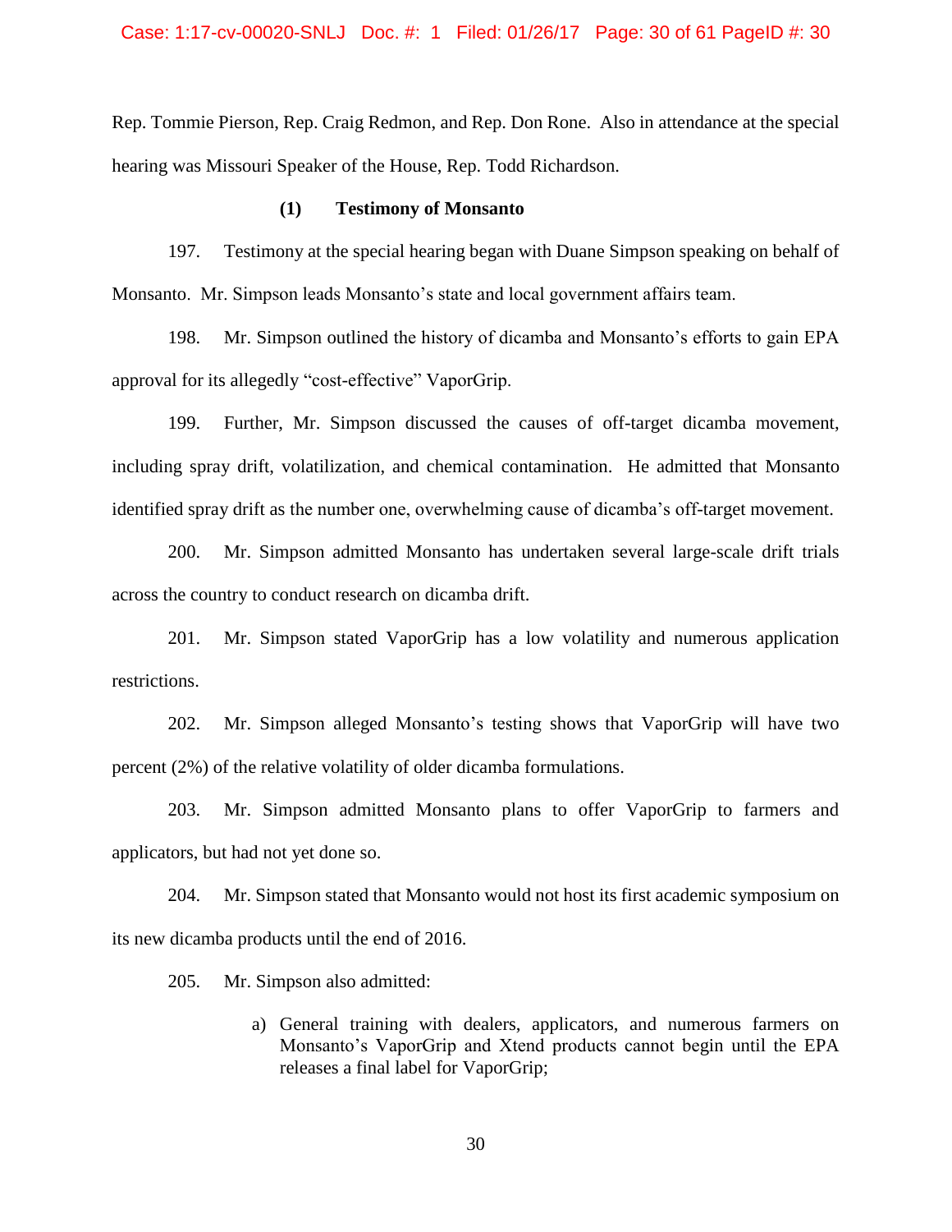Rep. Tommie Pierson, Rep. Craig Redmon, and Rep. Don Rone. Also in attendance at the special hearing was Missouri Speaker of the House, Rep. Todd Richardson.

**(1) Testimony of Monsanto**

197. Testimony at the special hearing began with Duane Simpson speaking on behalf of Monsanto. Mr. Simpson leads Monsanto's state and local government affairs team.

198. Mr. Simpson outlined the history of dicamba and Monsanto's efforts to gain EPA approval for its allegedly "cost-effective" VaporGrip.

199. Further, Mr. Simpson discussed the causes of off-target dicamba movement, including spray drift, volatilization, and chemical contamination. He admitted that Monsanto identified spray drift as the number one, overwhelming cause of dicamba's off-target movement.

200. Mr. Simpson admitted Monsanto has undertaken several large-scale drift trials across the country to conduct research on dicamba drift.

201. Mr. Simpson stated VaporGrip has a low volatility and numerous application restrictions.

202. Mr. Simpson alleged Monsanto's testing shows that VaporGrip will have two percent (2%) of the relative volatility of older dicamba formulations.

203. Mr. Simpson admitted Monsanto plans to offer VaporGrip to farmers and applicators, but had not yet done so.

204. Mr. Simpson stated that Monsanto would not host its first academic symposium on its new dicamba products until the end of 2016.

205. Mr. Simpson also admitted:

a) General training with dealers, applicators, and numerous farmers on Monsanto's VaporGrip and Xtend products cannot begin until the EPA releases a final label for VaporGrip;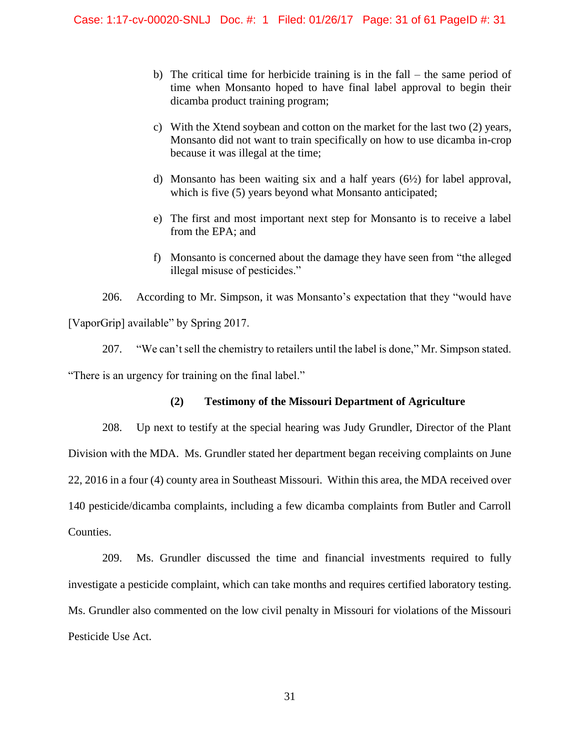b) The critical time for herbicide training is in the fall – the same period of time when Monsanto hoped to have final label approval to begin their dicamba product training program;

c) With the Xtend soybean and cotton on the market for the last two (2) years, Monsanto did not want to train specifically on how to use dicamba in-crop because it was illegal at the time;

d) Monsanto has been waiting six and a half years (6½) for label approval, which is five (5) years beyond what Monsanto anticipated;

e) The first and most important next step for Monsanto is to receive a label from the EPA; and

f) Monsanto is concerned about the damage they have seen from "the alleged illegal misuse of pesticides."

206. According to Mr. Simpson, it was Monsanto's expectation that they "would have [VaporGrip] available" by Spring 2017.

207. "We can't sell the chemistry to retailers until the label is done," Mr. Simpson stated. "There is an urgency for training on the final label."

**(2) Testimony of the Missouri Department of Agriculture**

208. Up next to testify at the special hearing was Judy Grundler, Director of the Plant Division with the MDA. Ms. Grundler stated her department began receiving complaints on June 22, 2016 in a four (4) county area in Southeast Missouri. Within this area, the MDA received over 140 pesticide/dicamba complaints, including a few dicamba complaints from Butler and Carroll Counties.

209. Ms. Grundler discussed the time and financial investments required to fully investigate a pesticide complaint, which can take months and requires certified laboratory testing. Ms. Grundler also commented on the low civil penalty in Missouri for violations of the Missouri Pesticide Use Act.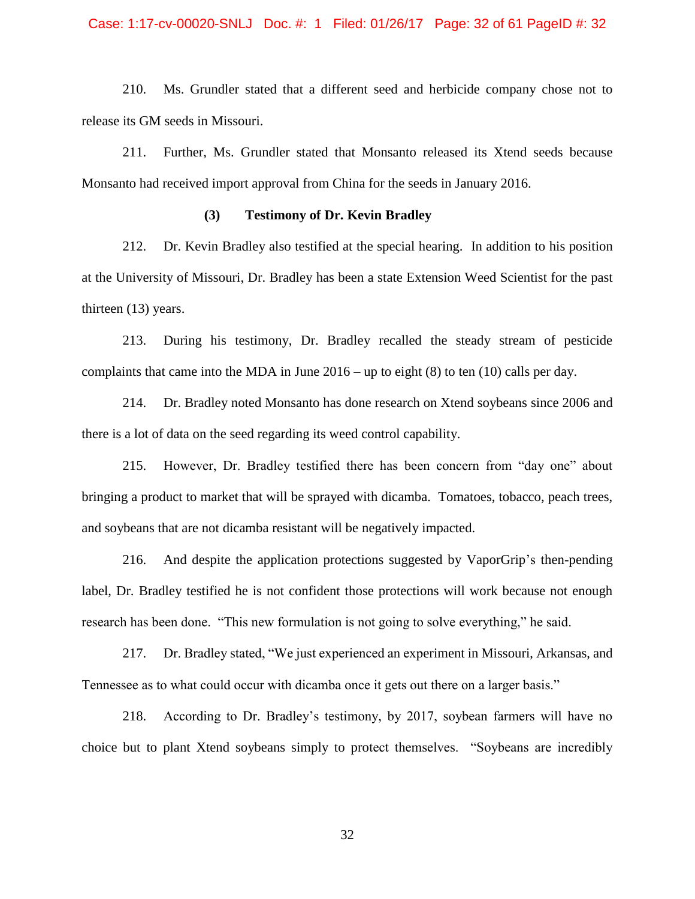210. Ms. Grundler stated that a different seed and herbicide company chose not to release its GM seeds in Missouri.

211. Further, Ms. Grundler stated that Monsanto released its Xtend seeds because Monsanto had received import approval from China for the seeds in January 2016.

### (3) Testimony of Dr. Kevin Bradley

212. Dr. Kevin Bradley also testified at the special hearing. In addition to his position at the University of Missouri, Dr. Bradley has been a state Extension Weed Scientist for the past thirteen (13) years.

213. During his testimony, Dr. Bradley recalled the steady stream of pesticide complaints that came into the MDA in June 2016 – up to eight (8) to ten (10) calls per day.

214. Dr. Bradley noted Monsanto has done research on Xtend soybeans since 2006 and there is a lot of data on the seed regarding its weed control capability.

215. However, Dr. Bradley testified there has been concern from "day one" about bringing a product to market that will be sprayed with dicamba. Tomatoes, tobacco, peach trees, and soybeans that are not dicamba resistant will be negatively impacted.

216. And despite the application protections suggested by VaporGrip's then-pending label, Dr. Bradley testified he is not confident those protections will work because not enough research has been done. "This new formulation is not going to solve everything," he said.

217. Dr. Bradley stated, "We just experienced an experiment in Missouri, Arkansas, and Tennessee as to what could occur with dicamba once it gets out there on a larger basis."

218. According to Dr. Bradley's testimony, by 2017, soybean farmers will have no choice but to plant Xtend soybeans simply to protect themselves. "Soybeans are incredibly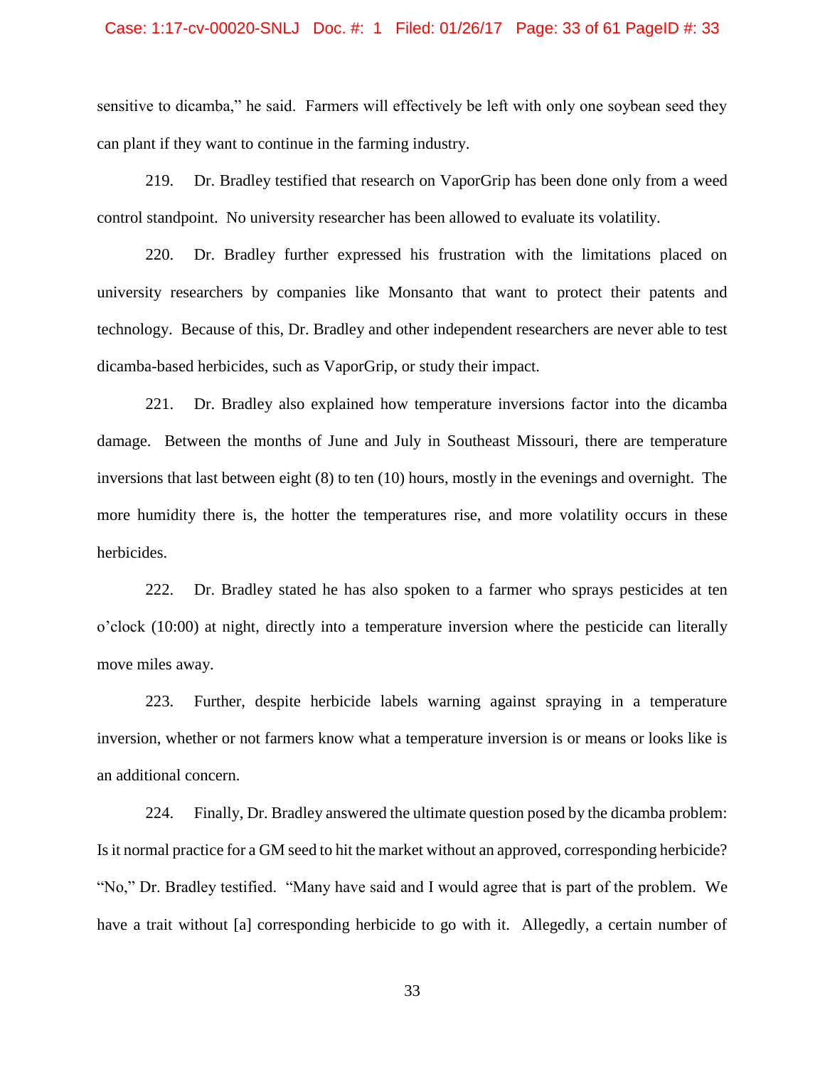sensitive to dicamba," he said. Farmers will effectively be left with only one soybean seed they can plant if they want to continue in the farming industry.

219. Dr. Bradley testified that research on VaporGrip has been done only from a weed control standpoint. No university researcher has been allowed to evaluate its volatility.

220. Dr. Bradley further expressed his frustration with the limitations placed on university researchers by companies like Monsanto that want to protect their patents and technology. Because of this, Dr. Bradley and other independent researchers are never able to test dicamba-based herbicides, such as VaporGrip, or study their impact.

221. Dr. Bradley also explained how temperature inversions factor into the dicamba damage. Between the months of June and July in Southeast Missouri, there are temperature inversions that last between eight (8) to ten (10) hours, mostly in the evenings and overnight. The more humidity there is, the hotter the temperatures rise, and more volatility occurs in these herbicides.

222. Dr. Bradley stated he has also spoken to a farmer who sprays pesticides at ten o'clock (10:00) at night, directly into a temperature inversion where the pesticide can literally move miles away.

223. Further, despite herbicide labels warning against spraying in a temperature inversion, whether or not farmers know what a temperature inversion is or means or looks like is an additional concern.

224. Finally, Dr. Bradley answered the ultimate question posed by the dicamba problem: Is it normal practice for a GM seed to hit the market without an approved, corresponding herbicide? "No," Dr. Bradley testified. "Many have said and I would agree that is part of the problem. We have a trait without [a] corresponding herbicide to go with it. Allegedly, a certain number of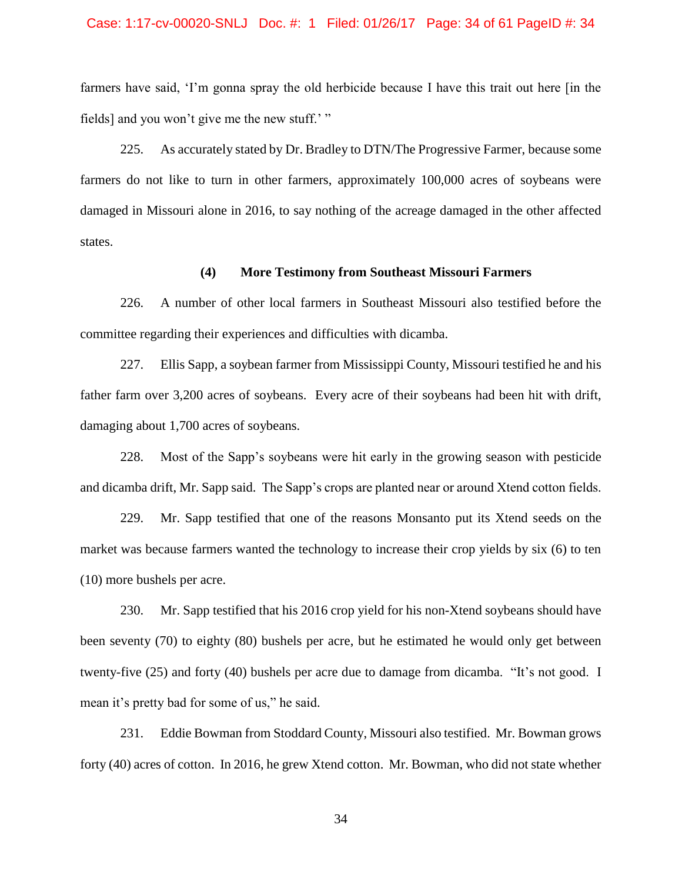farmers have said, 'I'm gonna spray the old herbicide because I have this trait out here [in the fields] and you won't give me the new stuff.' "

225. As accurately stated by Dr. Bradley to DTN/The Progressive Farmer, because some farmers do not like to turn in other farmers, approximately 100,000 acres of soybeans were damaged in Missouri alone in 2016, to say nothing of the acreage damaged in the other affected states.

### (4) More Testimony from Southeast Missouri Farmers

226. A number of other local farmers in Southeast Missouri also testified before the committee regarding their experiences and difficulties with dicamba.

227. Ellis Sapp, a soybean farmer from Mississippi County, Missouri testified he and his father farm over 3,200 acres of soybeans. Every acre of their soybeans had been hit with drift, damaging about 1,700 acres of soybeans.

228. Most of the Sapp's soybeans were hit early in the growing season with pesticide and dicamba drift, Mr. Sapp said. The Sapp's crops are planted near or around Xtend cotton fields.

229. Mr. Sapp testified that one of the reasons Monsanto put its Xtend seeds on the market was because farmers wanted the technology to increase their crop yields by six (6) to ten (10) more bushels per acre.

230. Mr. Sapp testified that his 2016 crop yield for his non-Xtend soybeans should have been seventy (70) to eighty (80) bushels per acre, but he estimated he would only get between twenty-five (25) and forty (40) bushels per acre due to damage from dicamba. "It's not good. I mean it's pretty bad for some of us," he said.

231. Eddie Bowman from Stoddard County, Missouri also testified. Mr. Bowman grows forty (40) acres of cotton. In 2016, he grew Xtend cotton. Mr. Bowman, who did not state whether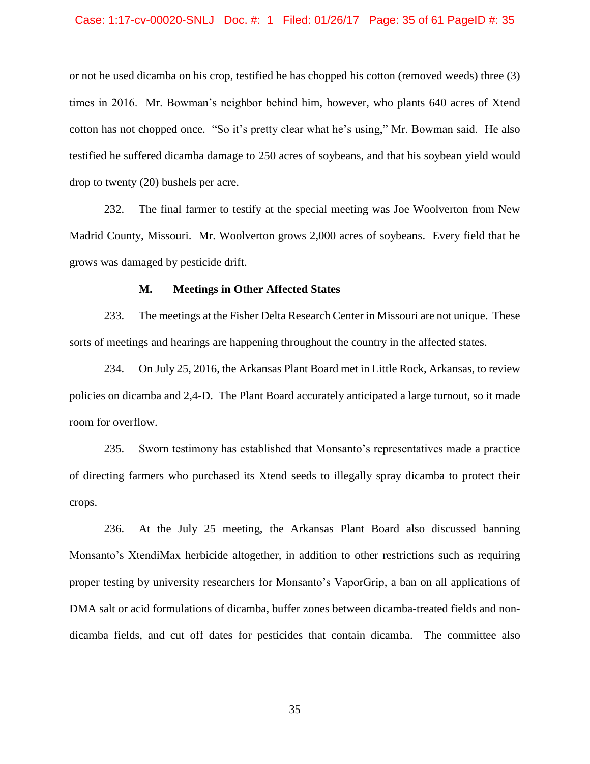or not he used dicamba on his crop, testified he has chopped his cotton (removed weeds) three (3) times in 2016. Mr. Bowman's neighbor behind him, however, who plants 640 acres of Xtend cotton has not chopped once. "So it's pretty clear what he's using," Mr. Bowman said. He also testified he suffered dicamba damage to 250 acres of soybeans, and that his soybean yield would drop to twenty (20) bushels per acre.

232. The final farmer to testify at the special meeting was Joe Woolverton from New Madrid County, Missouri. Mr. Woolverton grows 2,000 acres of soybeans. Every field that he grows was damaged by pesticide drift.

### M. Meetings in Other Affected States

233. The meetings at the Fisher Delta Research Center in Missouri are not unique. These sorts of meetings and hearings are happening throughout the country in the affected states.

234. On July 25, 2016, the Arkansas Plant Board met in Little Rock, Arkansas, to review policies on dicamba and 2,4-D. The Plant Board accurately anticipated a large turnout, so it made room for overflow.

235. Sworn testimony has established that Monsanto's representatives made a practice of directing farmers who purchased its Xtend seeds to illegally spray dicamba to protect their crops.

236. At the July 25 meeting, the Arkansas Plant Board also discussed banning Monsanto's XtendiMax herbicide altogether, in addition to other restrictions such as requiring proper testing by university researchers for Monsanto's VaporGrip, a ban on all applications of DMA salt or acid formulations of dicamba, buffer zones between dicamba-treated fields and non-dicamba fields, and cut off dates for pesticides that contain dicamba. The committee also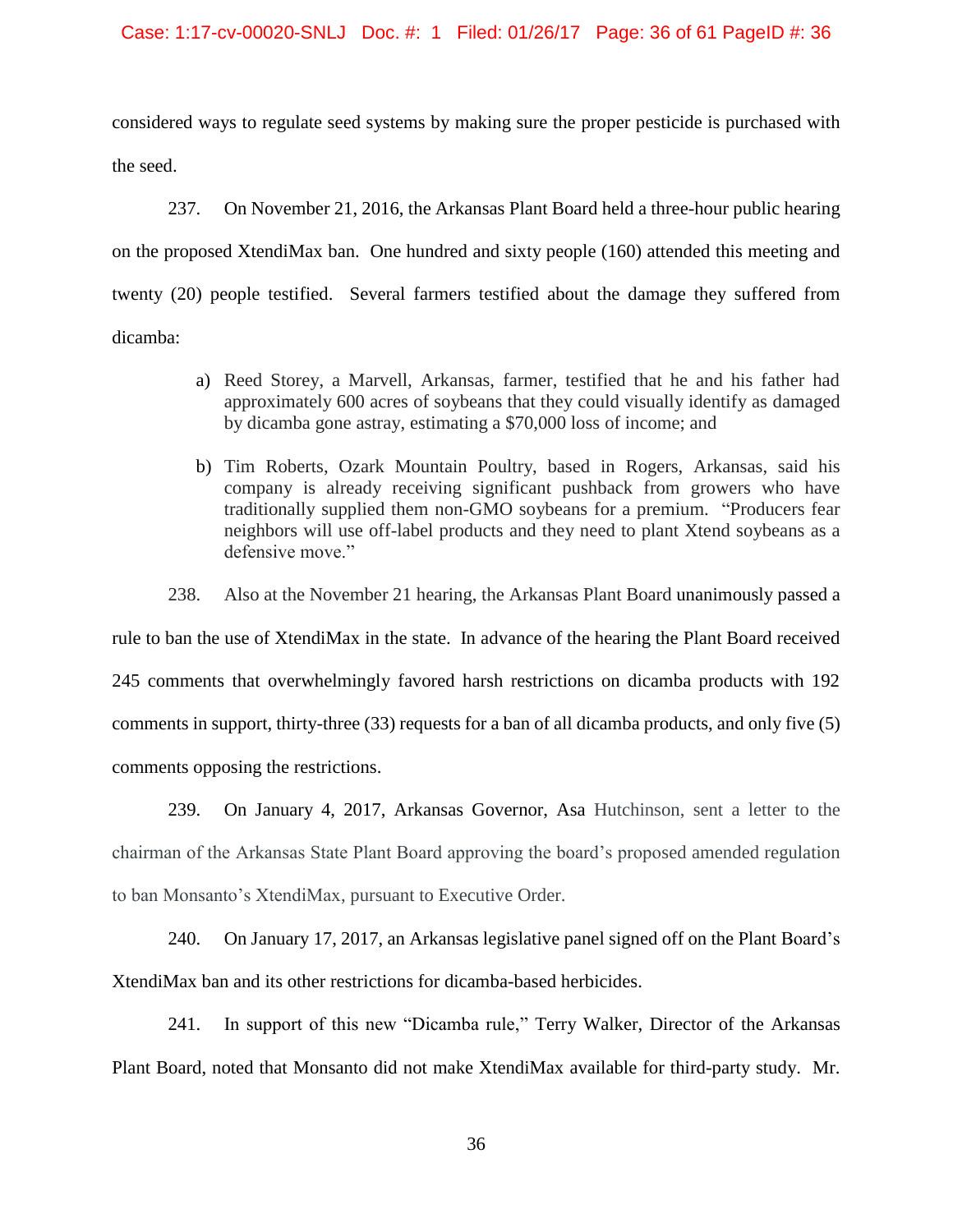considered ways to regulate seed systems by making sure the proper pesticide is purchased with the seed.

237. On November 21, 2016, the Arkansas Plant Board held a three-hour public hearing on the proposed XtendiMax ban. One hundred and sixty people (160) attended this meeting and twenty (20) people testified. Several farmers testified about the damage they suffered from dicamba:

> a) Reed Storey, a Marvell, Arkansas, farmer, testified that he and his father had approximately 600 acres of soybeans that they could visually identify as damaged by dicamba gone astray, estimating a $70,000 loss of income; and
>
> b) Tim Roberts, Ozark Mountain Poultry, based in Rogers, Arkansas, said his company is already receiving significant pushback from growers who have traditionally supplied them non-GMO soybeans for a premium. "Producers fear neighbors will use off-label products and they need to plant Xtend soybeans as a defensive move."

238. Also at the November 21 hearing, the Arkansas Plant Board unanimously passed a rule to ban the use of XtendiMax in the state. In advance of the hearing the Plant Board received 245 comments that overwhelmingly favored harsh restrictions on dicamba products with 192 comments in support, thirty-three (33) requests for a ban of all dicamba products, and only five (5) comments opposing the restrictions.

239. On January 4, 2017, Arkansas Governor, Asa Hutchinson, sent a letter to the chairman of the Arkansas State Plant Board approving the board's proposed amended regulation to ban Monsanto's XtendiMax, pursuant to Executive Order.

240. On January 17, 2017, an Arkansas legislative panel signed off on the Plant Board's XtendiMax ban and its other restrictions for dicamba-based herbicides.

241. In support of this new "Dicamba rule," Terry Walker, Director of the Arkansas Plant Board, noted that Monsanto did not make XtendiMax available for third-party study. Mr.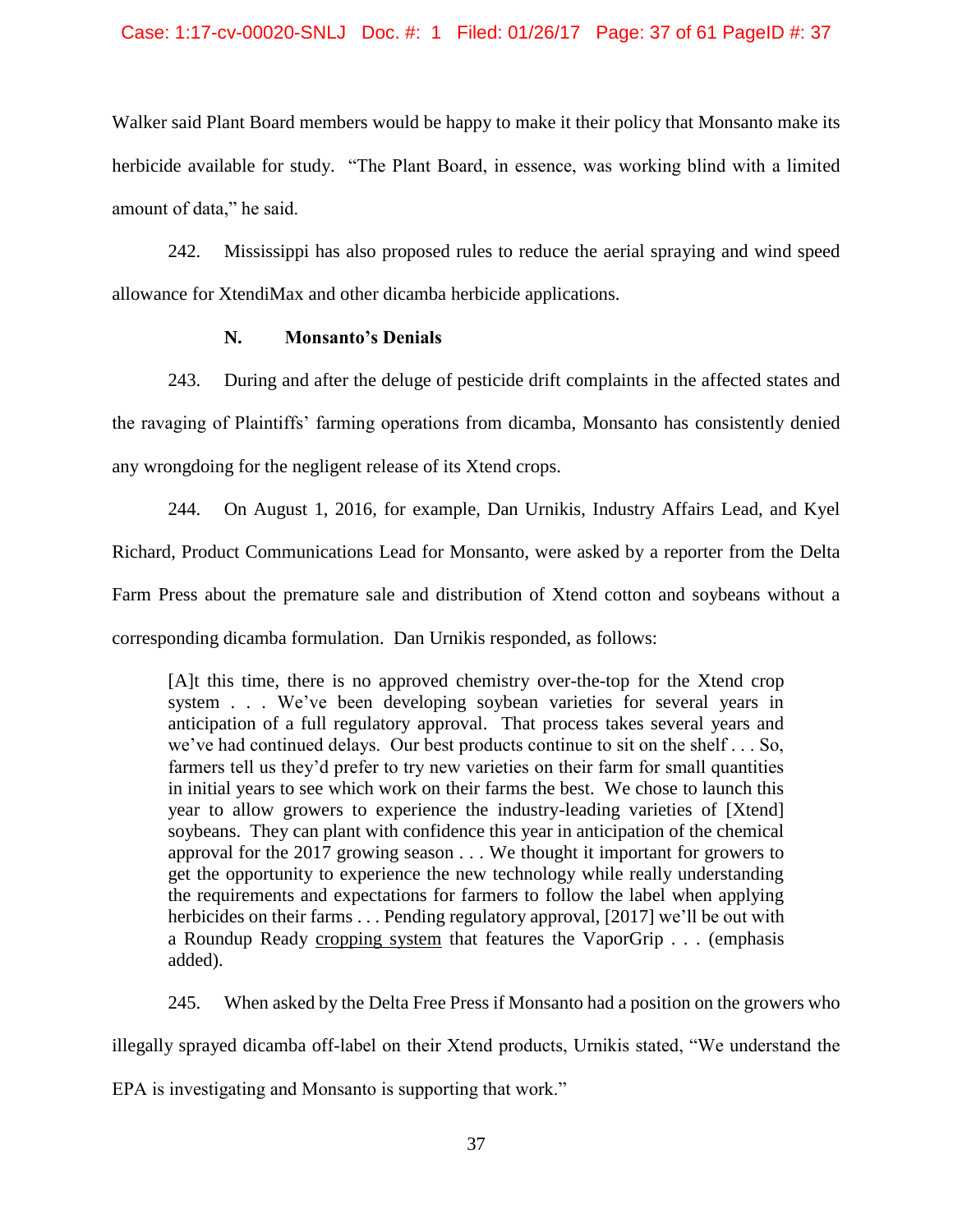Walker said Plant Board members would be happy to make it their policy that Monsanto make its herbicide available for study. "The Plant Board, in essence, was working blind with a limited amount of data," he said.

242. Mississippi has also proposed rules to reduce the aerial spraying and wind speed allowance for XtendiMax and other dicamba herbicide applications.

### N. Monsanto's Denials

243. During and after the deluge of pesticide drift complaints in the affected states and the ravaging of Plaintiffs' farming operations from dicamba, Monsanto has consistently denied any wrongdoing for the negligent release of its Xtend crops.

244. On August 1, 2016, for example, Dan Urnikis, Industry Affairs Lead, and Kyel Richard, Product Communications Lead for Monsanto, were asked by a reporter from the Delta Farm Press about the premature sale and distribution of Xtend cotton and soybeans without a corresponding dicamba formulation. Dan Urnikis responded, as follows:

> [A]t this time, there is no approved chemistry over-the-top for the Xtend crop system . . . We've been developing soybean varieties for several years in anticipation of a full regulatory approval. That process takes several years and we've had continued delays. Our best products continue to sit on the shelf . . . So, farmers tell us they'd prefer to try new varieties on their farm for small quantities in initial years to see which work on their farms the best. We chose to launch this year to allow growers to experience the industry-leading varieties of [Xtend] soybeans. They can plant with confidence this year in anticipation of the chemical approval for the 2017 growing season . . . We thought it important for growers to get the opportunity to experience the new technology while really understanding the requirements and expectations for farmers to follow the label when applying herbicides on their farms . . . Pending regulatory approval, [2017] we'll be out with a Roundup Ready <u>cropping system</u> that features the VaporGrip . . . (emphasis added).

245. When asked by the Delta Free Press if Monsanto had a position on the growers who illegally sprayed dicamba off-label on their Xtend products, Urnikis stated, "We understand the EPA is investigating and Monsanto is supporting that work."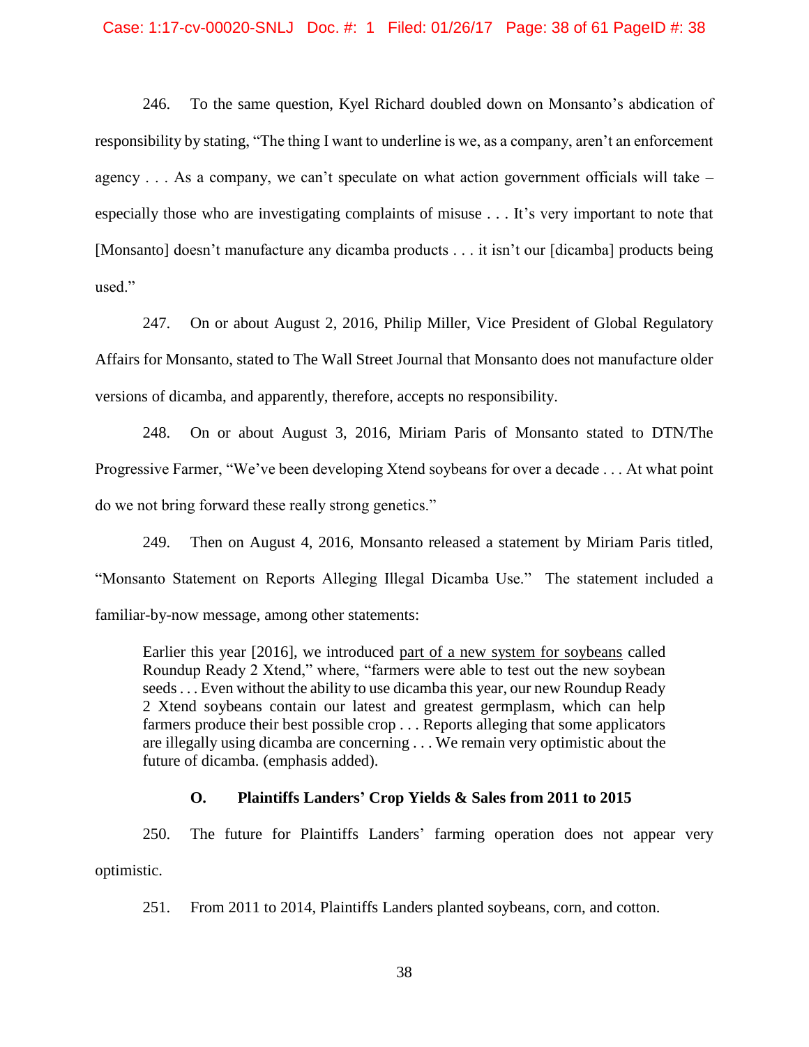246. To the same question, Kyel Richard doubled down on Monsanto's abdication of responsibility by stating, "The thing I want to underline is we, as a company, aren't an enforcement agency . . . As a company, we can't speculate on what action government officials will take – especially those who are investigating complaints of misuse . . . It's very important to note that [Monsanto] doesn't manufacture any dicamba products . . . it isn't our [dicamba] products being used."

247. On or about August 2, 2016, Philip Miller, Vice President of Global Regulatory Affairs for Monsanto, stated to The Wall Street Journal that Monsanto does not manufacture older versions of dicamba, and apparently, therefore, accepts no responsibility.

248. On or about August 3, 2016, Miriam Paris of Monsanto stated to DTN/The Progressive Farmer, "We've been developing Xtend soybeans for over a decade . . . At what point do we not bring forward these really strong genetics."

249. Then on August 4, 2016, Monsanto released a statement by Miriam Paris titled, "Monsanto Statement on Reports Alleging Illegal Dicamba Use." The statement included a familiar-by-now message, among other statements:

> Earlier this year [2016], we introduced <u>part of a new system for soybeans</u> called Roundup Ready 2 Xtend," where, "farmers were able to test out the new soybean seeds . . . Even without the ability to use dicamba this year, our new Roundup Ready 2 Xtend soybeans contain our latest and greatest germplasm, which can help farmers produce their best possible crop . . . Reports alleging that some applicators are illegally using dicamba are concerning . . . We remain very optimistic about the future of dicamba. (emphasis added).

### O. Plaintiffs Landers' Crop Yields & Sales from 2011 to 2015

250. The future for Plaintiffs Landers' farming operation does not appear very optimistic.

251. From 2011 to 2014, Plaintiffs Landers planted soybeans, corn, and cotton.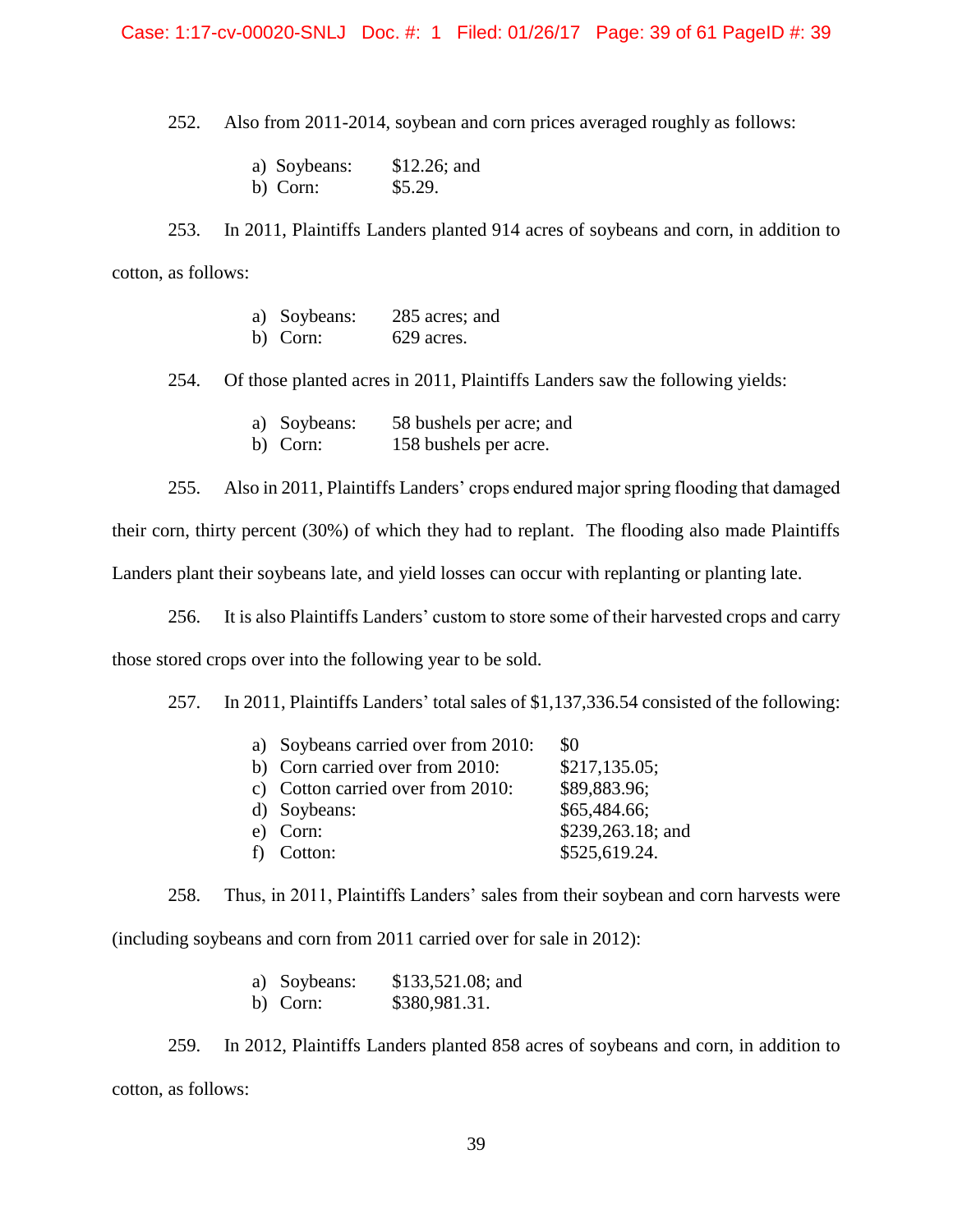252. Also from 2011-2014, soybean and corn prices averaged roughly as follows:

a) Soybeans: $12.26; and
b) Corn: $5.29.

253. In 2011, Plaintiffs Landers planted 914 acres of soybeans and corn, in addition to cotton, as follows:

a) Soybeans: 285 acres; and
b) Corn: 629 acres.

254. Of those planted acres in 2011, Plaintiffs Landers saw the following yields:

a) Soybeans: 58 bushels per acre; and
b) Corn: 158 bushels per acre.

255. Also in 2011, Plaintiffs Landers' crops endured major spring flooding that damaged their corn, thirty percent (30%) of which they had to replant. The flooding also made Plaintiffs Landers plant their soybeans late, and yield losses can occur with replanting or planting late.

256. It is also Plaintiffs Landers' custom to store some of their harvested crops and carry those stored crops over into the following year to be sold.

257. In 2011, Plaintiffs Landers' total sales of $1,137,336.54 consisted of the following:

a) Soybeans carried over from 2010: $0
b) Corn carried over from 2010: $217,135.05;
c) Cotton carried over from 2010: $89,883.96;
d) Soybeans: $65,484.66;
e) Corn: $239,263.18; and
f) Cotton: $525,619.24.

258. Thus, in 2011, Plaintiffs Landers' sales from their soybean and corn harvests were (including soybeans and corn from 2011 carried over for sale in 2012):

a) Soybeans: $133,521.08; and
b) Corn: $380,981.31.

259. In 2012, Plaintiffs Landers planted 858 acres of soybeans and corn, in addition to cotton, as follows: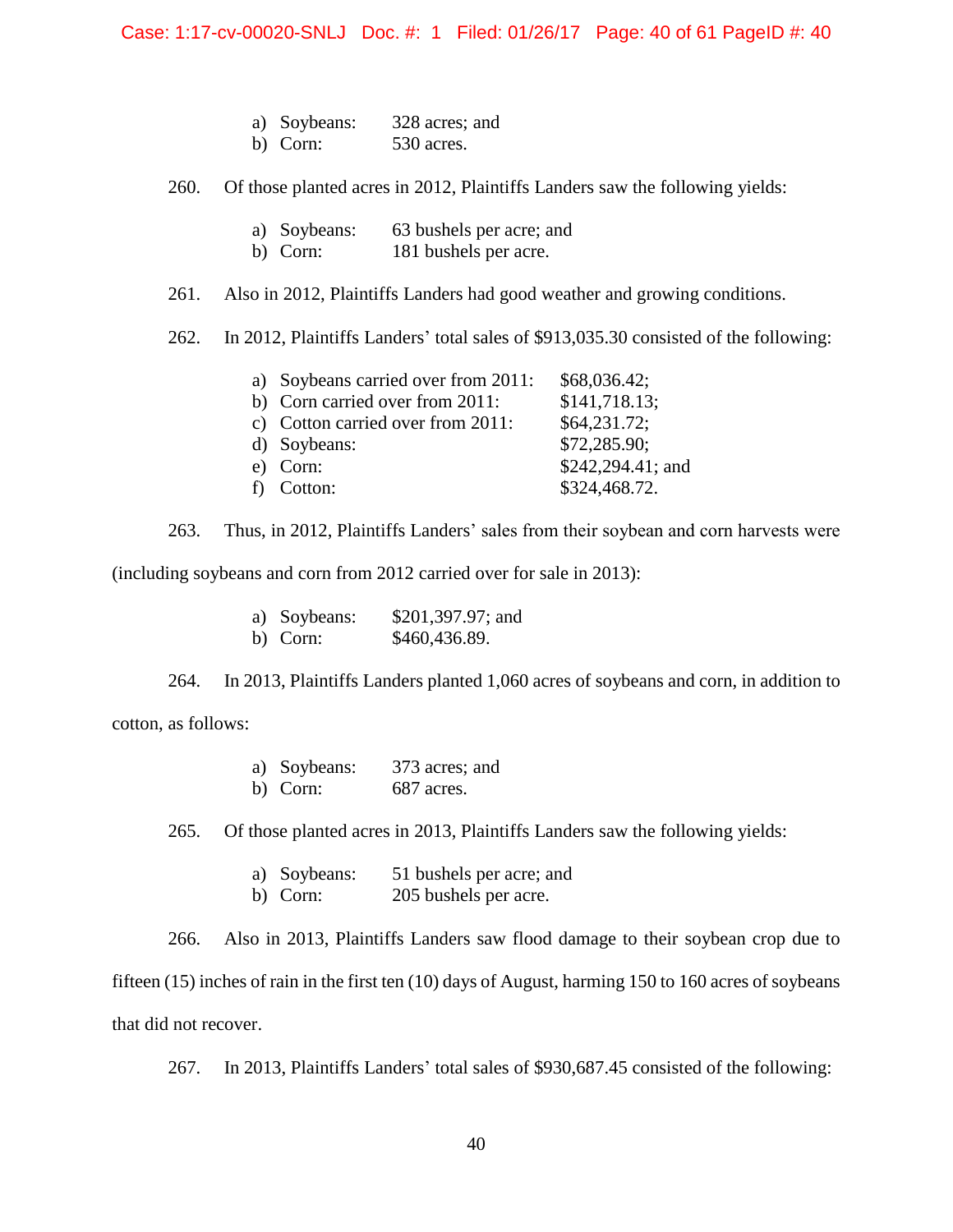a) Soybeans: 328 acres; and
b) Corn: 530 acres.

260. Of those planted acres in 2012, Plaintiffs Landers saw the following yields:

a) Soybeans: 63 bushels per acre; and
b) Corn: 181 bushels per acre.

261. Also in 2012, Plaintiffs Landers had good weather and growing conditions.

262. In 2012, Plaintiffs Landers' total sales of $913,035.30 consisted of the following:

a) Soybeans carried over from 2011: $68,036.42;
b) Corn carried over from 2011: $141,718.13;
c) Cotton carried over from 2011: $64,231.72;
d) Soybeans: $72,285.90;
e) Corn: $242,294.41; and
f) Cotton: $324,468.72.

263. Thus, in 2012, Plaintiffs Landers' sales from their soybean and corn harvests were (including soybeans and corn from 2012 carried over for sale in 2013):

a) Soybeans: $201,397.97; and
b) Corn: $460,436.89.

264. In 2013, Plaintiffs Landers planted 1,060 acres of soybeans and corn, in addition to cotton, as follows:

a) Soybeans: 373 acres; and
b) Corn: 687 acres.

265. Of those planted acres in 2013, Plaintiffs Landers saw the following yields:

a) Soybeans: 51 bushels per acre; and
b) Corn: 205 bushels per acre.

266. Also in 2013, Plaintiffs Landers saw flood damage to their soybean crop due to fifteen (15) inches of rain in the first ten (10) days of August, harming 150 to 160 acres of soybeans that did not recover.

267. In 2013, Plaintiffs Landers' total sales of $930,687.45 consisted of the following: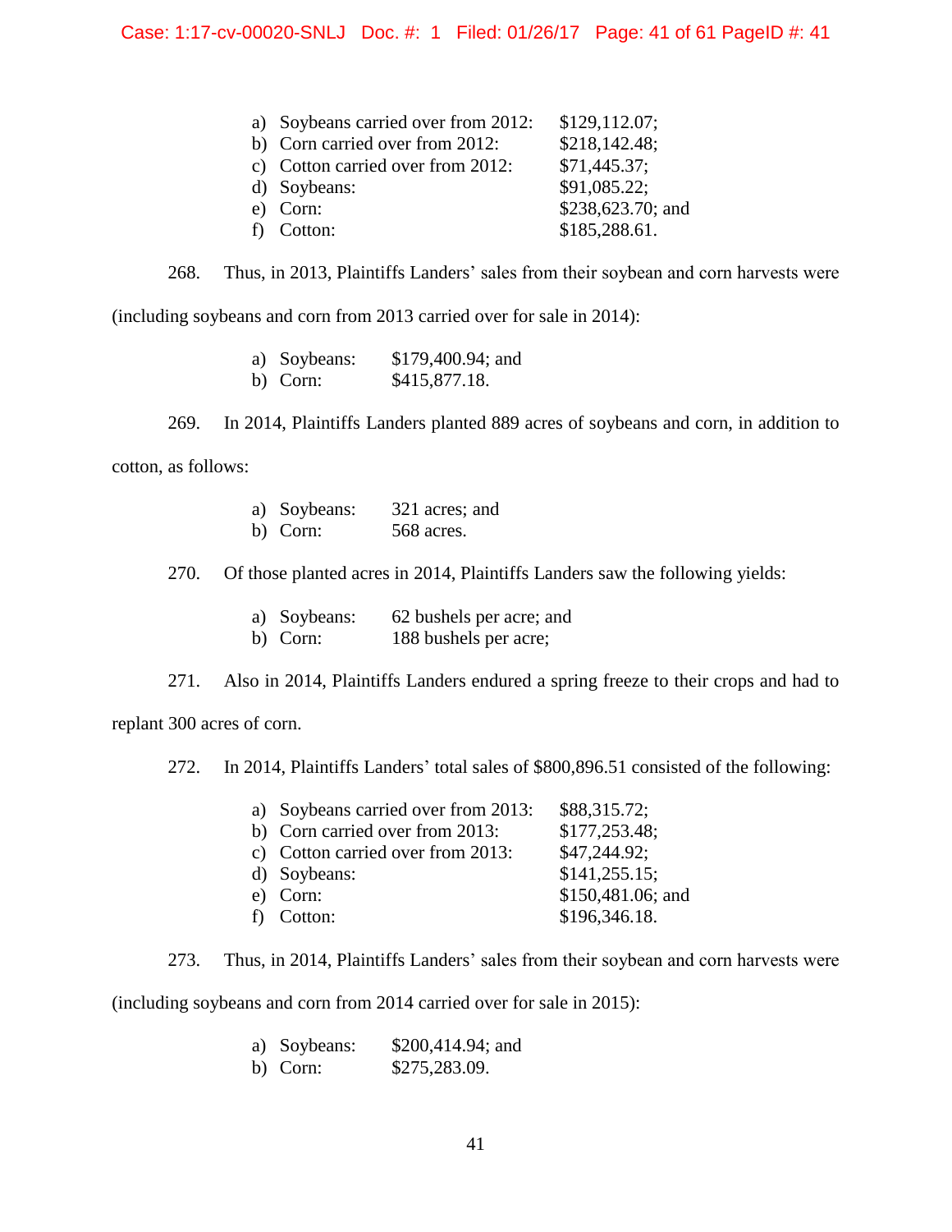a) Soybeans carried over from 2012: $129,112.07;
b) Corn carried over from 2012: $218,142.48;
c) Cotton carried over from 2012: $71,445.37;
d) Soybeans: $91,085.22;
e) Corn: $238,623.70; and
f) Cotton: $185,288.61.

268. Thus, in 2013, Plaintiffs Landers' sales from their soybean and corn harvests were (including soybeans and corn from 2013 carried over for sale in 2014):

a) Soybeans: $179,400.94; and
b) Corn: $415,877.18.

269. In 2014, Plaintiffs Landers planted 889 acres of soybeans and corn, in addition to cotton, as follows:

a) Soybeans: 321 acres; and
b) Corn: 568 acres.

270. Of those planted acres in 2014, Plaintiffs Landers saw the following yields:

a) Soybeans: 62 bushels per acre; and
b) Corn: 188 bushels per acre;

271. Also in 2014, Plaintiffs Landers endured a spring freeze to their crops and had to replant 300 acres of corn.

272. In 2014, Plaintiffs Landers' total sales of $800,896.51 consisted of the following:

a) Soybeans carried over from 2013: $88,315.72;
b) Corn carried over from 2013: $177,253.48;
c) Cotton carried over from 2013: $47,244.92;
d) Soybeans: $141,255.15;
e) Corn: $150,481.06; and
f) Cotton: $196,346.18.

273. Thus, in 2014, Plaintiffs Landers' sales from their soybean and corn harvests were (including soybeans and corn from 2014 carried over for sale in 2015):

a) Soybeans: $200,414.94; and
b) Corn: $275,283.09.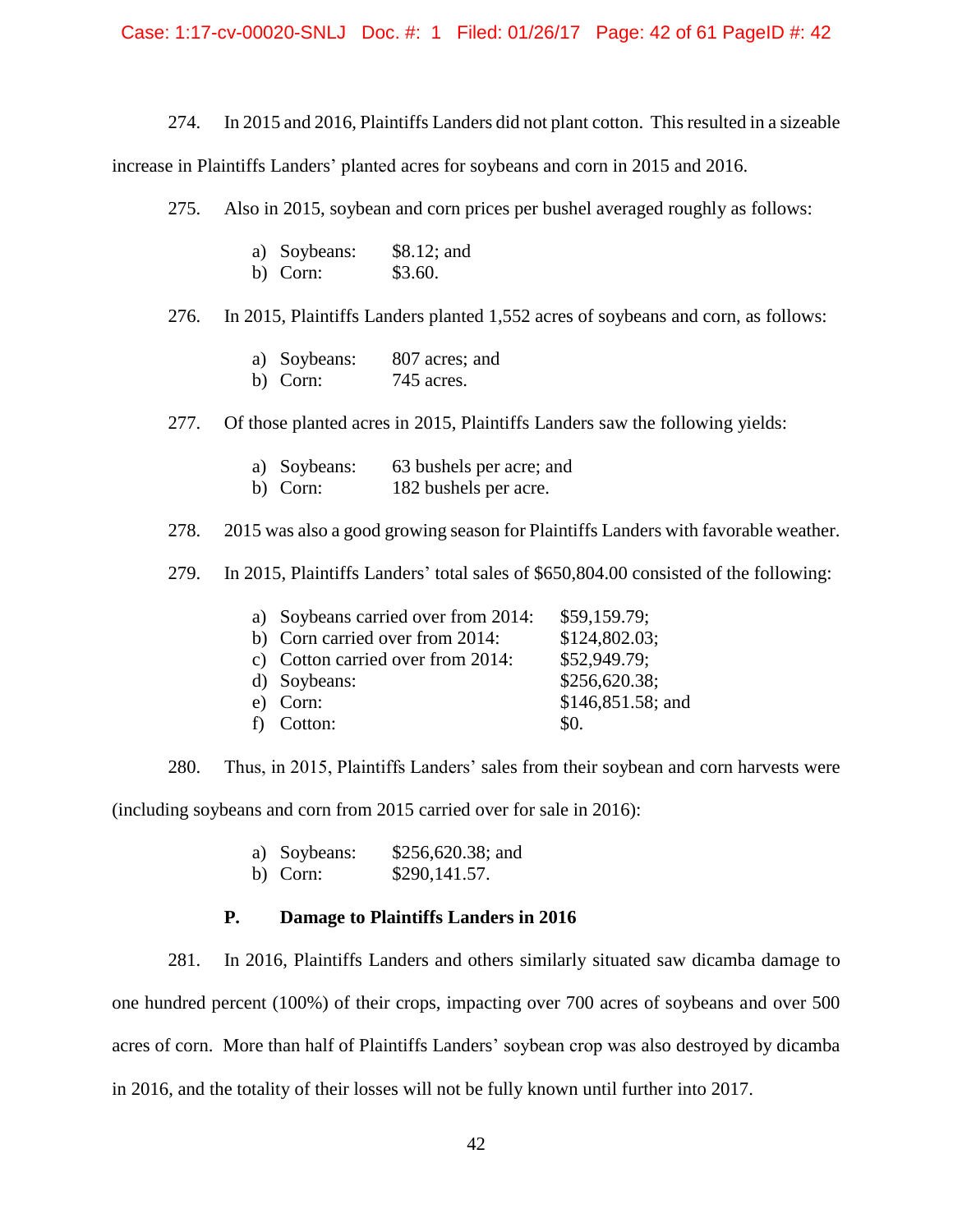274. In 2015 and 2016, Plaintiffs Landers did not plant cotton. This resulted in a sizeable increase in Plaintiffs Landers' planted acres for soybeans and corn in 2015 and 2016.

275. Also in 2015, soybean and corn prices per bushel averaged roughly as follows:

a) Soybeans: $8.12; and
b) Corn: $3.60.

276. In 2015, Plaintiffs Landers planted 1,552 acres of soybeans and corn, as follows:

a) Soybeans: 807 acres; and
b) Corn: 745 acres.

277. Of those planted acres in 2015, Plaintiffs Landers saw the following yields:

a) Soybeans: 63 bushels per acre; and
b) Corn: 182 bushels per acre.

278. 2015 was also a good growing season for Plaintiffs Landers with favorable weather.

279. In 2015, Plaintiffs Landers' total sales of $650,804.00 consisted of the following:

a) Soybeans carried over from 2014: $59,159.79;
b) Corn carried over from 2014: $124,802.03;
c) Cotton carried over from 2014: $52,949.79;
d) Soybeans: $256,620.38;
e) Corn: $146,851.58; and
f) Cotton: $0.

280. Thus, in 2015, Plaintiffs Landers' sales from their soybean and corn harvests were (including soybeans and corn from 2015 carried over for sale in 2016):

a) Soybeans: $256,620.38; and
b) Corn: $290,141.57.

### P. Damage to Plaintiffs Landers in 2016

281. In 2016, Plaintiffs Landers and others similarly situated saw dicamba damage to one hundred percent (100%) of their crops, impacting over 700 acres of soybeans and over 500 acres of corn. More than half of Plaintiffs Landers' soybean crop was also destroyed by dicamba in 2016, and the totality of their losses will not be fully known until further into 2017.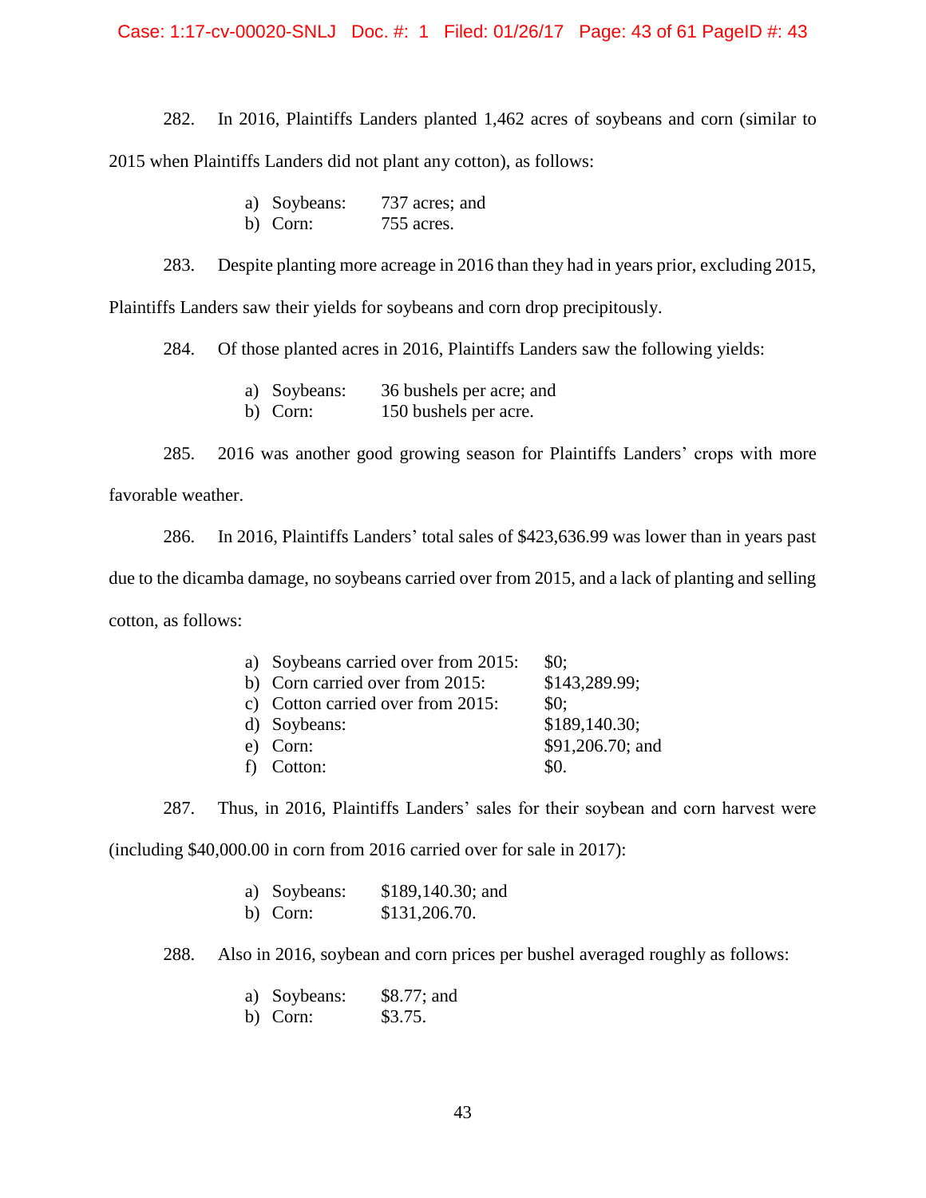282. In 2016, Plaintiffs Landers planted 1,462 acres of soybeans and corn (similar to 2015 when Plaintiffs Landers did not plant any cotton), as follows:

a) Soybeans: 737 acres; and
b) Corn: 755 acres.

283. Despite planting more acreage in 2016 than they had in years prior, excluding 2015, Plaintiffs Landers saw their yields for soybeans and corn drop precipitously.

284. Of those planted acres in 2016, Plaintiffs Landers saw the following yields:

a) Soybeans: 36 bushels per acre; and
b) Corn: 150 bushels per acre.

285. 2016 was another good growing season for Plaintiffs Landers' crops with more favorable weather.

286. In 2016, Plaintiffs Landers' total sales of $423,636.99 was lower than in years past due to the dicamba damage, no soybeans carried over from 2015, and a lack of planting and selling cotton, as follows:

a) Soybeans carried over from 2015: $0;
b) Corn carried over from 2015: $143,289.99;
c) Cotton carried over from 2015: $0;
d) Soybeans: $189,140.30;
e) Corn: $91,206.70; and
f) Cotton: $0.

287. Thus, in 2016, Plaintiffs Landers' sales for their soybean and corn harvest were (including $40,000.00 in corn from 2016 carried over for sale in 2017):

a) Soybeans: $189,140.30; and
b) Corn: $131,206.70.

288. Also in 2016, soybean and corn prices per bushel averaged roughly as follows:

a) Soybeans: $8.77; and
b) Corn: $3.75.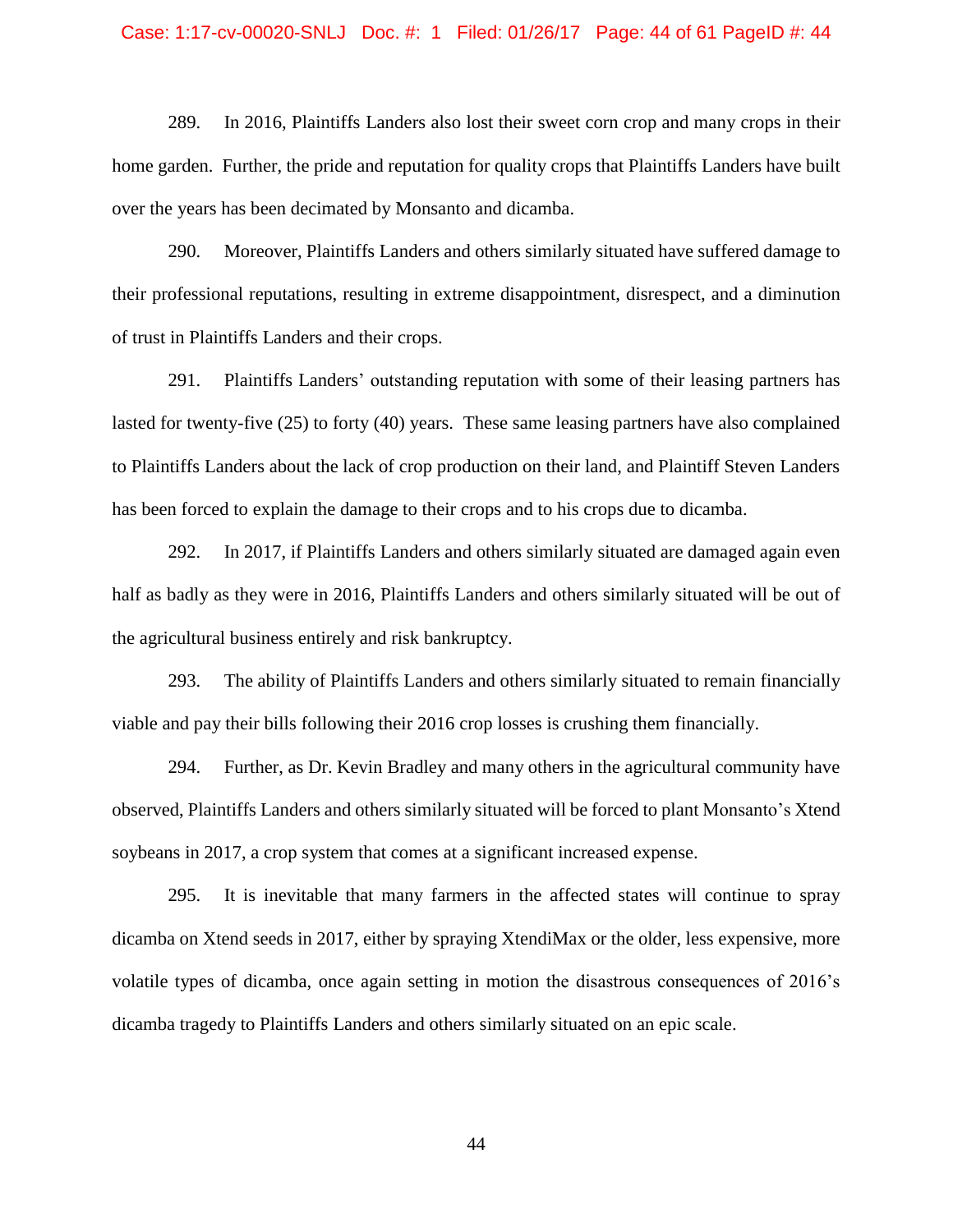289. In 2016, Plaintiffs Landers also lost their sweet corn crop and many crops in their home garden. Further, the pride and reputation for quality crops that Plaintiffs Landers have built over the years has been decimated by Monsanto and dicamba.

290. Moreover, Plaintiffs Landers and others similarly situated have suffered damage to their professional reputations, resulting in extreme disappointment, disrespect, and a diminution of trust in Plaintiffs Landers and their crops.

291. Plaintiffs Landers' outstanding reputation with some of their leasing partners has lasted for twenty-five (25) to forty (40) years. These same leasing partners have also complained to Plaintiffs Landers about the lack of crop production on their land, and Plaintiff Steven Landers has been forced to explain the damage to their crops and to his crops due to dicamba.

292. In 2017, if Plaintiffs Landers and others similarly situated are damaged again even half as badly as they were in 2016, Plaintiffs Landers and others similarly situated will be out of the agricultural business entirely and risk bankruptcy.

293. The ability of Plaintiffs Landers and others similarly situated to remain financially viable and pay their bills following their 2016 crop losses is crushing them financially.

294. Further, as Dr. Kevin Bradley and many others in the agricultural community have observed, Plaintiffs Landers and others similarly situated will be forced to plant Monsanto's Xtend soybeans in 2017, a crop system that comes at a significant increased expense.

295. It is inevitable that many farmers in the affected states will continue to spray dicamba on Xtend seeds in 2017, either by spraying XtendiMax or the older, less expensive, more volatile types of dicamba, once again setting in motion the disastrous consequences of 2016's dicamba tragedy to Plaintiffs Landers and others similarly situated on an epic scale.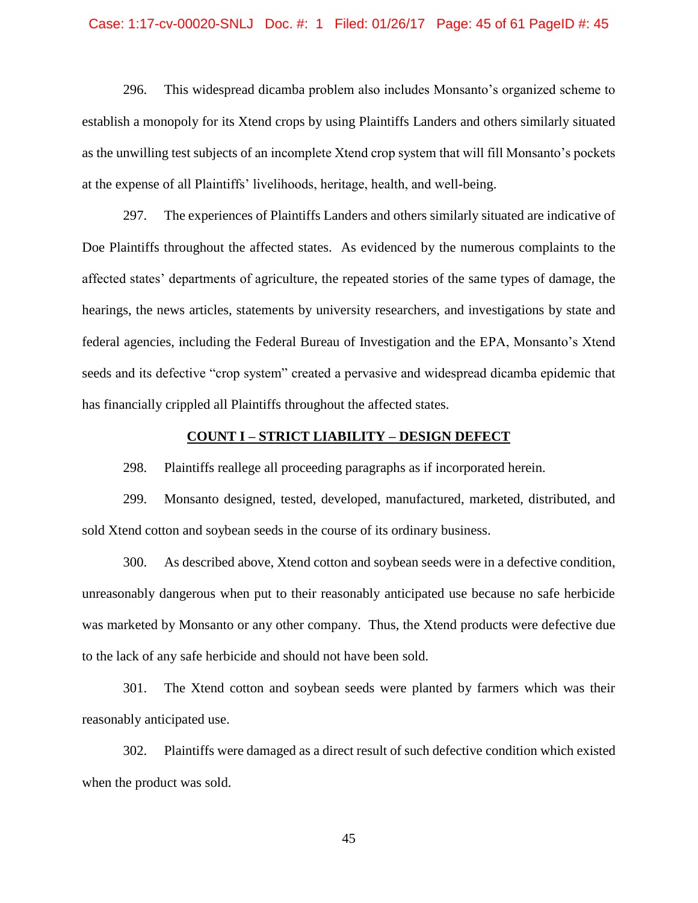296. This widespread dicamba problem also includes Monsanto's organized scheme to establish a monopoly for its Xtend crops by using Plaintiffs Landers and others similarly situated as the unwilling test subjects of an incomplete Xtend crop system that will fill Monsanto's pockets at the expense of all Plaintiffs' livelihoods, heritage, health, and well-being.

297. The experiences of Plaintiffs Landers and others similarly situated are indicative of Doe Plaintiffs throughout the affected states. As evidenced by the numerous complaints to the affected states' departments of agriculture, the repeated stories of the same types of damage, the hearings, the news articles, statements by university researchers, and investigations by state and federal agencies, including the Federal Bureau of Investigation and the EPA, Monsanto's Xtend seeds and its defective "crop system" created a pervasive and widespread dicamba epidemic that has financially crippled all Plaintiffs throughout the affected states.

## COUNT I – STRICT LIABILITY – DESIGN DEFECT

298. Plaintiffs reallege all proceeding paragraphs as if incorporated herein.

299. Monsanto designed, tested, developed, manufactured, marketed, distributed, and sold Xtend cotton and soybean seeds in the course of its ordinary business.

300. As described above, Xtend cotton and soybean seeds were in a defective condition, unreasonably dangerous when put to their reasonably anticipated use because no safe herbicide was marketed by Monsanto or any other company. Thus, the Xtend products were defective due to the lack of any safe herbicide and should not have been sold.

301. The Xtend cotton and soybean seeds were planted by farmers which was their reasonably anticipated use.

302. Plaintiffs were damaged as a direct result of such defective condition which existed when the product was sold.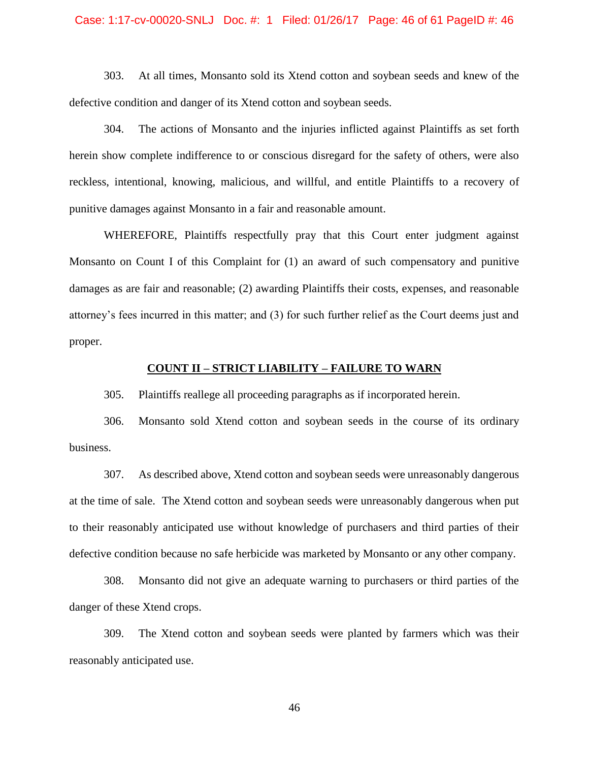303. At all times, Monsanto sold its Xtend cotton and soybean seeds and knew of the defective condition and danger of its Xtend cotton and soybean seeds.

304. The actions of Monsanto and the injuries inflicted against Plaintiffs as set forth herein show complete indifference to or conscious disregard for the safety of others, were also reckless, intentional, knowing, malicious, and willful, and entitle Plaintiffs to a recovery of punitive damages against Monsanto in a fair and reasonable amount.

WHEREFORE, Plaintiffs respectfully pray that this Court enter judgment against Monsanto on Count I of this Complaint for (1) an award of such compensatory and punitive damages as are fair and reasonable; (2) awarding Plaintiffs their costs, expenses, and reasonable attorney's fees incurred in this matter; and (3) for such further relief as the Court deems just and proper.

## COUNT II – STRICT LIABILITY – FAILURE TO WARN

305. Plaintiffs reallege all proceeding paragraphs as if incorporated herein.

306. Monsanto sold Xtend cotton and soybean seeds in the course of its ordinary business.

307. As described above, Xtend cotton and soybean seeds were unreasonably dangerous at the time of sale. The Xtend cotton and soybean seeds were unreasonably dangerous when put to their reasonably anticipated use without knowledge of purchasers and third parties of their defective condition because no safe herbicide was marketed by Monsanto or any other company.

308. Monsanto did not give an adequate warning to purchasers or third parties of the danger of these Xtend crops.

309. The Xtend cotton and soybean seeds were planted by farmers which was their reasonably anticipated use.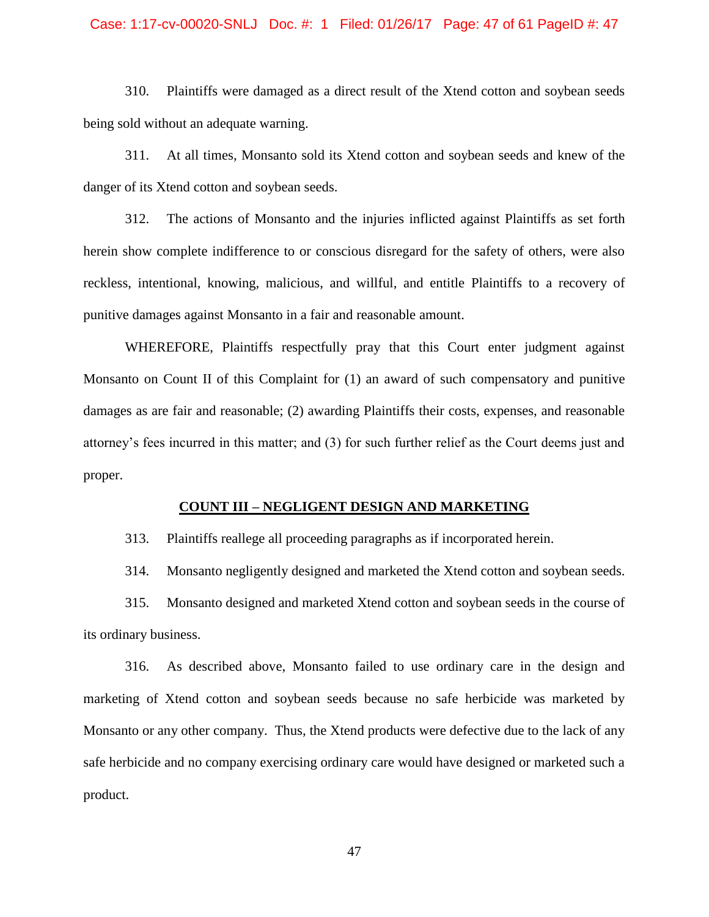310. Plaintiffs were damaged as a direct result of the Xtend cotton and soybean seeds being sold without an adequate warning.

311. At all times, Monsanto sold its Xtend cotton and soybean seeds and knew of the danger of its Xtend cotton and soybean seeds.

312. The actions of Monsanto and the injuries inflicted against Plaintiffs as set forth herein show complete indifference to or conscious disregard for the safety of others, were also reckless, intentional, knowing, malicious, and willful, and entitle Plaintiffs to a recovery of punitive damages against Monsanto in a fair and reasonable amount.

WHEREFORE, Plaintiffs respectfully pray that this Court enter judgment against Monsanto on Count II of this Complaint for (1) an award of such compensatory and punitive damages as are fair and reasonable; (2) awarding Plaintiffs their costs, expenses, and reasonable attorney's fees incurred in this matter; and (3) for such further relief as the Court deems just and proper.

## COUNT III – NEGLIGENT DESIGN AND MARKETING

313. Plaintiffs reallege all proceeding paragraphs as if incorporated herein.

314. Monsanto negligently designed and marketed the Xtend cotton and soybean seeds.

315. Monsanto designed and marketed Xtend cotton and soybean seeds in the course of its ordinary business.

316. As described above, Monsanto failed to use ordinary care in the design and marketing of Xtend cotton and soybean seeds because no safe herbicide was marketed by Monsanto or any other company. Thus, the Xtend products were defective due to the lack of any safe herbicide and no company exercising ordinary care would have designed or marketed such a product.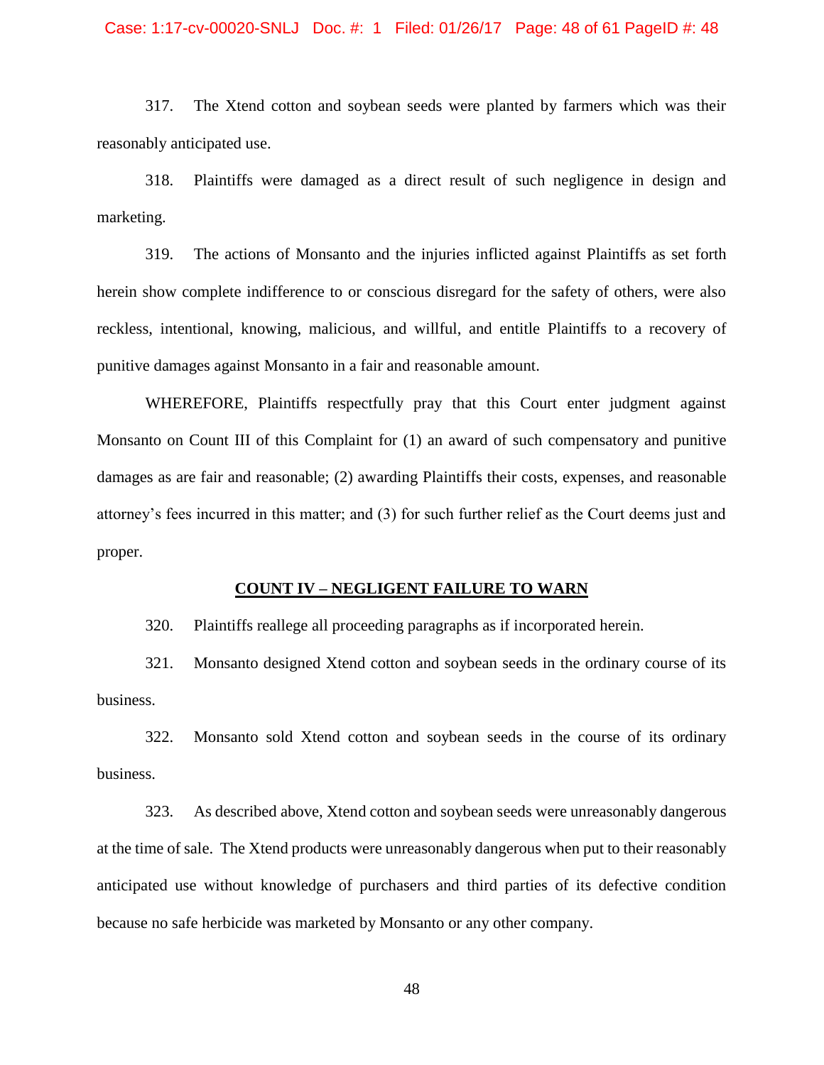317. The Xtend cotton and soybean seeds were planted by farmers which was their reasonably anticipated use.

318. Plaintiffs were damaged as a direct result of such negligence in design and marketing.

319. The actions of Monsanto and the injuries inflicted against Plaintiffs as set forth herein show complete indifference to or conscious disregard for the safety of others, were also reckless, intentional, knowing, malicious, and willful, and entitle Plaintiffs to a recovery of punitive damages against Monsanto in a fair and reasonable amount.

WHEREFORE, Plaintiffs respectfully pray that this Court enter judgment against Monsanto on Count III of this Complaint for (1) an award of such compensatory and punitive damages as are fair and reasonable; (2) awarding Plaintiffs their costs, expenses, and reasonable attorney's fees incurred in this matter; and (3) for such further relief as the Court deems just and proper.

## COUNT IV – NEGLIGENT FAILURE TO WARN

320. Plaintiffs reallege all proceeding paragraphs as if incorporated herein.

321. Monsanto designed Xtend cotton and soybean seeds in the ordinary course of its business.

322. Monsanto sold Xtend cotton and soybean seeds in the course of its ordinary business.

323. As described above, Xtend cotton and soybean seeds were unreasonably dangerous at the time of sale. The Xtend products were unreasonably dangerous when put to their reasonably anticipated use without knowledge of purchasers and third parties of its defective condition because no safe herbicide was marketed by Monsanto or any other company.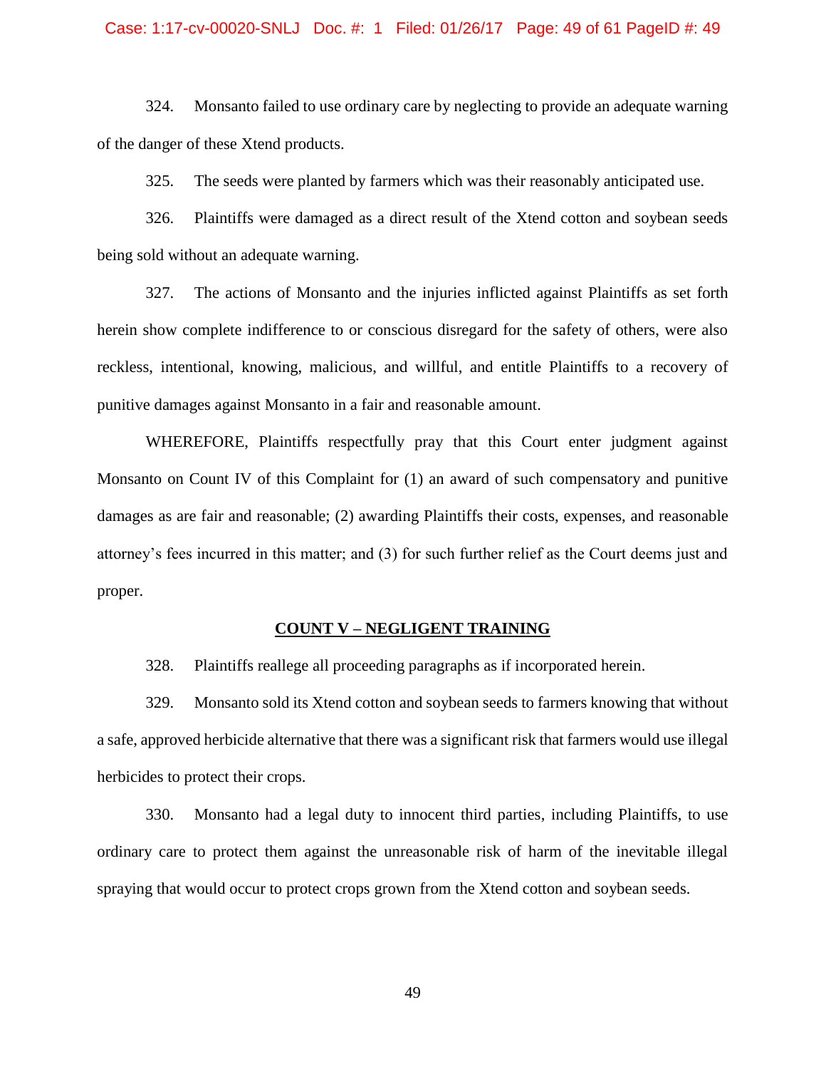324. Monsanto failed to use ordinary care by neglecting to provide an adequate warning of the danger of these Xtend products.

325. The seeds were planted by farmers which was their reasonably anticipated use.

326. Plaintiffs were damaged as a direct result of the Xtend cotton and soybean seeds being sold without an adequate warning.

327. The actions of Monsanto and the injuries inflicted against Plaintiffs as set forth herein show complete indifference to or conscious disregard for the safety of others, were also reckless, intentional, knowing, malicious, and willful, and entitle Plaintiffs to a recovery of punitive damages against Monsanto in a fair and reasonable amount.

WHEREFORE, Plaintiffs respectfully pray that this Court enter judgment against Monsanto on Count IV of this Complaint for (1) an award of such compensatory and punitive damages as are fair and reasonable; (2) awarding Plaintiffs their costs, expenses, and reasonable attorney's fees incurred in this matter; and (3) for such further relief as the Court deems just and proper.

## COUNT V – NEGLIGENT TRAINING

328. Plaintiffs reallege all proceeding paragraphs as if incorporated herein.

329. Monsanto sold its Xtend cotton and soybean seeds to farmers knowing that without a safe, approved herbicide alternative that there was a significant risk that farmers would use illegal herbicides to protect their crops.

330. Monsanto had a legal duty to innocent third parties, including Plaintiffs, to use ordinary care to protect them against the unreasonable risk of harm of the inevitable illegal spraying that would occur to protect crops grown from the Xtend cotton and soybean seeds.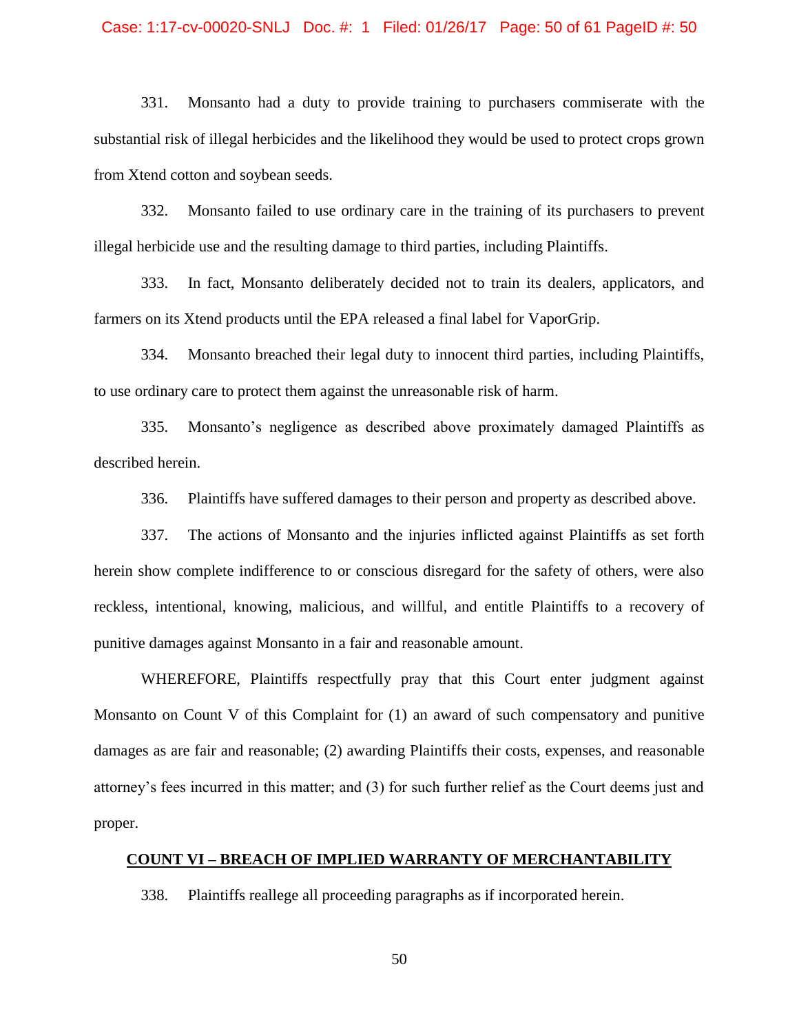331. Monsanto had a duty to provide training to purchasers commiserate with the substantial risk of illegal herbicides and the likelihood they would be used to protect crops grown from Xtend cotton and soybean seeds.

332. Monsanto failed to use ordinary care in the training of its purchasers to prevent illegal herbicide use and the resulting damage to third parties, including Plaintiffs.

333. In fact, Monsanto deliberately decided not to train its dealers, applicators, and farmers on its Xtend products until the EPA released a final label for VaporGrip.

334. Monsanto breached their legal duty to innocent third parties, including Plaintiffs, to use ordinary care to protect them against the unreasonable risk of harm.

335. Monsanto's negligence as described above proximately damaged Plaintiffs as described herein.

336. Plaintiffs have suffered damages to their person and property as described above.

337. The actions of Monsanto and the injuries inflicted against Plaintiffs as set forth herein show complete indifference to or conscious disregard for the safety of others, were also reckless, intentional, knowing, malicious, and willful, and entitle Plaintiffs to a recovery of punitive damages against Monsanto in a fair and reasonable amount.

WHEREFORE, Plaintiffs respectfully pray that this Court enter judgment against Monsanto on Count V of this Complaint for (1) an award of such compensatory and punitive damages as are fair and reasonable; (2) awarding Plaintiffs their costs, expenses, and reasonable attorney's fees incurred in this matter; and (3) for such further relief as the Court deems just and proper.

## COUNT VI – BREACH OF IMPLIED WARRANTY OF MERCHANTABILITY

338. Plaintiffs reallege all proceeding paragraphs as if incorporated herein.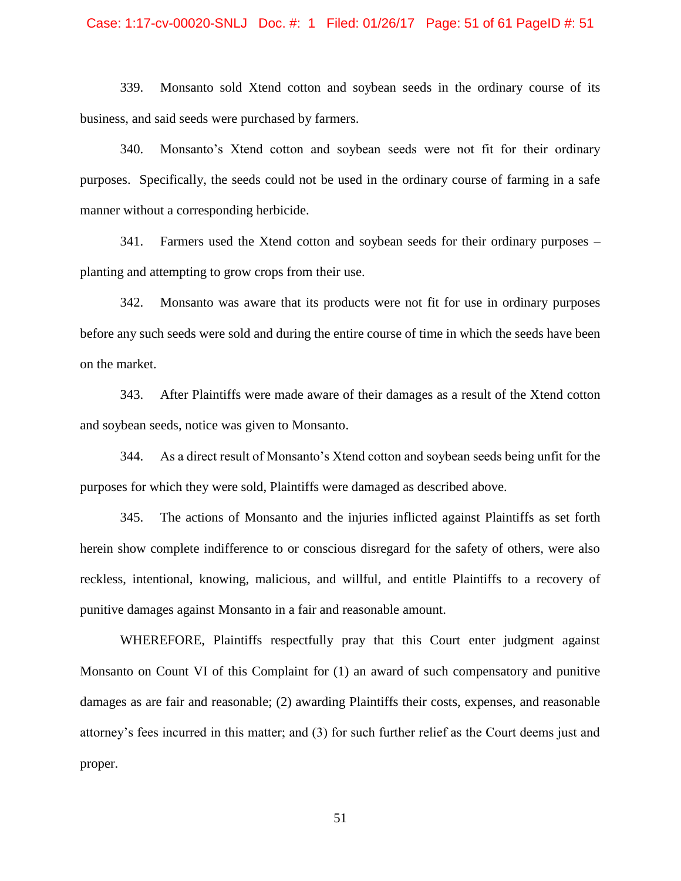339. Monsanto sold Xtend cotton and soybean seeds in the ordinary course of its business, and said seeds were purchased by farmers.

340. Monsanto's Xtend cotton and soybean seeds were not fit for their ordinary purposes. Specifically, the seeds could not be used in the ordinary course of farming in a safe manner without a corresponding herbicide.

341. Farmers used the Xtend cotton and soybean seeds for their ordinary purposes – planting and attempting to grow crops from their use.

342. Monsanto was aware that its products were not fit for use in ordinary purposes before any such seeds were sold and during the entire course of time in which the seeds have been on the market.

343. After Plaintiffs were made aware of their damages as a result of the Xtend cotton and soybean seeds, notice was given to Monsanto.

344. As a direct result of Monsanto's Xtend cotton and soybean seeds being unfit for the purposes for which they were sold, Plaintiffs were damaged as described above.

345. The actions of Monsanto and the injuries inflicted against Plaintiffs as set forth herein show complete indifference to or conscious disregard for the safety of others, were also reckless, intentional, knowing, malicious, and willful, and entitle Plaintiffs to a recovery of punitive damages against Monsanto in a fair and reasonable amount.

WHEREFORE, Plaintiffs respectfully pray that this Court enter judgment against Monsanto on Count VI of this Complaint for (1) an award of such compensatory and punitive damages as are fair and reasonable; (2) awarding Plaintiffs their costs, expenses, and reasonable attorney's fees incurred in this matter; and (3) for such further relief as the Court deems just and proper.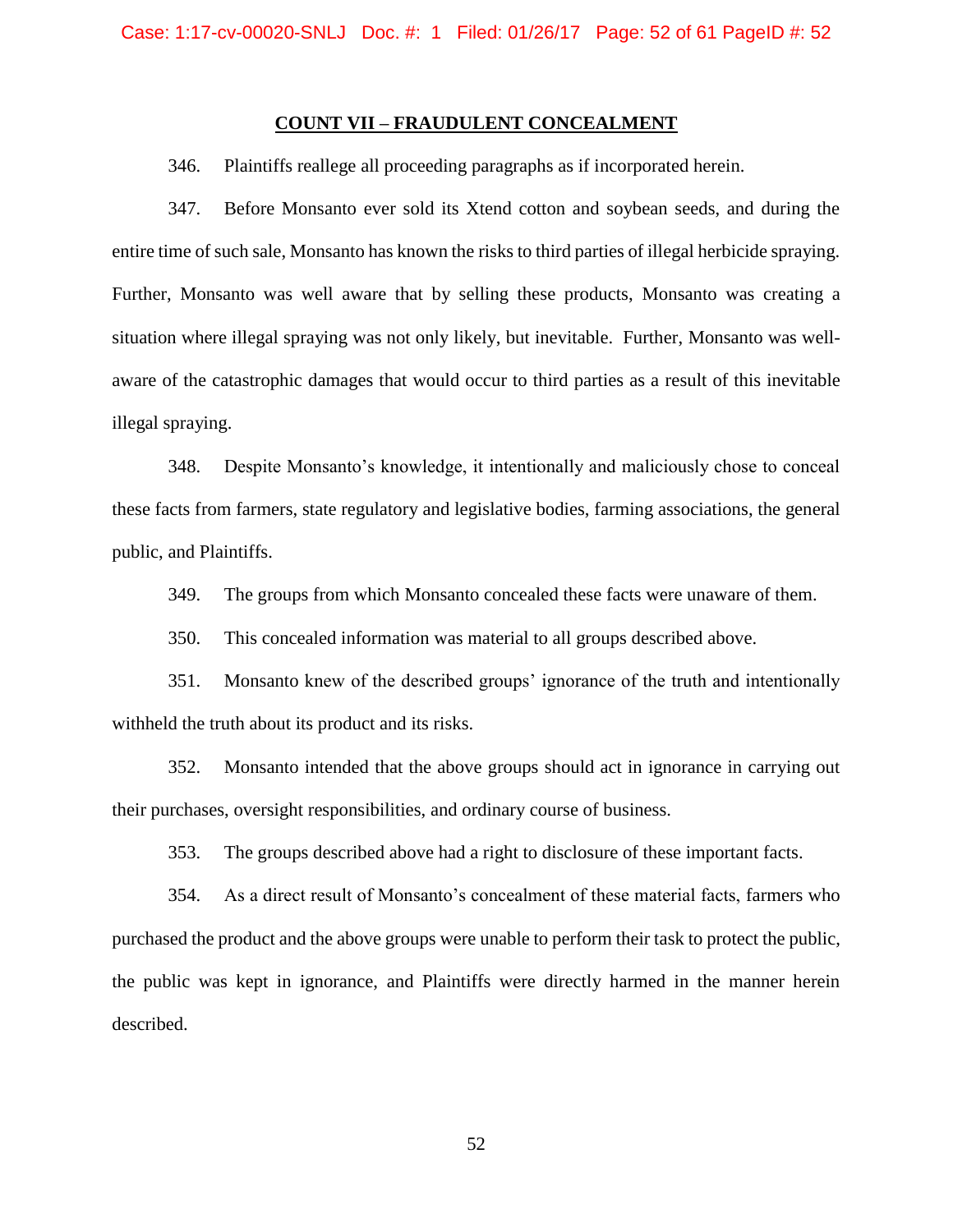## COUNT VII – FRAUDULENT CONCEALMENT

346. Plaintiffs reallege all proceeding paragraphs as if incorporated herein.

347. Before Monsanto ever sold its Xtend cotton and soybean seeds, and during the entire time of such sale, Monsanto has known the risks to third parties of illegal herbicide spraying. Further, Monsanto was well aware that by selling these products, Monsanto was creating a situation where illegal spraying was not only likely, but inevitable. Further, Monsanto was well-aware of the catastrophic damages that would occur to third parties as a result of this inevitable illegal spraying.

348. Despite Monsanto's knowledge, it intentionally and maliciously chose to conceal these facts from farmers, state regulatory and legislative bodies, farming associations, the general public, and Plaintiffs.

349. The groups from which Monsanto concealed these facts were unaware of them.

350. This concealed information was material to all groups described above.

351. Monsanto knew of the described groups' ignorance of the truth and intentionally withheld the truth about its product and its risks.

352. Monsanto intended that the above groups should act in ignorance in carrying out their purchases, oversight responsibilities, and ordinary course of business.

353. The groups described above had a right to disclosure of these important facts.

354. As a direct result of Monsanto's concealment of these material facts, farmers who purchased the product and the above groups were unable to perform their task to protect the public, the public was kept in ignorance, and Plaintiffs were directly harmed in the manner herein described.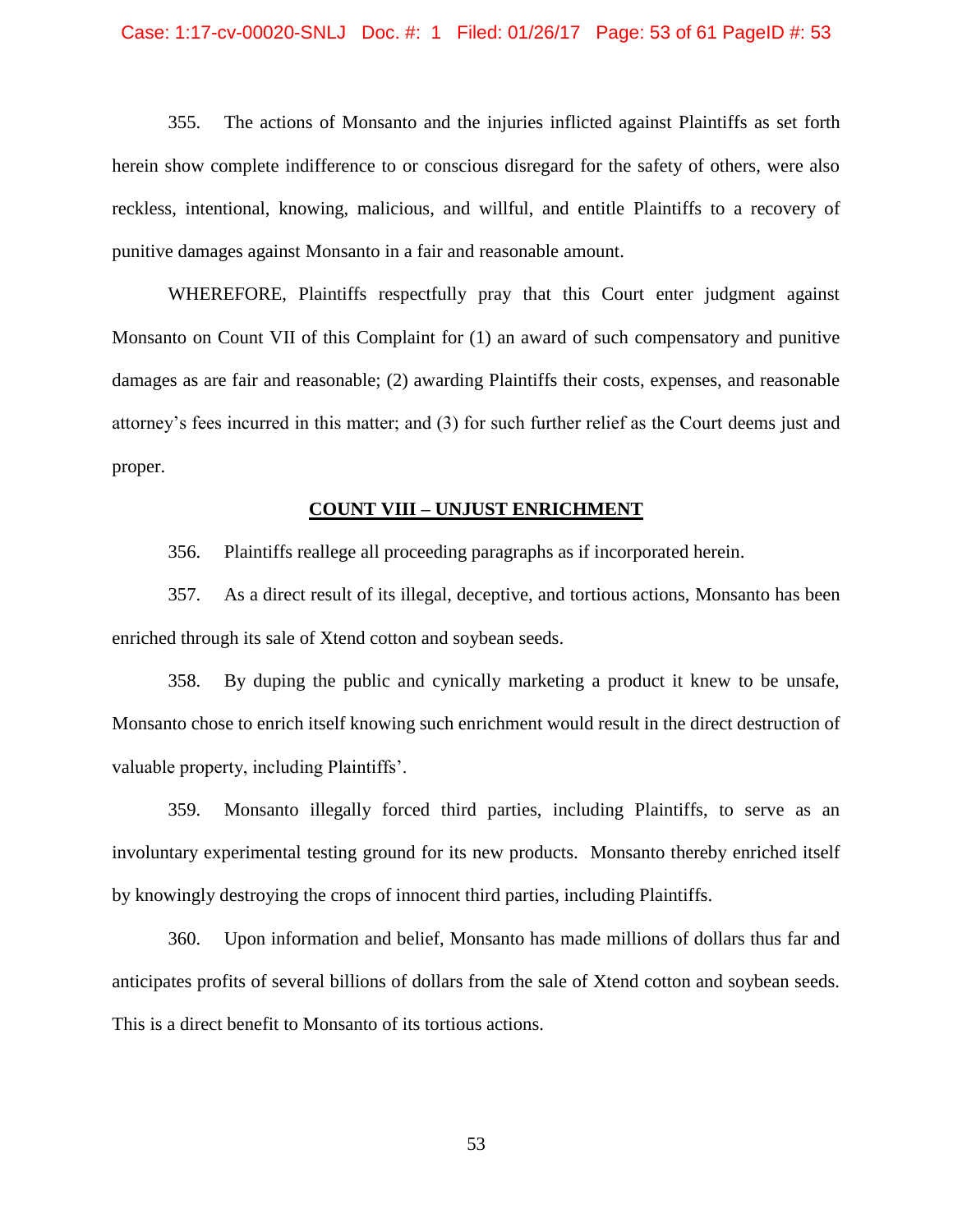355. The actions of Monsanto and the injuries inflicted against Plaintiffs as set forth herein show complete indifference to or conscious disregard for the safety of others, were also reckless, intentional, knowing, malicious, and willful, and entitle Plaintiffs to a recovery of punitive damages against Monsanto in a fair and reasonable amount.

WHEREFORE, Plaintiffs respectfully pray that this Court enter judgment against Monsanto on Count VII of this Complaint for (1) an award of such compensatory and punitive damages as are fair and reasonable; (2) awarding Plaintiffs their costs, expenses, and reasonable attorney's fees incurred in this matter; and (3) for such further relief as the Court deems just and proper.

## COUNT VIII – UNJUST ENRICHMENT

356. Plaintiffs reallege all proceeding paragraphs as if incorporated herein.

357. As a direct result of its illegal, deceptive, and tortious actions, Monsanto has been enriched through its sale of Xtend cotton and soybean seeds.

358. By duping the public and cynically marketing a product it knew to be unsafe, Monsanto chose to enrich itself knowing such enrichment would result in the direct destruction of valuable property, including Plaintiffs'.

359. Monsanto illegally forced third parties, including Plaintiffs, to serve as an involuntary experimental testing ground for its new products. Monsanto thereby enriched itself by knowingly destroying the crops of innocent third parties, including Plaintiffs.

360. Upon information and belief, Monsanto has made millions of dollars thus far and anticipates profits of several billions of dollars from the sale of Xtend cotton and soybean seeds. This is a direct benefit to Monsanto of its tortious actions.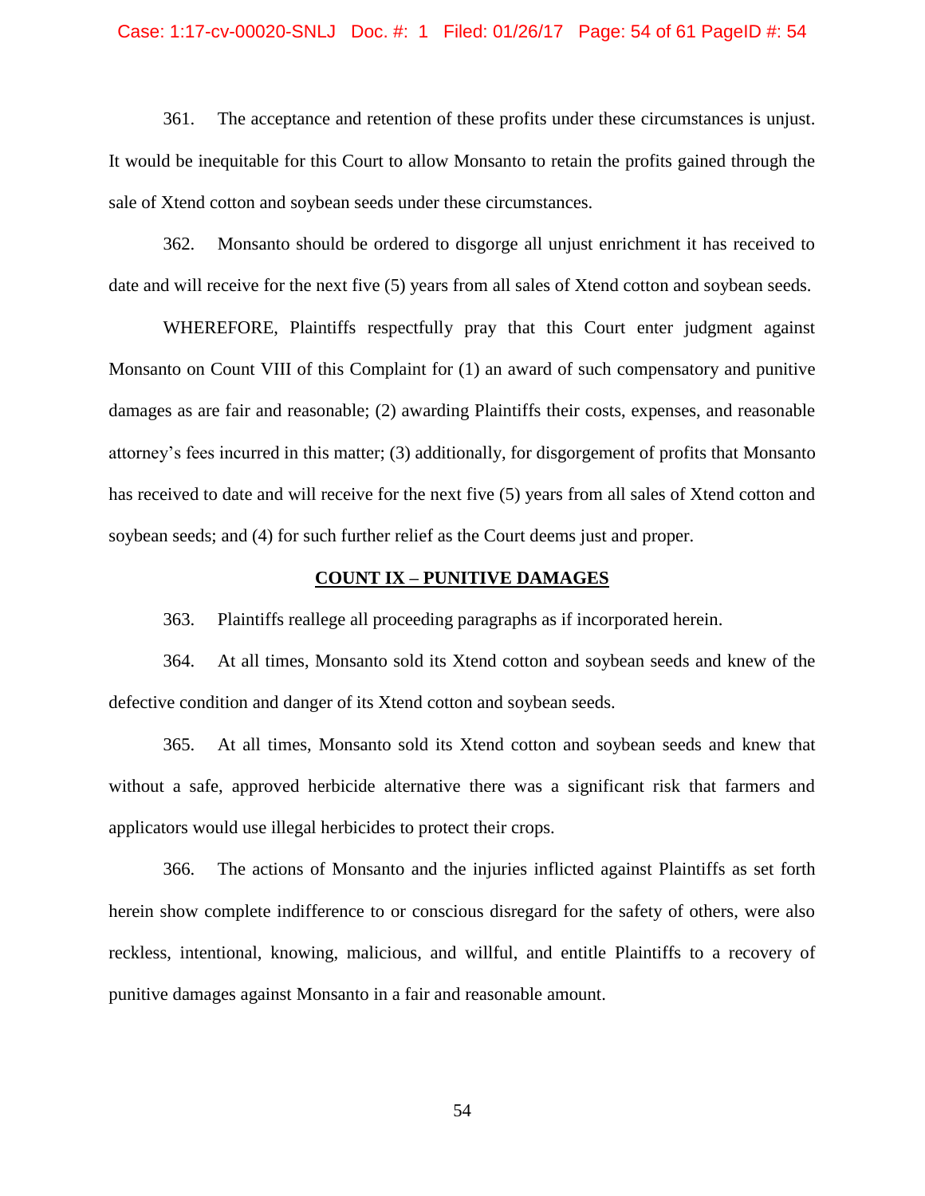361. The acceptance and retention of these profits under these circumstances is unjust. It would be inequitable for this Court to allow Monsanto to retain the profits gained through the sale of Xtend cotton and soybean seeds under these circumstances.

362. Monsanto should be ordered to disgorge all unjust enrichment it has received to date and will receive for the next five (5) years from all sales of Xtend cotton and soybean seeds.

WHEREFORE, Plaintiffs respectfully pray that this Court enter judgment against Monsanto on Count VIII of this Complaint for (1) an award of such compensatory and punitive damages as are fair and reasonable; (2) awarding Plaintiffs their costs, expenses, and reasonable attorney's fees incurred in this matter; (3) additionally, for disgorgement of profits that Monsanto has received to date and will receive for the next five (5) years from all sales of Xtend cotton and soybean seeds; and (4) for such further relief as the Court deems just and proper.

## **COUNT IX – PUNITIVE DAMAGES**

363. Plaintiffs reallege all proceeding paragraphs as if incorporated herein.

364. At all times, Monsanto sold its Xtend cotton and soybean seeds and knew of the defective condition and danger of its Xtend cotton and soybean seeds.

365. At all times, Monsanto sold its Xtend cotton and soybean seeds and knew that without a safe, approved herbicide alternative there was a significant risk that farmers and applicators would use illegal herbicides to protect their crops.

366. The actions of Monsanto and the injuries inflicted against Plaintiffs as set forth herein show complete indifference to or conscious disregard for the safety of others, were also reckless, intentional, knowing, malicious, and willful, and entitle Plaintiffs to a recovery of punitive damages against Monsanto in a fair and reasonable amount.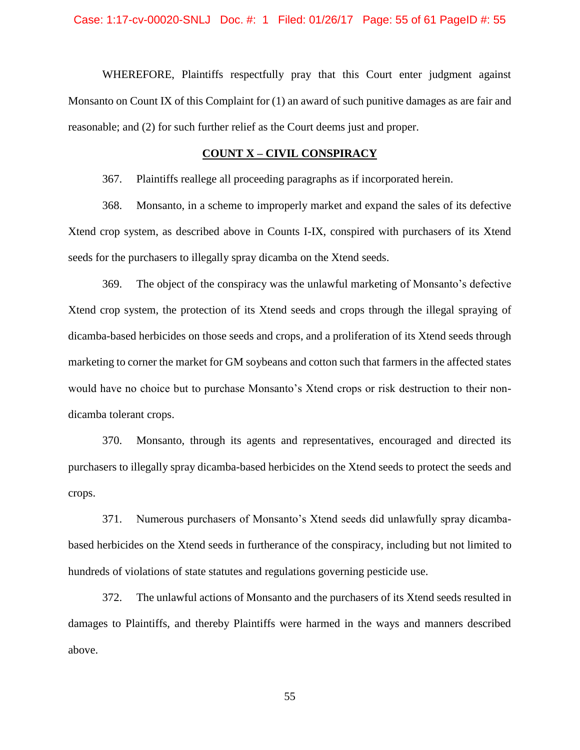WHEREFORE, Plaintiffs respectfully pray that this Court enter judgment against Monsanto on Count IX of this Complaint for (1) an award of such punitive damages as are fair and reasonable; and (2) for such further relief as the Court deems just and proper.

## COUNT X – CIVIL CONSPIRACY

367. Plaintiffs reallege all proceeding paragraphs as if incorporated herein.

368. Monsanto, in a scheme to improperly market and expand the sales of its defective Xtend crop system, as described above in Counts I-IX, conspired with purchasers of its Xtend seeds for the purchasers to illegally spray dicamba on the Xtend seeds.

369. The object of the conspiracy was the unlawful marketing of Monsanto's defective Xtend crop system, the protection of its Xtend seeds and crops through the illegal spraying of dicamba-based herbicides on those seeds and crops, and a proliferation of its Xtend seeds through marketing to corner the market for GM soybeans and cotton such that farmers in the affected states would have no choice but to purchase Monsanto's Xtend crops or risk destruction to their non-dicamba tolerant crops.

370. Monsanto, through its agents and representatives, encouraged and directed its purchasers to illegally spray dicamba-based herbicides on the Xtend seeds to protect the seeds and crops.

371. Numerous purchasers of Monsanto's Xtend seeds did unlawfully spray dicamba-based herbicides on the Xtend seeds in furtherance of the conspiracy, including but not limited to hundreds of violations of state statutes and regulations governing pesticide use.

372. The unlawful actions of Monsanto and the purchasers of its Xtend seeds resulted in damages to Plaintiffs, and thereby Plaintiffs were harmed in the ways and manners described above.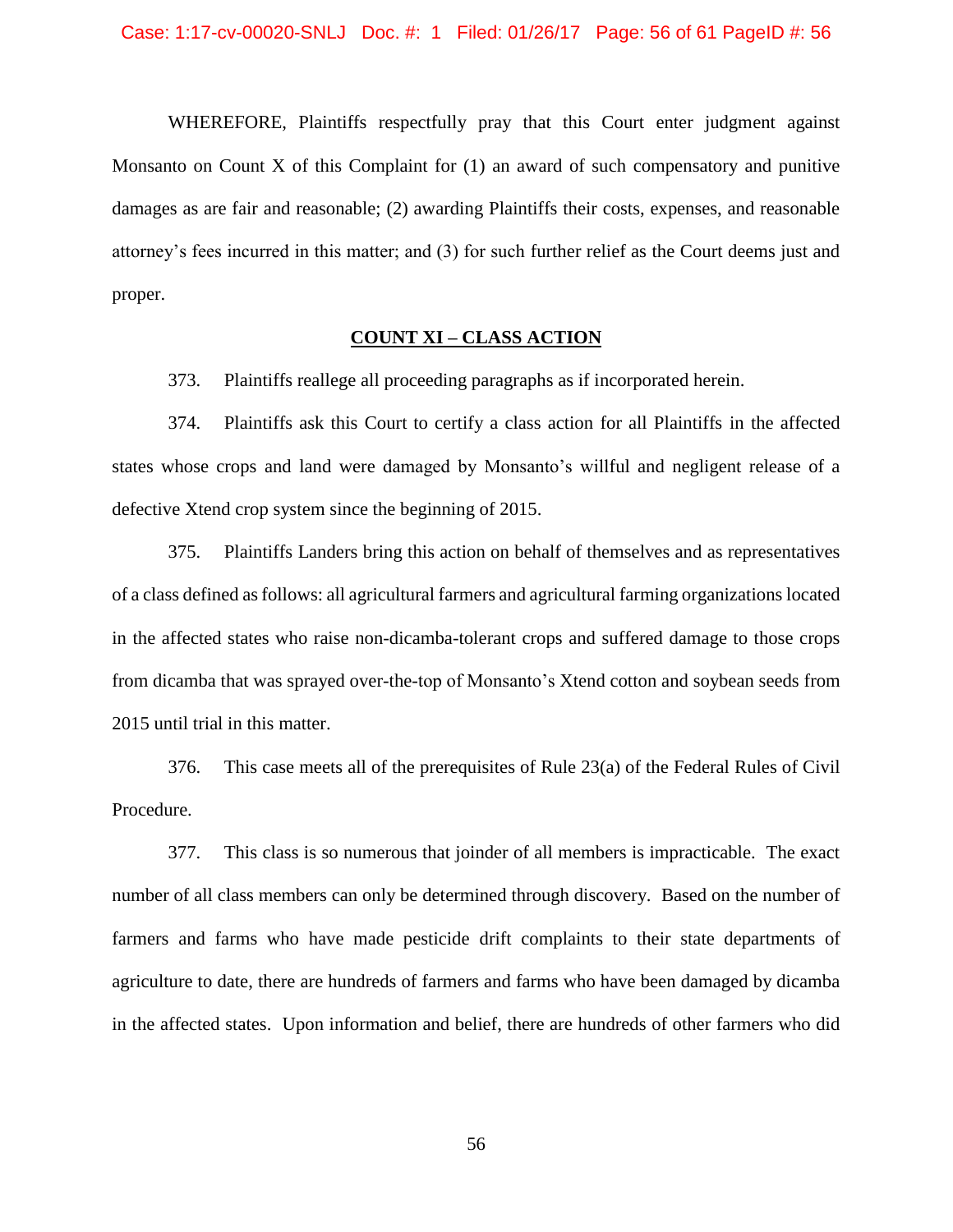WHEREFORE, Plaintiffs respectfully pray that this Court enter judgment against Monsanto on Count X of this Complaint for (1) an award of such compensatory and punitive damages as are fair and reasonable; (2) awarding Plaintiffs their costs, expenses, and reasonable attorney's fees incurred in this matter; and (3) for such further relief as the Court deems just and proper.

## **COUNT XI – CLASS ACTION**

373. Plaintiffs reallege all proceeding paragraphs as if incorporated herein.

374. Plaintiffs ask this Court to certify a class action for all Plaintiffs in the affected states whose crops and land were damaged by Monsanto's willful and negligent release of a defective Xtend crop system since the beginning of 2015.

375. Plaintiffs Landers bring this action on behalf of themselves and as representatives of a class defined as follows: all agricultural farmers and agricultural farming organizations located in the affected states who raise non-dicamba-tolerant crops and suffered damage to those crops from dicamba that was sprayed over-the-top of Monsanto's Xtend cotton and soybean seeds from 2015 until trial in this matter.

376. This case meets all of the prerequisites of Rule 23(a) of the Federal Rules of Civil Procedure.

377. This class is so numerous that joinder of all members is impracticable. The exact number of all class members can only be determined through discovery. Based on the number of farmers and farms who have made pesticide drift complaints to their state departments of agriculture to date, there are hundreds of farmers and farms who have been damaged by dicamba in the affected states. Upon information and belief, there are hundreds of other farmers who did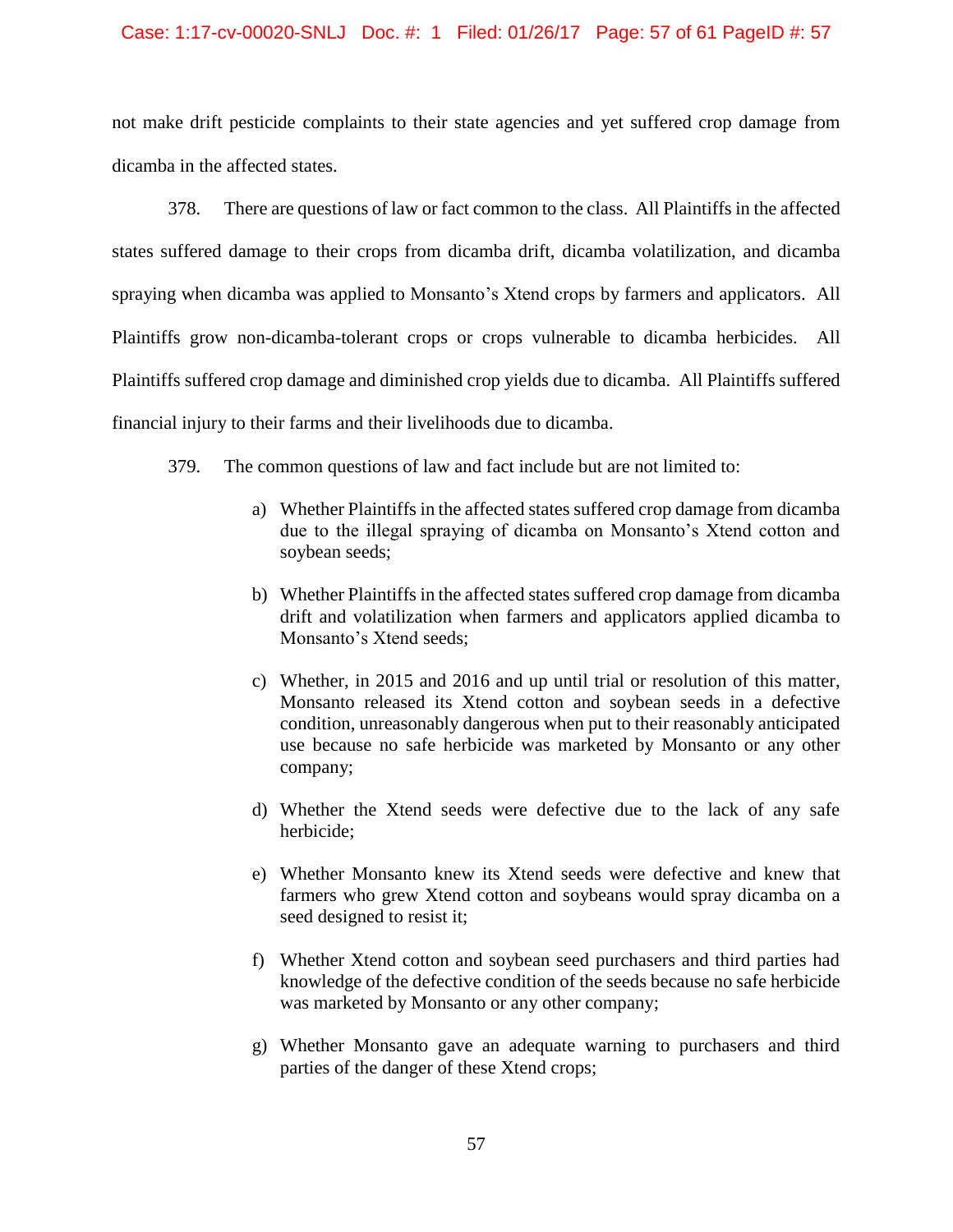not make drift pesticide complaints to their state agencies and yet suffered crop damage from dicamba in the affected states.

378. There are questions of law or fact common to the class. All Plaintiffs in the affected states suffered damage to their crops from dicamba drift, dicamba volatilization, and dicamba spraying when dicamba was applied to Monsanto's Xtend crops by farmers and applicators. All Plaintiffs grow non-dicamba-tolerant crops or crops vulnerable to dicamba herbicides. All Plaintiffs suffered crop damage and diminished crop yields due to dicamba. All Plaintiffs suffered financial injury to their farms and their livelihoods due to dicamba.

379. The common questions of law and fact include but are not limited to:

a) Whether Plaintiffs in the affected states suffered crop damage from dicamba due to the illegal spraying of dicamba on Monsanto's Xtend cotton and soybean seeds;

b) Whether Plaintiffs in the affected states suffered crop damage from dicamba drift and volatilization when farmers and applicators applied dicamba to Monsanto's Xtend seeds;

c) Whether, in 2015 and 2016 and up until trial or resolution of this matter, Monsanto released its Xtend cotton and soybean seeds in a defective condition, unreasonably dangerous when put to their reasonably anticipated use because no safe herbicide was marketed by Monsanto or any other company;

d) Whether the Xtend seeds were defective due to the lack of any safe herbicide;

e) Whether Monsanto knew its Xtend seeds were defective and knew that farmers who grew Xtend cotton and soybeans would spray dicamba on a seed designed to resist it;

f) Whether Xtend cotton and soybean seed purchasers and third parties had knowledge of the defective condition of the seeds because no safe herbicide was marketed by Monsanto or any other company;

g) Whether Monsanto gave an adequate warning to purchasers and third parties of the danger of these Xtend crops;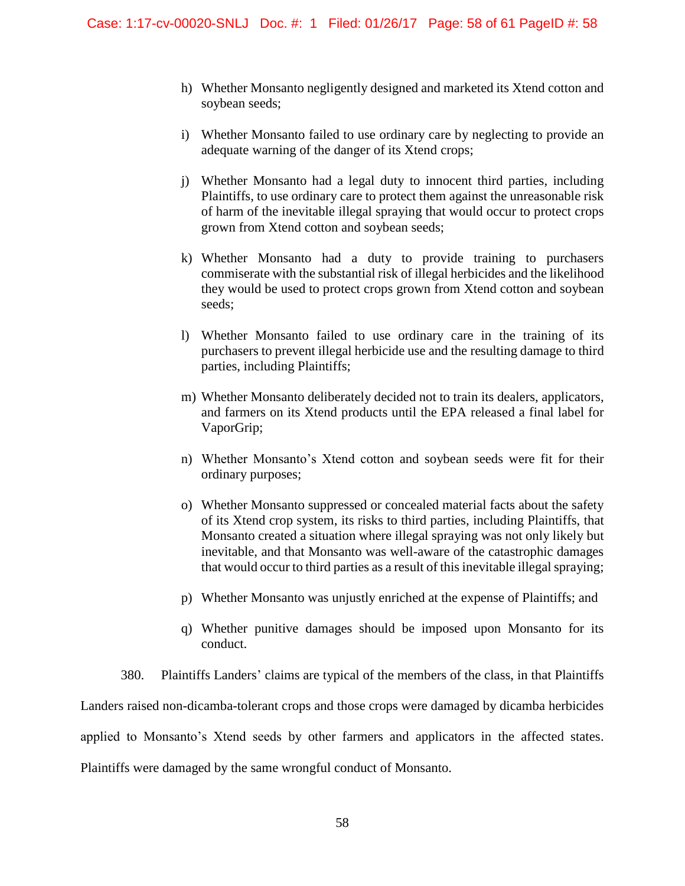h) Whether Monsanto negligently designed and marketed its Xtend cotton and soybean seeds;

i) Whether Monsanto failed to use ordinary care by neglecting to provide an adequate warning of the danger of its Xtend crops;

j) Whether Monsanto had a legal duty to innocent third parties, including Plaintiffs, to use ordinary care to protect them against the unreasonable risk of harm of the inevitable illegal spraying that would occur to protect crops grown from Xtend cotton and soybean seeds;

k) Whether Monsanto had a duty to provide training to purchasers commiserate with the substantial risk of illegal herbicides and the likelihood they would be used to protect crops grown from Xtend cotton and soybean seeds;

l) Whether Monsanto failed to use ordinary care in the training of its purchasers to prevent illegal herbicide use and the resulting damage to third parties, including Plaintiffs;

m) Whether Monsanto deliberately decided not to train its dealers, applicators, and farmers on its Xtend products until the EPA released a final label for VaporGrip;

n) Whether Monsanto's Xtend cotton and soybean seeds were fit for their ordinary purposes;

o) Whether Monsanto suppressed or concealed material facts about the safety of its Xtend crop system, its risks to third parties, including Plaintiffs, that Monsanto created a situation where illegal spraying was not only likely but inevitable, and that Monsanto was well-aware of the catastrophic damages that would occur to third parties as a result of this inevitable illegal spraying;

p) Whether Monsanto was unjustly enriched at the expense of Plaintiffs; and

q) Whether punitive damages should be imposed upon Monsanto for its conduct.

380. Plaintiffs Landers' claims are typical of the members of the class, in that Plaintiffs Landers raised non-dicamba-tolerant crops and those crops were damaged by dicamba herbicides applied to Monsanto's Xtend seeds by other farmers and applicators in the affected states. Plaintiffs were damaged by the same wrongful conduct of Monsanto.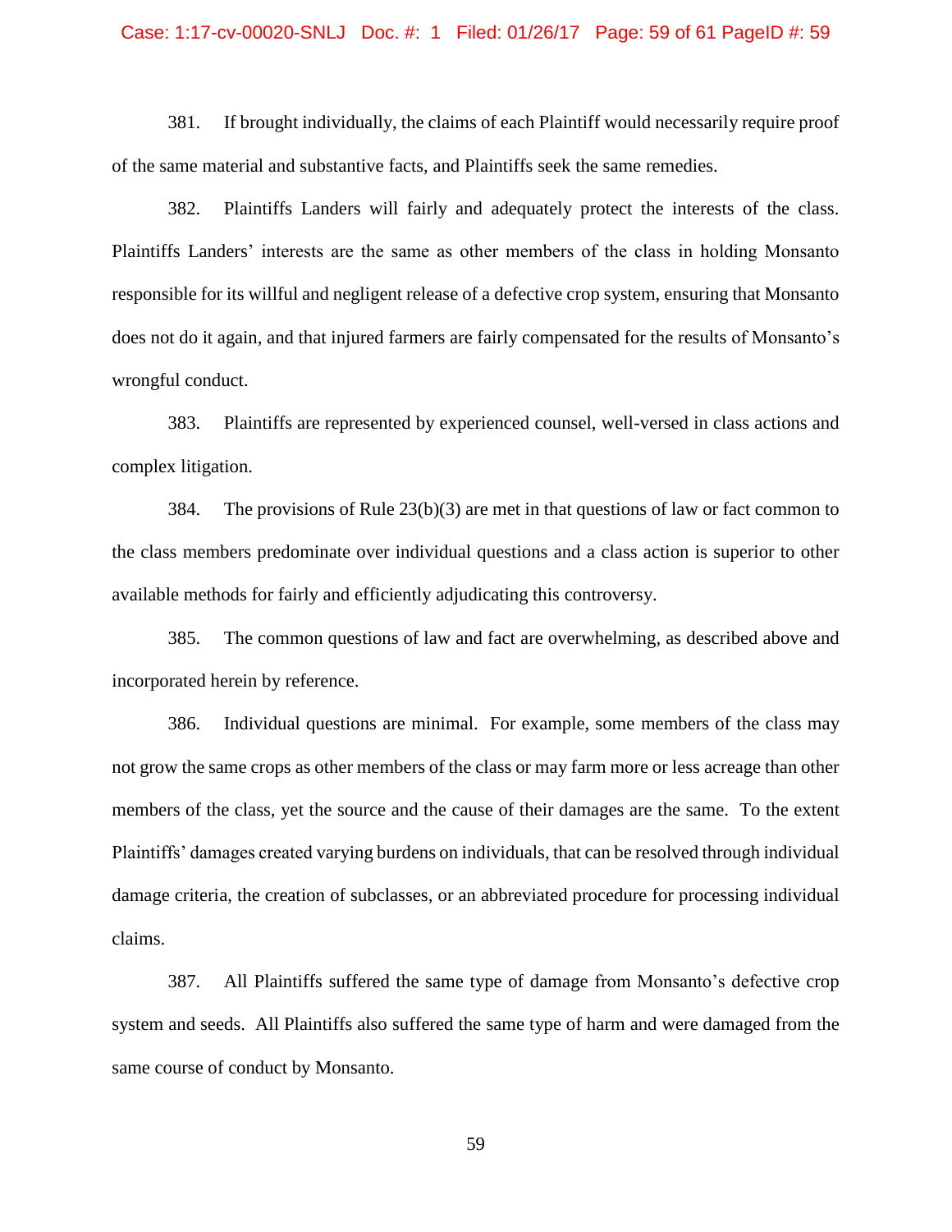381. If brought individually, the claims of each Plaintiff would necessarily require proof of the same material and substantive facts, and Plaintiffs seek the same remedies.

382. Plaintiffs Landers will fairly and adequately protect the interests of the class. Plaintiffs Landers' interests are the same as other members of the class in holding Monsanto responsible for its willful and negligent release of a defective crop system, ensuring that Monsanto does not do it again, and that injured farmers are fairly compensated for the results of Monsanto's wrongful conduct.

383. Plaintiffs are represented by experienced counsel, well-versed in class actions and complex litigation.

384. The provisions of Rule 23(b)(3) are met in that questions of law or fact common to the class members predominate over individual questions and a class action is superior to other available methods for fairly and efficiently adjudicating this controversy.

385. The common questions of law and fact are overwhelming, as described above and incorporated herein by reference.

386. Individual questions are minimal. For example, some members of the class may not grow the same crops as other members of the class or may farm more or less acreage than other members of the class, yet the source and the cause of their damages are the same. To the extent Plaintiffs' damages created varying burdens on individuals, that can be resolved through individual damage criteria, the creation of subclasses, or an abbreviated procedure for processing individual claims.

387. All Plaintiffs suffered the same type of damage from Monsanto's defective crop system and seeds. All Plaintiffs also suffered the same type of harm and were damaged from the same course of conduct by Monsanto.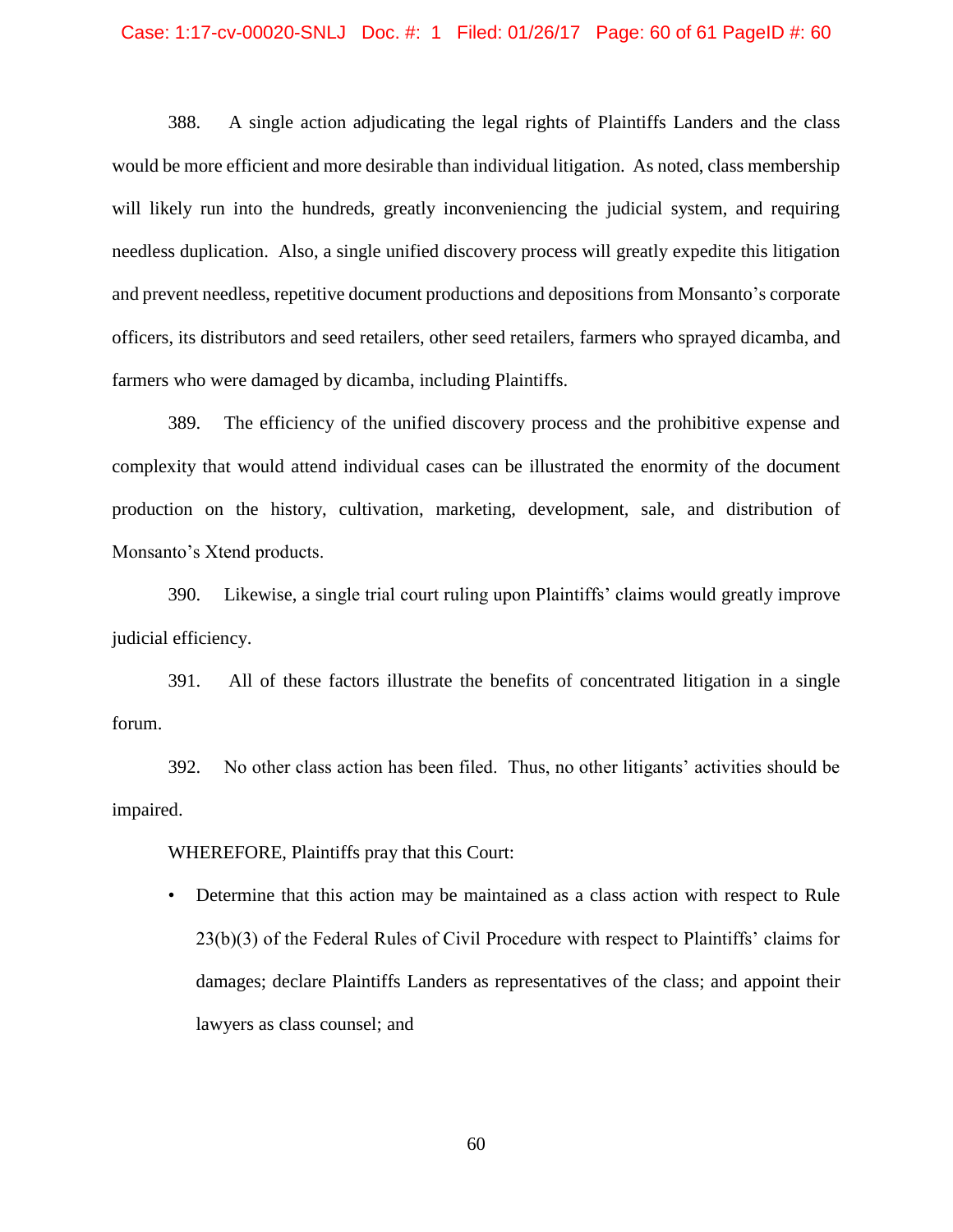388. A single action adjudicating the legal rights of Plaintiffs Landers and the class would be more efficient and more desirable than individual litigation. As noted, class membership will likely run into the hundreds, greatly inconveniencing the judicial system, and requiring needless duplication. Also, a single unified discovery process will greatly expedite this litigation and prevent needless, repetitive document productions and depositions from Monsanto's corporate officers, its distributors and seed retailers, other seed retailers, farmers who sprayed dicamba, and farmers who were damaged by dicamba, including Plaintiffs.

389. The efficiency of the unified discovery process and the prohibitive expense and complexity that would attend individual cases can be illustrated the enormity of the document production on the history, cultivation, marketing, development, sale, and distribution of Monsanto's Xtend products.

390. Likewise, a single trial court ruling upon Plaintiffs' claims would greatly improve judicial efficiency.

391. All of these factors illustrate the benefits of concentrated litigation in a single forum.

392. No other class action has been filed. Thus, no other litigants' activities should be impaired.

WHEREFORE, Plaintiffs pray that this Court:

- Determine that this action may be maintained as a class action with respect to Rule 23(b)(3) of the Federal Rules of Civil Procedure with respect to Plaintiffs' claims for damages; declare Plaintiffs Landers as representatives of the class; and appoint their lawyers as class counsel; and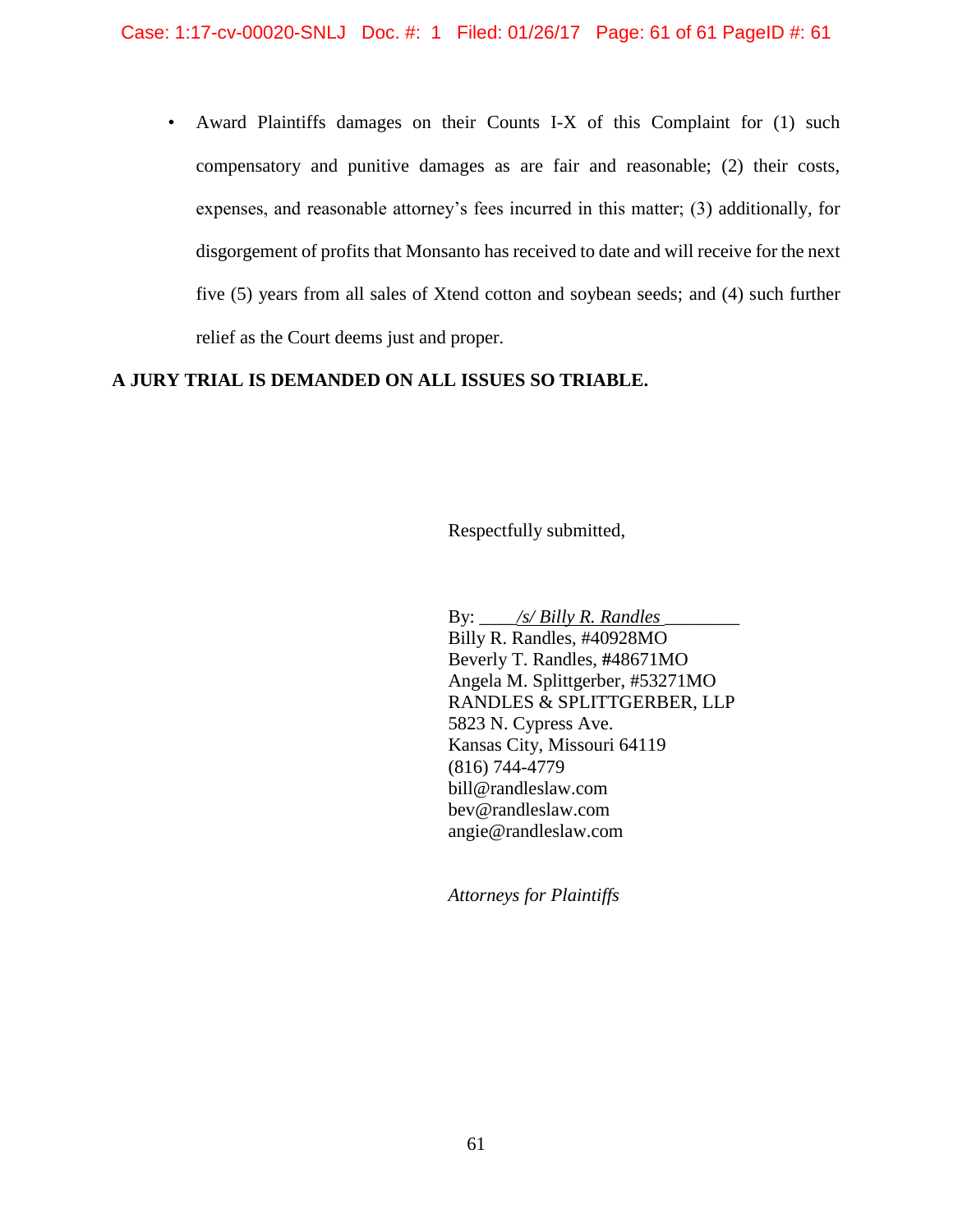- Award Plaintiffs damages on their Counts I-X of this Complaint for (1) such compensatory and punitive damages as are fair and reasonable; (2) their costs, expenses, and reasonable attorney's fees incurred in this matter; (3) additionally, for disgorgement of profits that Monsanto has received to date and will receive for the next five (5) years from all sales of Xtend cotton and soybean seeds; and (4) such further relief as the Court deems just and proper.

**A JURY TRIAL IS DEMANDED ON ALL ISSUES SO TRIABLE.**

Respectfully submitted,

By: ____*/s/ Billy R. Randles*________
Billy R. Randles, #40928MO
Beverly T. Randles, #48671MO
Angela M. Splittgerber, #53271MO
RANDLES & SPLITTGERBER, LLP
5823 N. Cypress Ave.
Kansas City, Missouri 64119
(816) 744-4779
bill@randleslaw.com
bev@randleslaw.com
angie@randleslaw.com

*Attorneys for Plaintiffs*